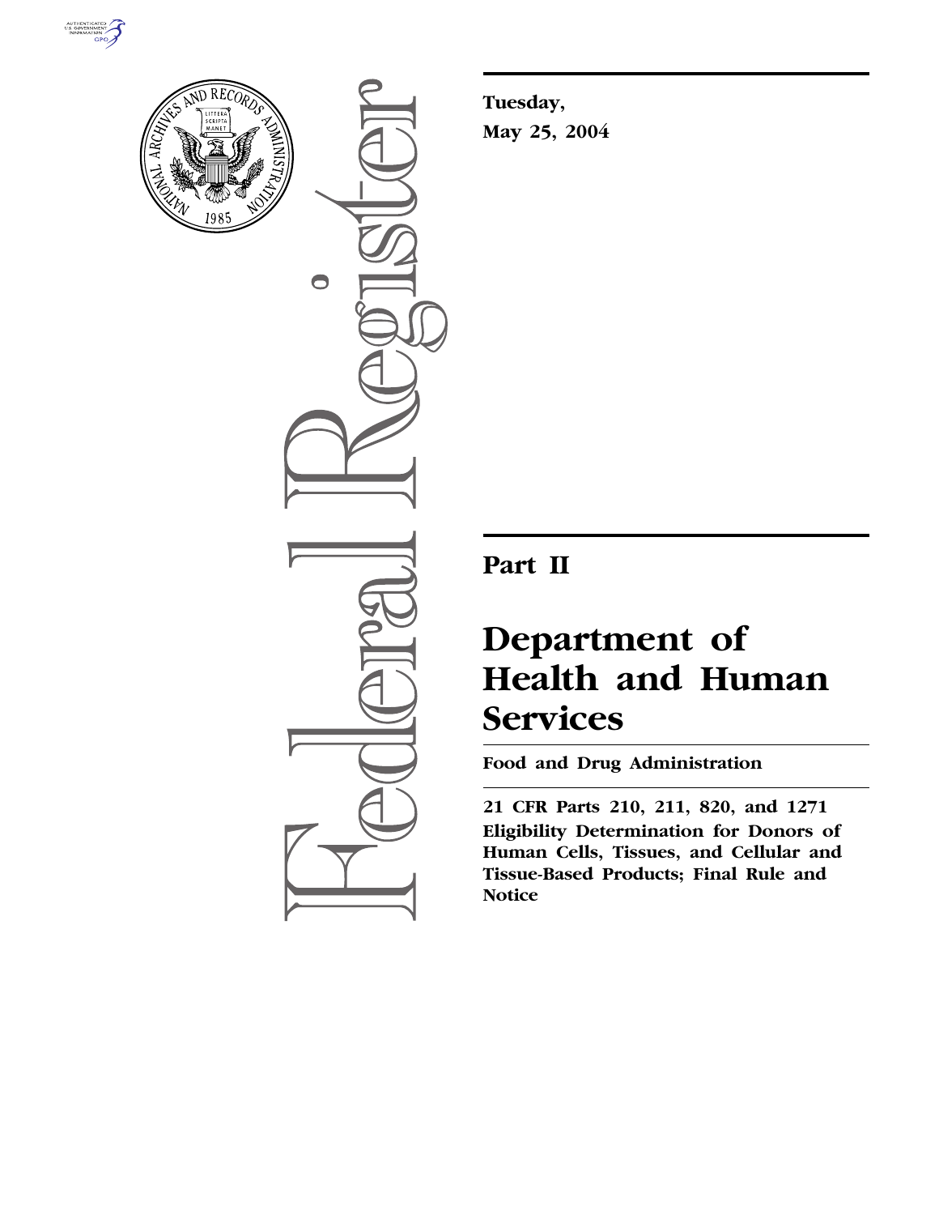**Tuesday,**
**May 25, 2004**

---

# Part II

# Department of Health and Human Services

**Food and Drug Administration**

---

**21 CFR Parts 210, 211, 820, and 1271**
**Eligibility Determination for Donors of Human Cells, Tissues, and Cellular and Tissue-Based Products; Final Rule and Notice**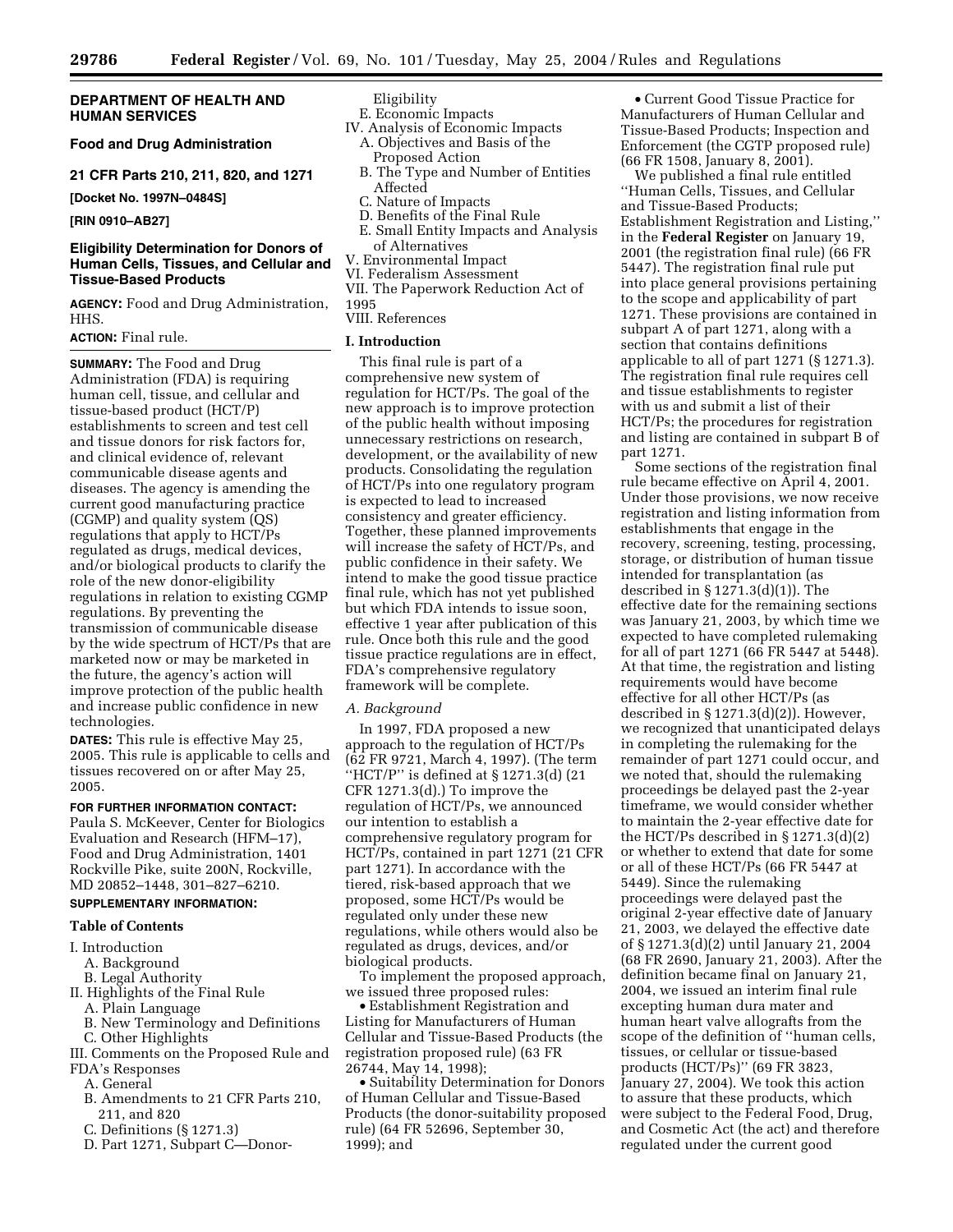**DEPARTMENT OF HEALTH AND HUMAN SERVICES**

**Food and Drug Administration**

**21 CFR Parts 210, 211, 820, and 1271**

**[Docket No. 1997N–0484S]**

**[RIN 0910–AB27]**

# Eligibility Determination for Donors of Human Cells, Tissues, and Cellular and Tissue-Based Products

**AGENCY:** Food and Drug Administration, HHS.

**ACTION:** Final rule.

**SUMMARY:** The Food and Drug Administration (FDA) is requiring human cell, tissue, and cellular and tissue-based product (HCT/P) establishments to screen and test cell and tissue donors for risk factors for, and clinical evidence of, relevant communicable disease agents and diseases. The agency is amending the current good manufacturing practice (CGMP) and quality system (QS) regulations that apply to HCT/Ps regulated as drugs, medical devices, and/or biological products to clarify the role of the new donor-eligibility regulations in relation to existing CGMP regulations. By preventing the transmission of communicable disease by the wide spectrum of HCT/Ps that are marketed now or may be marketed in the future, the agency's action will improve protection of the public health and increase public confidence in new technologies.

**DATES:** This rule is effective May 25, 2005. This rule is applicable to cells and tissues recovered on or after May 25, 2005.

**FOR FURTHER INFORMATION CONTACT:** Paula S. McKeever, Center for Biologics Evaluation and Research (HFM–17), Food and Drug Administration, 1401 Rockville Pike, suite 200N, Rockville, MD 20852–1448, 301–827–6210.

**SUPPLEMENTARY INFORMATION:**

**Table of Contents**

I. Introduction
- A. Background
- B. Legal Authority

II. Highlights of the Final Rule
- A. Plain Language
- B. New Terminology and Definitions
- C. Other Highlights

III. Comments on the Proposed Rule and FDA's Responses
- A. General
- B. Amendments to 21 CFR Parts 210, 211, and 820
- C. Definitions (§ 1271.3)
- D. Part 1271, Subpart C—Donor-Eligibility
- E. Economic Impacts

IV. Analysis of Economic Impacts
- A. Objectives and Basis of the Proposed Action
- B. The Type and Number of Entities Affected
- C. Nature of Impacts
- D. Benefits of the Final Rule
- E. Small Entity Impacts and Analysis of Alternatives

V. Environmental Impact

VI. Federalism Assessment

VII. The Paperwork Reduction Act of 1995

VIII. References

## I. Introduction

This final rule is part of a comprehensive new system of regulation for HCT/Ps. The goal of the new approach is to improve protection of the public health without imposing unnecessary restrictions on research, development, or the availability of new products. Consolidating the regulation of HCT/Ps into one regulatory program is expected to lead to increased consistency and greater efficiency. Together, these planned improvements will increase the safety of HCT/Ps, and public confidence in their safety. We intend to make the good tissue practice final rule, which has not yet published but which FDA intends to issue soon, effective 1 year after publication of this rule. Once both this rule and the good tissue practice regulations are in effect, FDA's comprehensive regulatory framework will be complete.

### *A. Background*

In 1997, FDA proposed a new approach to the regulation of HCT/Ps (62 FR 9721, March 4, 1997). (The term ''HCT/P'' is defined at § 1271.3(d) (21 CFR 1271.3(d).) To improve the regulation of HCT/Ps, we announced our intention to establish a comprehensive regulatory program for HCT/Ps, contained in part 1271 (21 CFR part 1271). In accordance with the tiered, risk-based approach that we proposed, some HCT/Ps would be regulated only under these new regulations, while others would also be regulated as drugs, devices, and/or biological products.

To implement the proposed approach, we issued three proposed rules:

- Establishment Registration and Listing for Manufacturers of Human Cellular and Tissue-Based Products (the registration proposed rule) (63 FR 26744, May 14, 1998);
- Suitability Determination for Donors of Human Cellular and Tissue-Based Products (the donor-suitability proposed rule) (64 FR 52696, September 30, 1999); and
- Current Good Tissue Practice for Manufacturers of Human Cellular and Tissue-Based Products; Inspection and Enforcement (the CGTP proposed rule) (66 FR 1508, January 8, 2001).

We published a final rule entitled ''Human Cells, Tissues, and Cellular and Tissue-Based Products; Establishment Registration and Listing,'' in the **Federal Register** on January 19, 2001 (the registration final rule) (66 FR 5447). The registration final rule put into place general provisions pertaining to the scope and applicability of part 1271. These provisions are contained in subpart A of part 1271, along with a section that contains definitions applicable to all of part 1271 (§ 1271.3). The registration final rule requires cell and tissue establishments to register with us and submit a list of their HCT/Ps; the procedures for registration and listing are contained in subpart B of part 1271.

Some sections of the registration final rule became effective on April 4, 2001. Under those provisions, we now receive registration and listing information from establishments that engage in the recovery, screening, testing, processing, storage, or distribution of human tissue intended for transplantation (as described in § 1271.3(d)(1)). The effective date for the remaining sections was January 21, 2003, by which time we expected to have completed rulemaking for all of part 1271 (66 FR 5447 at 5448). At that time, the registration and listing requirements would have become effective for all other HCT/Ps (as described in § 1271.3(d)(2)). However, we recognized that unanticipated delays in completing the rulemaking for the remainder of part 1271 could occur, and we noted that, should the rulemaking proceedings be delayed past the 2-year timeframe, we would consider whether to maintain the 2-year effective date for the HCT/Ps described in § 1271.3(d)(2) or whether to extend that date for some or all of these HCT/Ps (66 FR 5447 at 5449). Since the rulemaking proceedings were delayed past the original 2-year effective date of January 21, 2003, we delayed the effective date of § 1271.3(d)(2) until January 21, 2004 (68 FR 2690, January 21, 2003). After the definition became final on January 21, 2004, we issued an interim final rule excepting human dura mater and human heart valve allografts from the scope of the definition of ''human cells, tissues, or cellular or tissue-based products (HCT/Ps)'' (69 FR 3823, January 27, 2004). We took this action to assure that these products, which were subject to the Federal Food, Drug, and Cosmetic Act (the act) and therefore regulated under the current good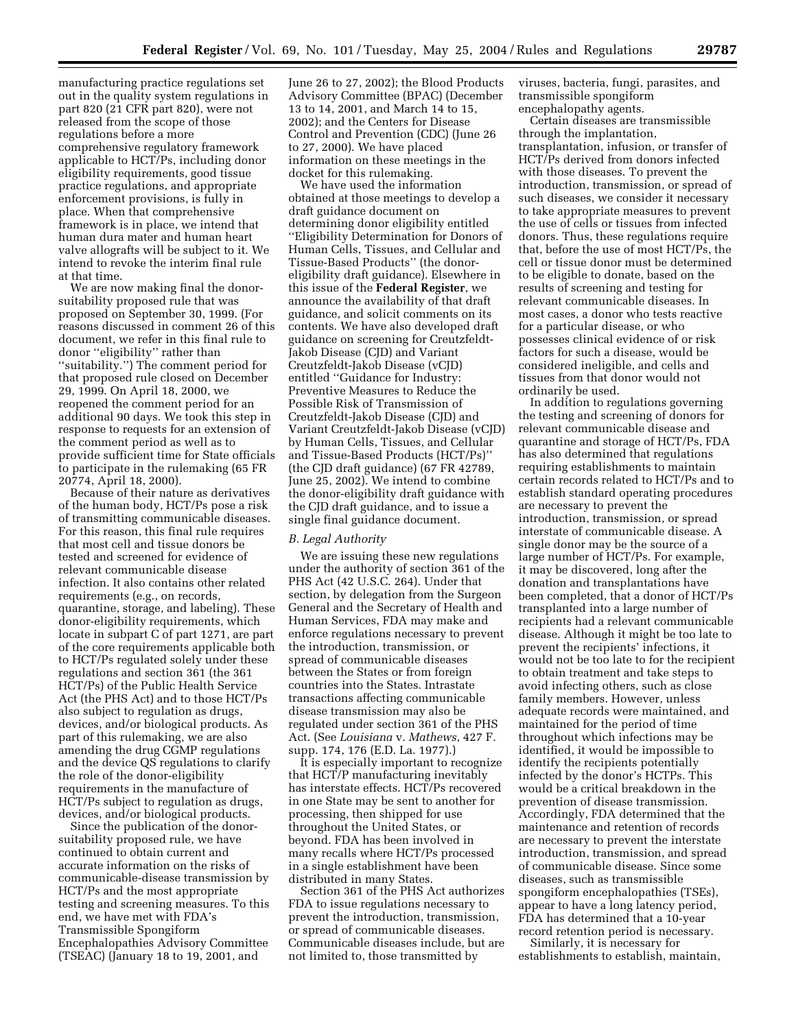manufacturing practice regulations set out in the quality system regulations in part 820 (21 CFR part 820), were not released from the scope of those regulations before a more comprehensive regulatory framework applicable to HCT/Ps, including donor eligibility requirements, good tissue practice regulations, and appropriate enforcement provisions, is fully in place. When that comprehensive framework is in place, we intend that human dura mater and human heart valve allografts will be subject to it. We intend to revoke the interim final rule at that time.

We are now making final the donor-suitability proposed rule that was proposed on September 30, 1999. (For reasons discussed in comment 26 of this document, we refer in this final rule to donor ''eligibility'' rather than ''suitability.'') The comment period for that proposed rule closed on December 29, 1999. On April 18, 2000, we reopened the comment period for an additional 90 days. We took this step in response to requests for an extension of the comment period as well as to provide sufficient time for State officials to participate in the rulemaking (65 FR 20774, April 18, 2000).

Because of their nature as derivatives of the human body, HCT/Ps pose a risk of transmitting communicable diseases. For this reason, this final rule requires that most cell and tissue donors be tested and screened for evidence of relevant communicable disease infection. It also contains other related requirements (e.g., on records, quarantine, storage, and labeling). These donor-eligibility requirements, which locate in subpart C of part 1271, are part of the core requirements applicable both to HCT/Ps regulated solely under these regulations and section 361 (the 361 HCT/Ps) of the Public Health Service Act (the PHS Act) and to those HCT/Ps also subject to regulation as drugs, devices, and/or biological products. As part of this rulemaking, we are also amending the drug CGMP regulations and the device QS regulations to clarify the role of the donor-eligibility requirements in the manufacture of HCT/Ps subject to regulation as drugs, devices, and/or biological products.

Since the publication of the donor-suitability proposed rule, we have continued to obtain current and accurate information on the risks of communicable-disease transmission by HCT/Ps and the most appropriate testing and screening measures. To this end, we have met with FDA's Transmissible Spongiform Encephalopathies Advisory Committee (TSEAC) (January 18 to 19, 2001, and June 26 to 27, 2002); the Blood Products Advisory Committee (BPAC) (December 13 to 14, 2001, and March 14 to 15, 2002); and the Centers for Disease Control and Prevention (CDC) (June 26 to 27, 2000). We have placed information on these meetings in the docket for this rulemaking.

We have used the information obtained at those meetings to develop a draft guidance document on determining donor eligibility entitled ''Eligibility Determination for Donors of Human Cells, Tissues, and Cellular and Tissue-Based Products'' (the donor-eligibility draft guidance). Elsewhere in this issue of the **Federal Register**, we announce the availability of that draft guidance, and solicit comments on its contents. We have also developed draft guidance on screening for Creutzfeldt-Jakob Disease (CJD) and Variant Creutzfeldt-Jakob Disease (vCJD) entitled ''Guidance for Industry: Preventive Measures to Reduce the Possible Risk of Transmission of Creutzfeldt-Jakob Disease (CJD) and Variant Creutzfeldt-Jakob Disease (vCJD) by Human Cells, Tissues, and Cellular and Tissue-Based Products (HCT/Ps)'' (the CJD draft guidance) (67 FR 42789, June 25, 2002). We intend to combine the donor-eligibility draft guidance with the CJD draft guidance, and to issue a single final guidance document.

### *B. Legal Authority*

We are issuing these new regulations under the authority of section 361 of the PHS Act (42 U.S.C. 264). Under that section, by delegation from the Surgeon General and the Secretary of Health and Human Services, FDA may make and enforce regulations necessary to prevent the introduction, transmission, or spread of communicable diseases between the States or from foreign countries into the States. Intrastate transactions affecting communicable disease transmission may also be regulated under section 361 of the PHS Act. (See *Louisiana* v. *Mathews*, 427 F. supp. 174, 176 (E.D. La. 1977).)

It is especially important to recognize that HCT/P manufacturing inevitably has interstate effects. HCT/Ps recovered in one State may be sent to another for processing, then shipped for use throughout the United States, or beyond. FDA has been involved in many recalls where HCT/Ps processed in a single establishment have been distributed in many States.

Section 361 of the PHS Act authorizes FDA to issue regulations necessary to prevent the introduction, transmission, or spread of communicable diseases. Communicable diseases include, but are not limited to, those transmitted by viruses, bacteria, fungi, parasites, and transmissible spongiform encephalopathy agents.

Certain diseases are transmissible through the implantation, transplantation, infusion, or transfer of HCT/Ps derived from donors infected with those diseases. To prevent the introduction, transmission, or spread of such diseases, we consider it necessary to take appropriate measures to prevent the use of cells or tissues from infected donors. Thus, these regulations require that, before the use of most HCT/Ps, the cell or tissue donor must be determined to be eligible to donate, based on the results of screening and testing for relevant communicable diseases. In most cases, a donor who tests reactive for a particular disease, or who possesses clinical evidence of or risk factors for such a disease, would be considered ineligible, and cells and tissues from that donor would not ordinarily be used.

In addition to regulations governing the testing and screening of donors for relevant communicable disease and quarantine and storage of HCT/Ps, FDA has also determined that regulations requiring establishments to maintain certain records related to HCT/Ps and to establish standard operating procedures are necessary to prevent the introduction, transmission, or spread interstate of communicable disease. A single donor may be the source of a large number of HCT/Ps. For example, it may be discovered, long after the donation and transplantations have been completed, that a donor of HCT/Ps transplanted into a large number of recipients had a relevant communicable disease. Although it might be too late to prevent the recipients' infections, it would not be too late to for the recipient to obtain treatment and take steps to avoid infecting others, such as close family members. However, unless adequate records were maintained, and maintained for the period of time throughout which infections may be identified, it would be impossible to identify the recipients potentially infected by the donor's HCTPs. This would be a critical breakdown in the prevention of disease transmission. Accordingly, FDA determined that the maintenance and retention of records are necessary to prevent the interstate introduction, transmission, and spread of communicable disease. Since some diseases, such as transmissible spongiform encephalopathies (TSEs), appear to have a long latency period, FDA has determined that a 10-year record retention period is necessary.

Similarly, it is necessary for establishments to establish, maintain,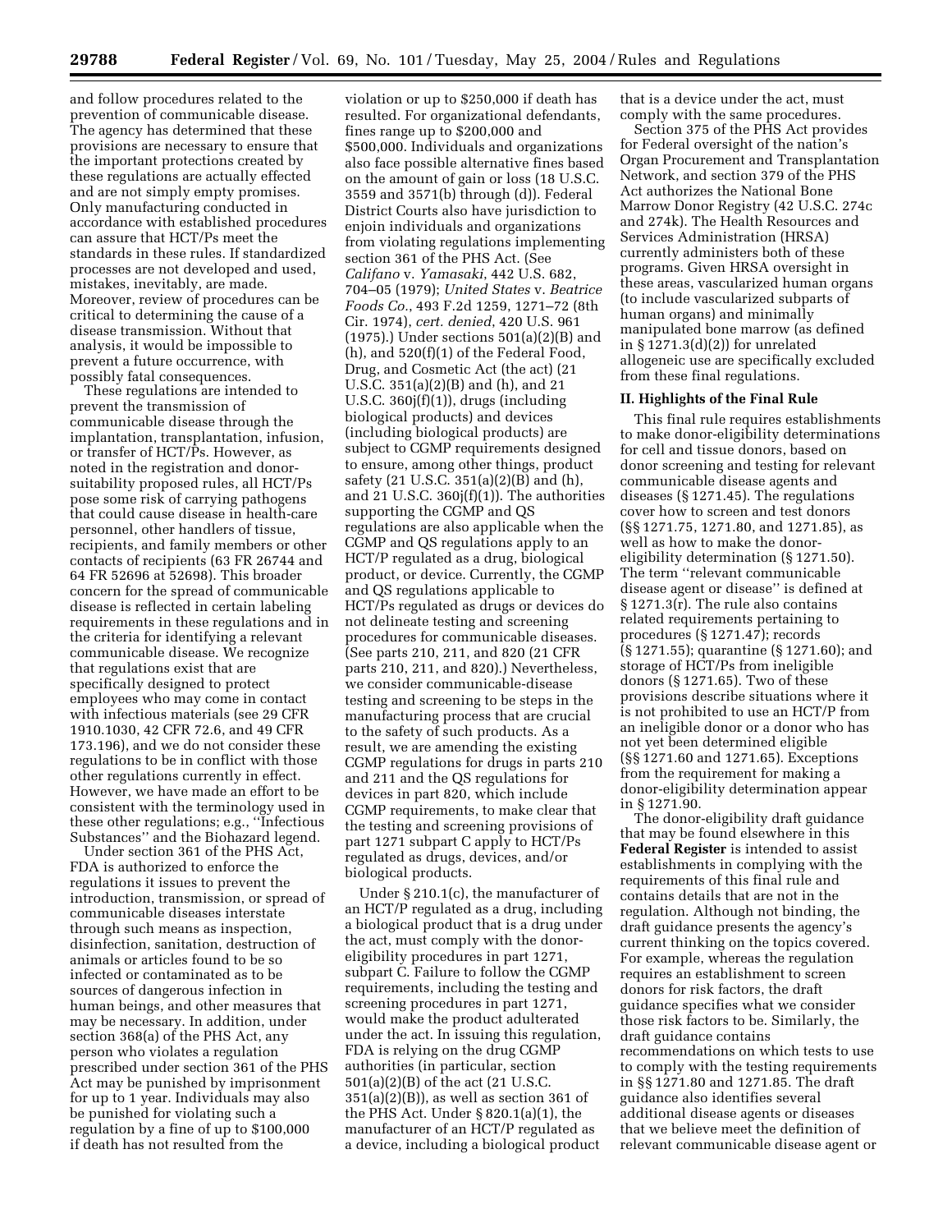and follow procedures related to the prevention of communicable disease. The agency has determined that these provisions are necessary to ensure that the important protections created by these regulations are actually effected and are not simply empty promises. Only manufacturing conducted in accordance with established procedures can assure that HCT/Ps meet the standards in these rules. If standardized processes are not developed and used, mistakes, inevitably, are made. Moreover, review of procedures can be critical to determining the cause of a disease transmission. Without that analysis, it would be impossible to prevent a future occurrence, with possibly fatal consequences.

These regulations are intended to prevent the transmission of communicable disease through the implantation, transplantation, infusion, or transfer of HCT/Ps. However, as noted in the registration and donor-suitability proposed rules, all HCT/Ps pose some risk of carrying pathogens that could cause disease in health-care personnel, other handlers of tissue, recipients, and family members or other contacts of recipients (63 FR 26744 and 64 FR 52696 at 52698). This broader concern for the spread of communicable disease is reflected in certain labeling requirements in these regulations and in the criteria for identifying a relevant communicable disease. We recognize that regulations exist that are specifically designed to protect employees who may come in contact with infectious materials (see 29 CFR 1910.1030, 42 CFR 72.6, and 49 CFR 173.196), and we do not consider these regulations to be in conflict with those other regulations currently in effect. However, we have made an effort to be consistent with the terminology used in these other regulations; e.g., ''Infectious Substances'' and the Biohazard legend.

Under section 361 of the PHS Act, FDA is authorized to enforce the regulations it issues to prevent the introduction, transmission, or spread of communicable diseases interstate through such means as inspection, disinfection, sanitation, destruction of animals or articles found to be so infected or contaminated as to be sources of dangerous infection in human beings, and other measures that may be necessary. In addition, under section 368(a) of the PHS Act, any person who violates a regulation prescribed under section 361 of the PHS Act may be punished by imprisonment for up to 1 year. Individuals may also be punished for violating such a regulation by a fine of up to $100,000 if death has not resulted from the violation or up to $250,000 if death has resulted. For organizational defendants, fines range up to $200,000 and $500,000. Individuals and organizations also face possible alternative fines based on the amount of gain or loss (18 U.S.C. 3559 and 3571(b) through (d)). Federal District Courts also have jurisdiction to enjoin individuals and organizations from violating regulations implementing section 361 of the PHS Act. (See *Califano* v. *Yamasaki*, 442 U.S. 682, 704–05 (1979); *United States* v. *Beatrice Foods Co.*, 493 F.2d 1259, 1271–72 (8th Cir. 1974), *cert. denied*, 420 U.S. 961 (1975).) Under sections 501(a)(2)(B) and (h), and 520(f)(1) of the Federal Food, Drug, and Cosmetic Act (the act) (21 U.S.C. 351(a)(2)(B) and (h), and 21 U.S.C. 360j(f)(1)), drugs (including biological products) and devices (including biological products) are subject to CGMP requirements designed to ensure, among other things, product safety (21 U.S.C. 351(a)(2)(B) and (h), and 21 U.S.C. 360j(f)(1)). The authorities supporting the CGMP and QS regulations are also applicable when the CGMP and QS regulations apply to an HCT/P regulated as a drug, biological product, or device. Currently, the CGMP and QS regulations applicable to HCT/Ps regulated as drugs or devices do not delineate testing and screening procedures for communicable diseases. (See parts 210, 211, and 820 (21 CFR parts 210, 211, and 820).) Nevertheless, we consider communicable-disease testing and screening to be steps in the manufacturing process that are crucial to the safety of such products. As a result, we are amending the existing CGMP regulations for drugs in parts 210 and 211 and the QS regulations for devices in part 820, which include CGMP requirements, to make clear that the testing and screening provisions of part 1271 subpart C apply to HCT/Ps regulated as drugs, devices, and/or biological products.

Under § 210.1(c), the manufacturer of an HCT/P regulated as a drug, including a biological product that is a drug under the act, must comply with the donor-eligibility procedures in part 1271, subpart C. Failure to follow the CGMP requirements, including the testing and screening procedures in part 1271, would make the product adulterated under the act. In issuing this regulation, FDA is relying on the drug CGMP authorities (in particular, section 501(a)(2)(B) of the act (21 U.S.C. 351(a)(2)(B)), as well as section 361 of the PHS Act. Under § 820.1(a)(1), the manufacturer of an HCT/P regulated as a device, including a biological product that is a device under the act, must comply with the same procedures.

Section 375 of the PHS Act provides for Federal oversight of the nation's Organ Procurement and Transplantation Network, and section 379 of the PHS Act authorizes the National Bone Marrow Donor Registry (42 U.S.C. 274c and 274k). The Health Resources and Services Administration (HRSA) currently administers both of these programs. Given HRSA oversight in these areas, vascularized human organs (to include vascularized subparts of human organs) and minimally manipulated bone marrow (as defined in § 1271.3(d)(2)) for unrelated allogeneic use are specifically excluded from these final regulations.

## II. Highlights of the Final Rule

This final rule requires establishments to make donor-eligibility determinations for cell and tissue donors, based on donor screening and testing for relevant communicable disease agents and diseases (§ 1271.45). The regulations cover how to screen and test donors (§§ 1271.75, 1271.80, and 1271.85), as well as how to make the donor-eligibility determination (§ 1271.50). The term ''relevant communicable disease agent or disease'' is defined at § 1271.3(r). The rule also contains related requirements pertaining to procedures (§ 1271.47); records (§ 1271.55); quarantine (§ 1271.60); and storage of HCT/Ps from ineligible donors (§ 1271.65). Two of these provisions describe situations where it is not prohibited to use an HCT/P from an ineligible donor or a donor who has not yet been determined eligible (§§ 1271.60 and 1271.65). Exceptions from the requirement for making a donor-eligibility determination appear in § 1271.90.

The donor-eligibility draft guidance that may be found elsewhere in this **Federal Register** is intended to assist establishments in complying with the requirements of this final rule and contains details that are not in the regulation. Although not binding, the draft guidance presents the agency's current thinking on the topics covered. For example, whereas the regulation requires an establishment to screen donors for risk factors, the draft guidance specifies what we consider those risk factors to be. Similarly, the draft guidance contains recommendations on which tests to use to comply with the testing requirements in §§ 1271.80 and 1271.85. The draft guidance also identifies several additional disease agents or diseases that we believe meet the definition of relevant communicable disease agent or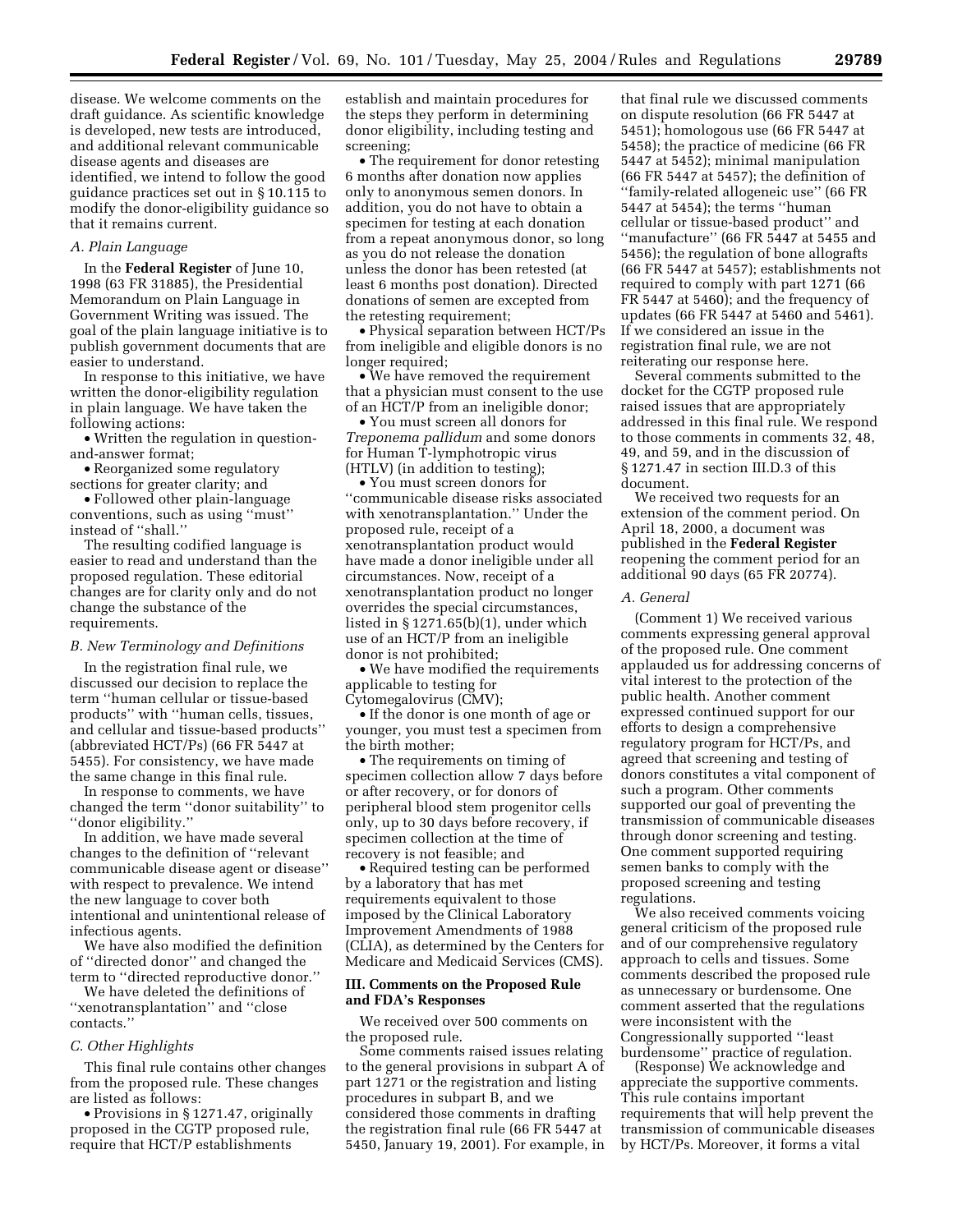disease. We welcome comments on the draft guidance. As scientific knowledge is developed, new tests are introduced, and additional relevant communicable disease agents and diseases are identified, we intend to follow the good guidance practices set out in § 10.115 to modify the donor-eligibility guidance so that it remains current.

### *A. Plain Language*

In the **Federal Register** of June 10, 1998 (63 FR 31885), the Presidential Memorandum on Plain Language in Government Writing was issued. The goal of the plain language initiative is to publish government documents that are easier to understand.

In response to this initiative, we have written the donor-eligibility regulation in plain language. We have taken the following actions:

- Written the regulation in question-and-answer format;
- Reorganized some regulatory sections for greater clarity; and
- Followed other plain-language conventions, such as using "must" instead of "shall."

The resulting codified language is easier to read and understand than the proposed regulation. These editorial changes are for clarity only and do not change the substance of the requirements.

### *B. New Terminology and Definitions*

In the registration final rule, we discussed our decision to replace the term "human cellular or tissue-based products" with "human cells, tissues, and cellular and tissue-based products" (abbreviated HCT/Ps) (66 FR 5447 at 5455). For consistency, we have made the same change in this final rule.

In response to comments, we have changed the term "donor suitability" to "donor eligibility."

In addition, we have made several changes to the definition of "relevant communicable disease agent or disease" with respect to prevalence. We intend the new language to cover both intentional and unintentional release of infectious agents.

We have also modified the definition of "directed donor" and changed the term to "directed reproductive donor."

We have deleted the definitions of "xenotransplantation" and "close contacts."

### *C. Other Highlights*

This final rule contains other changes from the proposed rule. These changes are listed as follows:

- Provisions in § 1271.47, originally proposed in the CGTP proposed rule, require that HCT/P establishments establish and maintain procedures for the steps they perform in determining donor eligibility, including testing and screening;
- The requirement for donor retesting 6 months after donation now applies only to anonymous semen donors. In addition, you do not have to obtain a specimen for testing at each donation from a repeat anonymous donor, so long as you do not release the donation unless the donor has been retested (at least 6 months post donation). Directed donations of semen are excepted from the retesting requirement;
- Physical separation between HCT/Ps from ineligible and eligible donors is no longer required;
- We have removed the requirement that a physician must consent to the use of an HCT/P from an ineligible donor;
- You must screen all donors for *Treponema pallidum* and some donors for Human T-lymphotropic virus (HTLV) (in addition to testing);
- You must screen donors for "communicable disease risks associated with xenotransplantation." Under the proposed rule, receipt of a xenotransplantation product would have made a donor ineligible under all circumstances. Now, receipt of a xenotransplantation product no longer overrides the special circumstances, listed in § 1271.65(b)(1), under which use of an HCT/P from an ineligible donor is not prohibited;
- We have modified the requirements applicable to testing for Cytomegalovirus (CMV);
- If the donor is one month of age or younger, you must test a specimen from the birth mother;
- The requirements on timing of specimen collection allow 7 days before or after recovery, or for donors of peripheral blood stem progenitor cells only, up to 30 days before recovery, if specimen collection at the time of recovery is not feasible; and
- Required testing can be performed by a laboratory that has met requirements equivalent to those imposed by the Clinical Laboratory Improvement Amendments of 1988 (CLIA), as determined by the Centers for Medicare and Medicaid Services (CMS).

## III. Comments on the Proposed Rule and FDA's Responses

We received over 500 comments on the proposed rule.

Some comments raised issues relating to the general provisions in subpart A of part 1271 or the registration and listing procedures in subpart B, and we considered those comments in drafting the registration final rule (66 FR 5447 at 5450, January 19, 2001). For example, in that final rule we discussed comments on dispute resolution (66 FR 5447 at 5451); homologous use (66 FR 5447 at 5458); the practice of medicine (66 FR 5447 at 5452); minimal manipulation (66 FR 5447 at 5457); the definition of "family-related allogeneic use" (66 FR 5447 at 5454); the terms "human cellular or tissue-based product" and "manufacture" (66 FR 5447 at 5455 and 5456); the regulation of bone allografts (66 FR 5447 at 5457); establishments not required to comply with part 1271 (66 FR 5447 at 5460); and the frequency of updates (66 FR 5447 at 5460 and 5461). If we considered an issue in the registration final rule, we are not reiterating our response here.

Several comments submitted to the docket for the CGTP proposed rule raised issues that are appropriately addressed in this final rule. We respond to those comments in comments 32, 48, 49, and 59, and in the discussion of § 1271.47 in section III.D.3 of this document.

We received two requests for an extension of the comment period. On April 18, 2000, a document was published in the **Federal Register** reopening the comment period for an additional 90 days (65 FR 20774).

### *A. General*

(Comment 1) We received various comments expressing general approval of the proposed rule. One comment applauded us for addressing concerns of vital interest to the protection of the public health. Another comment expressed continued support for our efforts to design a comprehensive regulatory program for HCT/Ps, and agreed that screening and testing of donors constitutes a vital component of such a program. Other comments supported our goal of preventing the transmission of communicable diseases through donor screening and testing. One comment supported requiring semen banks to comply with the proposed screening and testing regulations.

We also received comments voicing general criticism of the proposed rule and of our comprehensive regulatory approach to cells and tissues. Some comments described the proposed rule as unnecessary or burdensome. One comment asserted that the regulations were inconsistent with the Congressionally supported "least burdensome" practice of regulation.

(Response) We acknowledge and appreciate the supportive comments. This rule contains important requirements that will help prevent the transmission of communicable diseases by HCT/Ps. Moreover, it forms a vital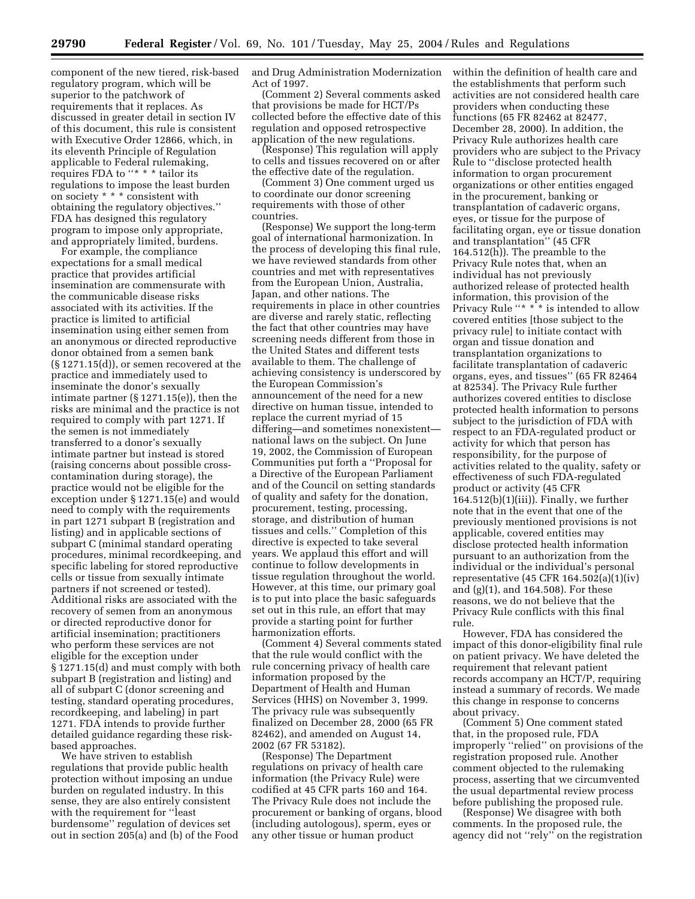component of the new tiered, risk-based regulatory program, which will be superior to the patchwork of requirements that it replaces. As discussed in greater detail in section IV of this document, this rule is consistent with Executive Order 12866, which, in its eleventh Principle of Regulation applicable to Federal rulemaking, requires FDA to ''* * * tailor its regulations to impose the least burden on society * * * consistent with obtaining the regulatory objectives.'' FDA has designed this regulatory program to impose only appropriate, and appropriately limited, burdens.

For example, the compliance expectations for a small medical practice that provides artificial insemination are commensurate with the communicable disease risks associated with its activities. If the practice is limited to artificial insemination using either semen from an anonymous or directed reproductive donor obtained from a semen bank (§ 1271.15(d)), or semen recovered at the practice and immediately used to inseminate the donor's sexually intimate partner (§ 1271.15(e)), then the risks are minimal and the practice is not required to comply with part 1271. If the semen is not immediately transferred to a donor's sexually intimate partner but instead is stored (raising concerns about possible cross-contamination during storage), the practice would not be eligible for the exception under § 1271.15(e) and would need to comply with the requirements in part 1271 subpart B (registration and listing) and in applicable sections of subpart C (minimal standard operating procedures, minimal recordkeeping, and specific labeling for stored reproductive cells or tissue from sexually intimate partners if not screened or tested). Additional risks are associated with the recovery of semen from an anonymous or directed reproductive donor for artificial insemination; practitioners who perform these services are not eligible for the exception under § 1271.15(d) and must comply with both subpart B (registration and listing) and all of subpart C (donor screening and testing, standard operating procedures, recordkeeping, and labeling) in part 1271. FDA intends to provide further detailed guidance regarding these risk-based approaches.

We have striven to establish regulations that provide public health protection without imposing an undue burden on regulated industry. In this sense, they are also entirely consistent with the requirement for ''least burdensome'' regulation of devices set out in section 205(a) and (b) of the Food and Drug Administration Modernization Act of 1997.

(Comment 2) Several comments asked that provisions be made for HCT/Ps collected before the effective date of this regulation and opposed retrospective application of the new regulations.

(Response) This regulation will apply to cells and tissues recovered on or after the effective date of the regulation.

(Comment 3) One comment urged us to coordinate our donor screening requirements with those of other countries.

(Response) We support the long-term goal of international harmonization. In the process of developing this final rule, we have reviewed standards from other countries and met with representatives from the European Union, Australia, Japan, and other nations. The requirements in place in other countries are diverse and rarely static, reflecting the fact that other countries may have screening needs different from those in the United States and different tests available to them. The challenge of achieving consistency is underscored by the European Commission's announcement of the need for a new directive on human tissue, intended to replace the current myriad of 15 differing—and sometimes nonexistent—national laws on the subject. On June 19, 2002, the Commission of European Communities put forth a ''Proposal for a Directive of the European Parliament and of the Council on setting standards of quality and safety for the donation, procurement, testing, processing, storage, and distribution of human tissues and cells.'' Completion of this directive is expected to take several years. We applaud this effort and will continue to follow developments in tissue regulation throughout the world. However, at this time, our primary goal is to put into place the basic safeguards set out in this rule, an effort that may provide a starting point for further harmonization efforts.

(Comment 4) Several comments stated that the rule would conflict with the rule concerning privacy of health care information proposed by the Department of Health and Human Services (HHS) on November 3, 1999. The privacy rule was subsequently finalized on December 28, 2000 (65 FR 82462), and amended on August 14, 2002 (67 FR 53182).

(Response) The Department regulations on privacy of health care information (the Privacy Rule) were codified at 45 CFR parts 160 and 164. The Privacy Rule does not include the procurement or banking of organs, blood (including autologous), sperm, eyes or any other tissue or human product within the definition of health care and the establishments that perform such activities are not considered health care providers when conducting these functions (65 FR 82462 at 82477, December 28, 2000). In addition, the Privacy Rule authorizes health care providers who are subject to the Privacy Rule to ''disclose protected health information to organ procurement organizations or other entities engaged in the procurement, banking or transplantation of cadaveric organs, eyes, or tissue for the purpose of facilitating organ, eye or tissue donation and transplantation'' (45 CFR 164.512(h)). The preamble to the Privacy Rule notes that, when an individual has not previously authorized release of protected health information, this provision of the Privacy Rule ''* * * is intended to allow covered entities [those subject to the privacy rule] to initiate contact with organ and tissue donation and transplantation organizations to facilitate transplantation of cadaveric organs, eyes, and tissues'' (65 FR 82464 at 82534). The Privacy Rule further authorizes covered entities to disclose protected health information to persons subject to the jurisdiction of FDA with respect to an FDA-regulated product or activity for which that person has responsibility, for the purpose of activities related to the quality, safety or effectiveness of such FDA-regulated product or activity (45 CFR 164.512(b)(1)(iii)). Finally, we further note that in the event that one of the previously mentioned provisions is not applicable, covered entities may disclose protected health information pursuant to an authorization from the individual or the individual's personal representative (45 CFR 164.502(a)(1)(iv) and (g)(1), and 164.508). For these reasons, we do not believe that the Privacy Rule conflicts with this final rule.

However, FDA has considered the impact of this donor-eligibility final rule on patient privacy. We have deleted the requirement that relevant patient records accompany an HCT/P, requiring instead a summary of records. We made this change in response to concerns about privacy.

(Comment 5) One comment stated that, in the proposed rule, FDA improperly ''relied'' on provisions of the registration proposed rule. Another comment objected to the rulemaking process, asserting that we circumvented the usual departmental review process before publishing the proposed rule.

(Response) We disagree with both comments. In the proposed rule, the agency did not ''rely'' on the registration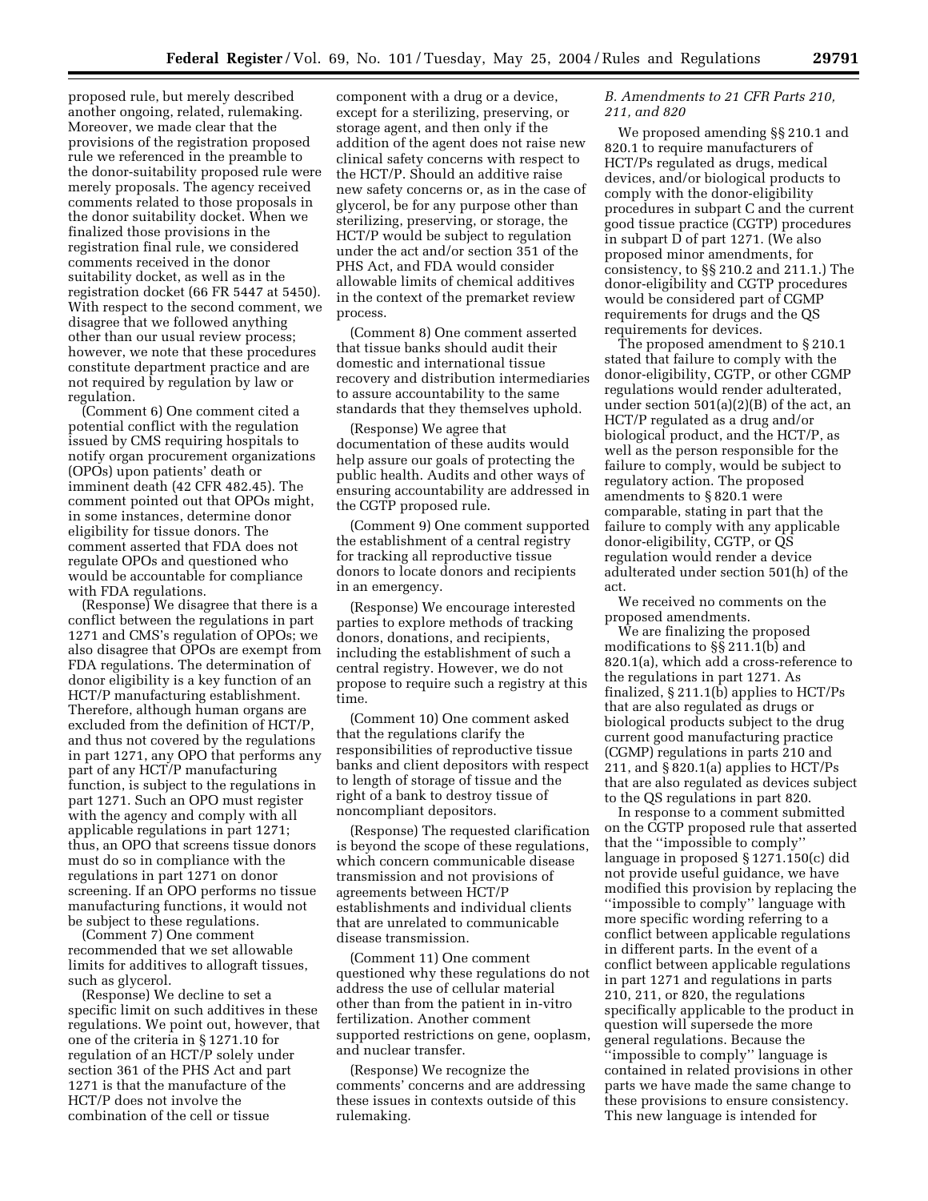proposed rule, but merely described another ongoing, related, rulemaking. Moreover, we made clear that the provisions of the registration proposed rule we referenced in the preamble to the donor-suitability proposed rule were merely proposals. The agency received comments related to those proposals in the donor suitability docket. When we finalized those provisions in the registration final rule, we considered comments received in the donor suitability docket, as well as in the registration docket (66 FR 5447 at 5450). With respect to the second comment, we disagree that we followed anything other than our usual review process; however, we note that these procedures constitute department practice and are not required by regulation by law or regulation.

(Comment 6) One comment cited a potential conflict with the regulation issued by CMS requiring hospitals to notify organ procurement organizations (OPOs) upon patients' death or imminent death (42 CFR 482.45). The comment pointed out that OPOs might, in some instances, determine donor eligibility for tissue donors. The comment asserted that FDA does not regulate OPOs and questioned who would be accountable for compliance with FDA regulations.

(Response) We disagree that there is a conflict between the regulations in part 1271 and CMS's regulation of OPOs; we also disagree that OPOs are exempt from FDA regulations. The determination of donor eligibility is a key function of an HCT/P manufacturing establishment. Therefore, although human organs are excluded from the definition of HCT/P, and thus not covered by the regulations in part 1271, any OPO that performs any part of any HCT/P manufacturing function, is subject to the regulations in part 1271. Such an OPO must register with the agency and comply with all applicable regulations in part 1271; thus, an OPO that screens tissue donors must do so in compliance with the regulations in part 1271 on donor screening. If an OPO performs no tissue manufacturing functions, it would not be subject to these regulations.

(Comment 7) One comment recommended that we set allowable limits for additives to allograft tissues, such as glycerol.

(Response) We decline to set a specific limit on such additives in these regulations. We point out, however, that one of the criteria in § 1271.10 for regulation of an HCT/P solely under section 361 of the PHS Act and part 1271 is that the manufacture of the HCT/P does not involve the combination of the cell or tissue component with a drug or a device, except for a sterilizing, preserving, or storage agent, and then only if the addition of the agent does not raise new clinical safety concerns with respect to the HCT/P. Should an additive raise new safety concerns or, as in the case of glycerol, be for any purpose other than sterilizing, preserving, or storage, the HCT/P would be subject to regulation under the act and/or section 351 of the PHS Act, and FDA would consider allowable limits of chemical additives in the context of the premarket review process.

(Comment 8) One comment asserted that tissue banks should audit their domestic and international tissue recovery and distribution intermediaries to assure accountability to the same standards that they themselves uphold.

(Response) We agree that documentation of these audits would help assure our goals of protecting the public health. Audits and other ways of ensuring accountability are addressed in the CGTP proposed rule.

(Comment 9) One comment supported the establishment of a central registry for tracking all reproductive tissue donors to locate donors and recipients in an emergency.

(Response) We encourage interested parties to explore methods of tracking donors, donations, and recipients, including the establishment of such a central registry. However, we do not propose to require such a registry at this time.

(Comment 10) One comment asked that the regulations clarify the responsibilities of reproductive tissue banks and client depositors with respect to length of storage of tissue and the right of a bank to destroy tissue of noncompliant depositors.

(Response) The requested clarification is beyond the scope of these regulations, which concern communicable disease transmission and not provisions of agreements between HCT/P establishments and individual clients that are unrelated to communicable disease transmission.

(Comment 11) One comment questioned why these regulations do not address the use of cellular material other than from the patient in in-vitro fertilization. Another comment supported restrictions on gene, ooplasm, and nuclear transfer.

(Response) We recognize the comments' concerns and are addressing these issues in contexts outside of this rulemaking.

### *B. Amendments to 21 CFR Parts 210, 211, and 820*

We proposed amending §§ 210.1 and 820.1 to require manufacturers of HCT/Ps regulated as drugs, medical devices, and/or biological products to comply with the donor-eligibility procedures in subpart C and the current good tissue practice (CGTP) procedures in subpart D of part 1271. (We also proposed minor amendments, for consistency, to §§ 210.2 and 211.1.) The donor-eligibility and CGTP procedures would be considered part of CGMP requirements for drugs and the QS requirements for devices.

The proposed amendment to § 210.1 stated that failure to comply with the donor-eligibility, CGTP, or other CGMP regulations would render adulterated, under section 501(a)(2)(B) of the act, an HCT/P regulated as a drug and/or biological product, and the HCT/P, as well as the person responsible for the failure to comply, would be subject to regulatory action. The proposed amendments to § 820.1 were comparable, stating in part that the failure to comply with any applicable donor-eligibility, CGTP, or QS regulation would render a device adulterated under section 501(h) of the act.

We received no comments on the proposed amendments.

We are finalizing the proposed modifications to §§ 211.1(b) and 820.1(a), which add a cross-reference to the regulations in part 1271. As finalized, § 211.1(b) applies to HCT/Ps that are also regulated as drugs or biological products subject to the drug current good manufacturing practice (CGMP) regulations in parts 210 and 211, and § 820.1(a) applies to HCT/Ps that are also regulated as devices subject to the QS regulations in part 820.

In response to a comment submitted on the CGTP proposed rule that asserted that the ''impossible to comply'' language in proposed § 1271.150(c) did not provide useful guidance, we have modified this provision by replacing the ''impossible to comply'' language with more specific wording referring to a conflict between applicable regulations in different parts. In the event of a conflict between applicable regulations in part 1271 and regulations in parts 210, 211, or 820, the regulations specifically applicable to the product in question will supersede the more general regulations. Because the ''impossible to comply'' language is contained in related provisions in other parts we have made the same change to these provisions to ensure consistency. This new language is intended for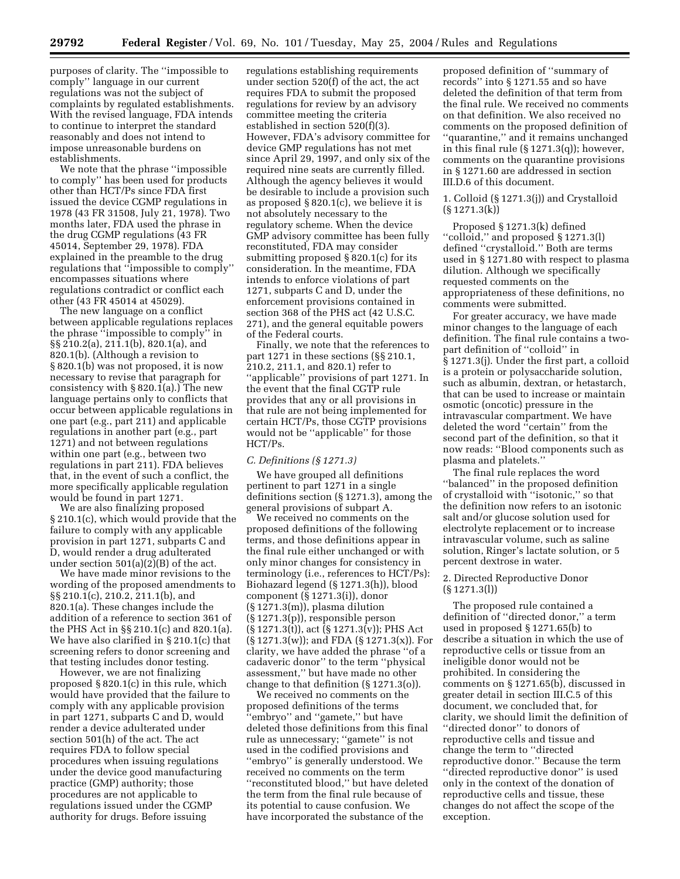purposes of clarity. The ''impossible to comply'' language in our current regulations was not the subject of complaints by regulated establishments. With the revised language, FDA intends to continue to interpret the standard reasonably and does not intend to impose unreasonable burdens on establishments.

We note that the phrase ''impossible to comply'' has been used for products other than HCT/Ps since FDA first issued the device CGMP regulations in 1978 (43 FR 31508, July 21, 1978). Two months later, FDA used the phrase in the drug CGMP regulations (43 FR 45014, September 29, 1978). FDA explained in the preamble to the drug regulations that ''impossible to comply'' encompasses situations where regulations contradict or conflict each other (43 FR 45014 at 45029).

The new language on a conflict between applicable regulations replaces the phrase ''impossible to comply'' in §§ 210.2(a), 211.1(b), 820.1(a), and 820.1(b). (Although a revision to § 820.1(b) was not proposed, it is now necessary to revise that paragraph for consistency with § 820.1(a).) The new language pertains only to conflicts that occur between applicable regulations in one part (e.g., part 211) and applicable regulations in another part (e.g., part 1271) and not between regulations within one part (e.g., between two regulations in part 211). FDA believes that, in the event of such a conflict, the more specifically applicable regulation would be found in part 1271.

We are also finalizing proposed § 210.1(c), which would provide that the failure to comply with any applicable provision in part 1271, subparts C and D, would render a drug adulterated under section 501(a)(2)(B) of the act.

We have made minor revisions to the wording of the proposed amendments to §§ 210.1(c), 210.2, 211.1(b), and 820.1(a). These changes include the addition of a reference to section 361 of the PHS Act in §§ 210.1(c) and 820.1(a). We have also clarified in § 210.1(c) that screening refers to donor screening and that testing includes donor testing.

However, we are not finalizing proposed § 820.1(c) in this rule, which would have provided that the failure to comply with any applicable provision in part 1271, subparts C and D, would render a device adulterated under section 501(h) of the act. The act requires FDA to follow special procedures when issuing regulations under the device good manufacturing practice (GMP) authority; those procedures are not applicable to regulations issued under the CGMP authority for drugs. Before issuing regulations establishing requirements under section 520(f) of the act, the act requires FDA to submit the proposed regulations for review by an advisory committee meeting the criteria established in section 520(f)(3). However, FDA's advisory committee for device GMP regulations has not met since April 29, 1997, and only six of the required nine seats are currently filled. Although the agency believes it would be desirable to include a provision such as proposed § 820.1(c), we believe it is not absolutely necessary to the regulatory scheme. When the device GMP advisory committee has been fully reconstituted, FDA may consider submitting proposed § 820.1(c) for its consideration. In the meantime, FDA intends to enforce violations of part 1271, subparts C and D, under the enforcement provisions contained in section 368 of the PHS act (42 U.S.C. 271), and the general equitable powers of the Federal courts.

Finally, we note that the references to part 1271 in these sections (§§ 210.1, 210.2, 211.1, and 820.1) refer to ''applicable'' provisions of part 1271. In the event that the final CGTP rule provides that any or all provisions in that rule are not being implemented for certain HCT/Ps, those CGTP provisions would not be ''applicable'' for those HCT/Ps.

*C. Definitions (§ 1271.3)*

We have grouped all definitions pertinent to part 1271 in a single definitions section (§ 1271.3), among the general provisions of subpart A.

We received no comments on the proposed definitions of the following terms, and those definitions appear in the final rule either unchanged or with only minor changes for consistency in terminology (i.e., references to HCT/Ps): Biohazard legend (§ 1271.3(h)), blood component (§ 1271.3(i)), donor (§ 1271.3(m)), plasma dilution (§ 1271.3(p)), responsible person (§ 1271.3(t)), act (§ 1271.3(v)); PHS Act (§ 1271.3(w)); and FDA (§ 1271.3(x)). For clarity, we have added the phrase ''of a cadaveric donor'' to the term ''physical assessment,'' but have made no other change to that definition (§ 1271.3(o)).

We received no comments on the proposed definitions of the terms ''embryo'' and ''gamete,'' but have deleted those definitions from this final rule as unnecessary; ''gamete'' is not used in the codified provisions and ''embryo'' is generally understood. We received no comments on the term ''reconstituted blood,'' but have deleted the term from the final rule because of its potential to cause confusion. We have incorporated the substance of the proposed definition of ''summary of records'' into § 1271.55 and so have deleted the definition of that term from the final rule. We received no comments on that definition. We also received no comments on the proposed definition of ''quarantine,'' and it remains unchanged in this final rule (§ 1271.3(q)); however, comments on the quarantine provisions in § 1271.60 are addressed in section III.D.6 of this document.

1. Colloid (§ 1271.3(j)) and Crystalloid (§ 1271.3(k))

Proposed § 1271.3(k) defined ''colloid,'' and proposed § 1271.3(l) defined ''crystalloid.'' Both are terms used in § 1271.80 with respect to plasma dilution. Although we specifically requested comments on the appropriateness of these definitions, no comments were submitted.

For greater accuracy, we have made minor changes to the language of each definition. The final rule contains a two-part definition of ''colloid'' in § 1271.3(j). Under the first part, a colloid is a protein or polysaccharide solution, such as albumin, dextran, or hetastarch, that can be used to increase or maintain osmotic (oncotic) pressure in the intravascular compartment. We have deleted the word ''certain'' from the second part of the definition, so that it now reads: ''Blood components such as plasma and platelets.''

The final rule replaces the word ''balanced'' in the proposed definition of crystalloid with ''isotonic,'' so that the definition now refers to an isotonic salt and/or glucose solution used for electrolyte replacement or to increase intravascular volume, such as saline solution, Ringer's lactate solution, or 5 percent dextrose in water.

2. Directed Reproductive Donor (§ 1271.3(l))

The proposed rule contained a definition of ''directed donor,'' a term used in proposed § 1271.65(b) to describe a situation in which the use of reproductive cells or tissue from an ineligible donor would not be prohibited. In considering the comments on § 1271.65(b), discussed in greater detail in section III.C.5 of this document, we concluded that, for clarity, we should limit the definition of ''directed donor'' to donors of reproductive cells and tissue and change the term to ''directed reproductive donor.'' Because the term ''directed reproductive donor'' is used only in the context of the donation of reproductive cells and tissue, these changes do not affect the scope of the exception.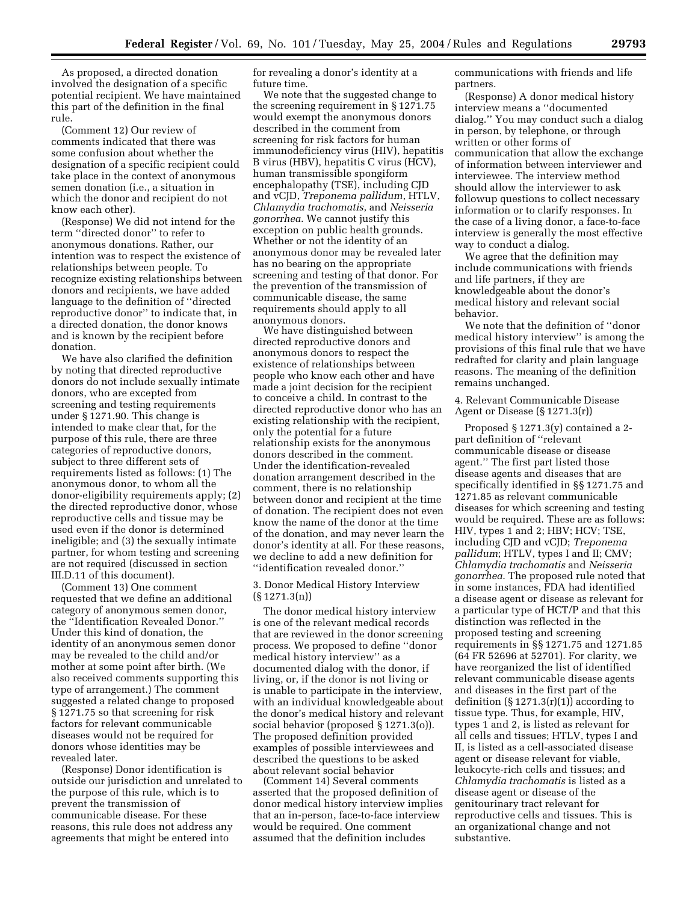As proposed, a directed donation involved the designation of a specific potential recipient. We have maintained this part of the definition in the final rule.

(Comment 12) Our review of comments indicated that there was some confusion about whether the designation of a specific recipient could take place in the context of anonymous semen donation (i.e., a situation in which the donor and recipient do not know each other).

(Response) We did not intend for the term ''directed donor'' to refer to anonymous donations. Rather, our intention was to respect the existence of relationships between people. To recognize existing relationships between donors and recipients, we have added language to the definition of ''directed reproductive donor'' to indicate that, in a directed donation, the donor knows and is known by the recipient before donation.

We have also clarified the definition by noting that directed reproductive donors do not include sexually intimate donors, who are excepted from screening and testing requirements under § 1271.90. This change is intended to make clear that, for the purpose of this rule, there are three categories of reproductive donors, subject to three different sets of requirements listed as follows: (1) The anonymous donor, to whom all the donor-eligibility requirements apply; (2) the directed reproductive donor, whose reproductive cells and tissue may be used even if the donor is determined ineligible; and (3) the sexually intimate partner, for whom testing and screening are not required (discussed in section III.D.11 of this document).

(Comment 13) One comment requested that we define an additional category of anonymous semen donor, the ''Identification Revealed Donor.'' Under this kind of donation, the identity of an anonymous semen donor may be revealed to the child and/or mother at some point after birth. (We also received comments supporting this type of arrangement.) The comment suggested a related change to proposed § 1271.75 so that screening for risk factors for relevant communicable diseases would not be required for donors whose identities may be revealed later.

(Response) Donor identification is outside our jurisdiction and unrelated to the purpose of this rule, which is to prevent the transmission of communicable disease. For these reasons, this rule does not address any agreements that might be entered into for revealing a donor's identity at a future time.

We note that the suggested change to the screening requirement in § 1271.75 would exempt the anonymous donors described in the comment from screening for risk factors for human immunodeficiency virus (HIV), hepatitis B virus (HBV), hepatitis C virus (HCV), human transmissible spongiform encephalopathy (TSE), including CJD and vCJD, *Treponema pallidum*, HTLV, *Chlamydia trachomatis*, and *Neisseria gonorrhea*. We cannot justify this exception on public health grounds. Whether or not the identity of an anonymous donor may be revealed later has no bearing on the appropriate screening and testing of that donor. For the prevention of the transmission of communicable disease, the same requirements should apply to all anonymous donors.

We have distinguished between directed reproductive donors and anonymous donors to respect the existence of relationships between people who know each other and have made a joint decision for the recipient to conceive a child. In contrast to the directed reproductive donor who has an existing relationship with the recipient, only the potential for a future relationship exists for the anonymous donors described in the comment. Under the identification-revealed donation arrangement described in the comment, there is no relationship between donor and recipient at the time of donation. The recipient does not even know the name of the donor at the time of the donation, and may never learn the donor's identity at all. For these reasons, we decline to add a new definition for ''identification revealed donor.''

3. Donor Medical History Interview (§ 1271.3(n))

The donor medical history interview is one of the relevant medical records that are reviewed in the donor screening process. We proposed to define ''donor medical history interview'' as a documented dialog with the donor, if living, or, if the donor is not living or is unable to participate in the interview, with an individual knowledgeable about the donor's medical history and relevant social behavior (proposed § 1271.3(o)). The proposed definition provided examples of possible interviewees and described the questions to be asked about relevant social behavior

(Comment 14) Several comments asserted that the proposed definition of donor medical history interview implies that an in-person, face-to-face interview would be required. One comment assumed that the definition includes communications with friends and life partners.

(Response) A donor medical history interview means a ''documented dialog.'' You may conduct such a dialog in person, by telephone, or through written or other forms of communication that allow the exchange of information between interviewer and interviewee. The interview method should allow the interviewer to ask followup questions to collect necessary information or to clarify responses. In the case of a living donor, a face-to-face interview is generally the most effective way to conduct a dialog.

We agree that the definition may include communications with friends and life partners, if they are knowledgeable about the donor's medical history and relevant social behavior.

We note that the definition of ''donor medical history interview'' is among the provisions of this final rule that we have redrafted for clarity and plain language reasons. The meaning of the definition remains unchanged.

4. Relevant Communicable Disease Agent or Disease (§ 1271.3(r))

Proposed § 1271.3(y) contained a 2-part definition of ''relevant communicable disease or disease agent.'' The first part listed those disease agents and diseases that are specifically identified in §§ 1271.75 and 1271.85 as relevant communicable diseases for which screening and testing would be required. These are as follows: HIV, types 1 and 2; HBV; HCV; TSE, including CJD and vCJD; *Treponema pallidum*; HTLV, types I and II; CMV; *Chlamydia trachomatis* and *Neisseria gonorrhea*. The proposed rule noted that in some instances, FDA had identified a disease agent or disease as relevant for a particular type of HCT/P and that this distinction was reflected in the proposed testing and screening requirements in §§ 1271.75 and 1271.85 (64 FR 52696 at 52701). For clarity, we have reorganized the list of identified relevant communicable disease agents and diseases in the first part of the definition (§ 1271.3(r)(1)) according to tissue type. Thus, for example, HIV, types 1 and 2, is listed as relevant for all cells and tissues; HTLV, types I and II, is listed as a cell-associated disease agent or disease relevant for viable, leukocyte-rich cells and tissues; and *Chlamydia trachomatis* is listed as a disease agent or disease of the genitourinary tract relevant for reproductive cells and tissues. This is an organizational change and not substantive.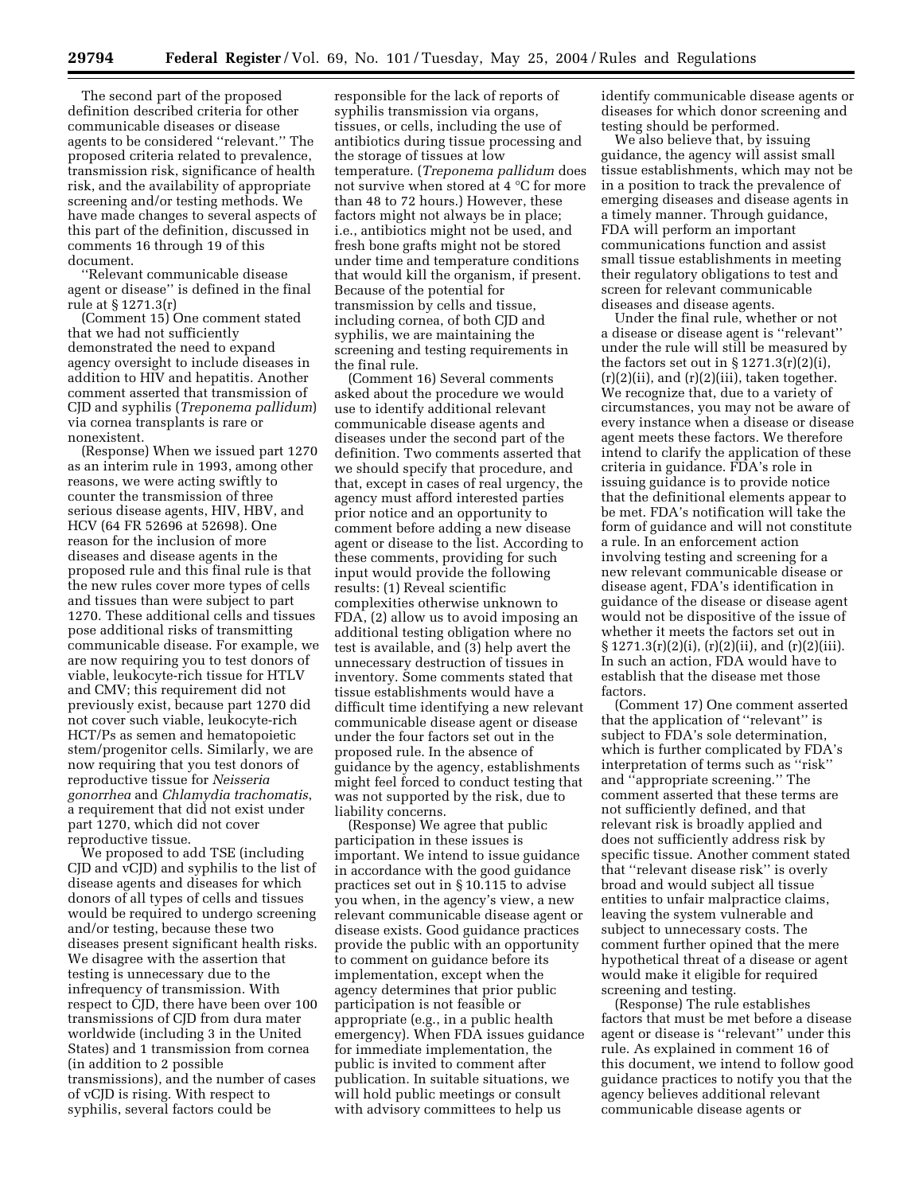The second part of the proposed definition described criteria for other communicable diseases or disease agents to be considered ''relevant.'' The proposed criteria related to prevalence, transmission risk, significance of health risk, and the availability of appropriate screening and/or testing methods. We have made changes to several aspects of this part of the definition, discussed in comments 16 through 19 of this document.

''Relevant communicable disease agent or disease'' is defined in the final rule at § 1271.3(r)

(Comment 15) One comment stated that we had not sufficiently demonstrated the need to expand agency oversight to include diseases in addition to HIV and hepatitis. Another comment asserted that transmission of CJD and syphilis (*Treponema pallidum*) via cornea transplants is rare or nonexistent.

(Response) When we issued part 1270 as an interim rule in 1993, among other reasons, we were acting swiftly to counter the transmission of three serious disease agents, HIV, HBV, and HCV (64 FR 52696 at 52698). One reason for the inclusion of more diseases and disease agents in the proposed rule and this final rule is that the new rules cover more types of cells and tissues than were subject to part 1270. These additional cells and tissues pose additional risks of transmitting communicable disease. For example, we are now requiring you to test donors of viable, leukocyte-rich tissue for HTLV and CMV; this requirement did not previously exist, because part 1270 did not cover such viable, leukocyte-rich HCT/Ps as semen and hematopoietic stem/progenitor cells. Similarly, we are now requiring that you test donors of reproductive tissue for *Neisseria gonorrhea* and *Chlamydia trachomatis*, a requirement that did not exist under part 1270, which did not cover reproductive tissue.

We proposed to add TSE (including CJD and vCJD) and syphilis to the list of disease agents and diseases for which donors of all types of cells and tissues would be required to undergo screening and/or testing, because these two diseases present significant health risks. We disagree with the assertion that testing is unnecessary due to the infrequency of transmission. With respect to CJD, there have been over 100 transmissions of CJD from dura mater worldwide (including 3 in the United States) and 1 transmission from cornea (in addition to 2 possible transmissions), and the number of cases of vCJD is rising. With respect to syphilis, several factors could be responsible for the lack of reports of syphilis transmission via organs, tissues, or cells, including the use of antibiotics during tissue processing and the storage of tissues at low temperature. (*Treponema pallidum* does not survive when stored at 4 °C for more than 48 to 72 hours.) However, these factors might not always be in place; i.e., antibiotics might not be used, and fresh bone grafts might not be stored under time and temperature conditions that would kill the organism, if present. Because of the potential for transmission by cells and tissue, including cornea, of both CJD and syphilis, we are maintaining the screening and testing requirements in the final rule.

(Comment 16) Several comments asked about the procedure we would use to identify additional relevant communicable disease agents and diseases under the second part of the definition. Two comments asserted that we should specify that procedure, and that, except in cases of real urgency, the agency must afford interested parties prior notice and an opportunity to comment before adding a new disease agent or disease to the list. According to these comments, providing for such input would provide the following results: (1) Reveal scientific complexities otherwise unknown to FDA, (2) allow us to avoid imposing an additional testing obligation where no test is available, and (3) help avert the unnecessary destruction of tissues in inventory. Some comments stated that tissue establishments would have a difficult time identifying a new relevant communicable disease agent or disease under the four factors set out in the proposed rule. In the absence of guidance by the agency, establishments might feel forced to conduct testing that was not supported by the risk, due to liability concerns.

(Response) We agree that public participation in these issues is important. We intend to issue guidance in accordance with the good guidance practices set out in § 10.115 to advise you when, in the agency's view, a new relevant communicable disease agent or disease exists. Good guidance practices provide the public with an opportunity to comment on guidance before its implementation, except when the agency determines that prior public participation is not feasible or appropriate (e.g., in a public health emergency). When FDA issues guidance for immediate implementation, the public is invited to comment after publication. In suitable situations, we will hold public meetings or consult with advisory committees to help us identify communicable disease agents or diseases for which donor screening and testing should be performed.

We also believe that, by issuing guidance, the agency will assist small tissue establishments, which may not be in a position to track the prevalence of emerging diseases and disease agents in a timely manner. Through guidance, FDA will perform an important communications function and assist small tissue establishments in meeting their regulatory obligations to test and screen for relevant communicable diseases and disease agents.

Under the final rule, whether or not a disease or disease agent is ''relevant'' under the rule will still be measured by the factors set out in § 1271.3(r)(2)(i), (r)(2)(ii), and (r)(2)(iii), taken together. We recognize that, due to a variety of circumstances, you may not be aware of every instance when a disease or disease agent meets these factors. We therefore intend to clarify the application of these criteria in guidance. FDA's role in issuing guidance is to provide notice that the definitional elements appear to be met. FDA's notification will take the form of guidance and will not constitute a rule. In an enforcement action involving testing and screening for a new relevant communicable disease or disease agent, FDA's identification in guidance of the disease or disease agent would not be dispositive of the issue of whether it meets the factors set out in § 1271.3(r)(2)(i), (r)(2)(ii), and (r)(2)(iii). In such an action, FDA would have to establish that the disease met those factors.

(Comment 17) One comment asserted that the application of ''relevant'' is subject to FDA's sole determination, which is further complicated by FDA's interpretation of terms such as ''risk'' and ''appropriate screening.'' The comment asserted that these terms are not sufficiently defined, and that relevant risk is broadly applied and does not sufficiently address risk by specific tissue. Another comment stated that ''relevant disease risk'' is overly broad and would subject all tissue entities to unfair malpractice claims, leaving the system vulnerable and subject to unnecessary costs. The comment further opined that the mere hypothetical threat of a disease or agent would make it eligible for required screening and testing.

(Response) The rule establishes factors that must be met before a disease agent or disease is ''relevant'' under this rule. As explained in comment 16 of this document, we intend to follow good guidance practices to notify you that the agency believes additional relevant communicable disease agents or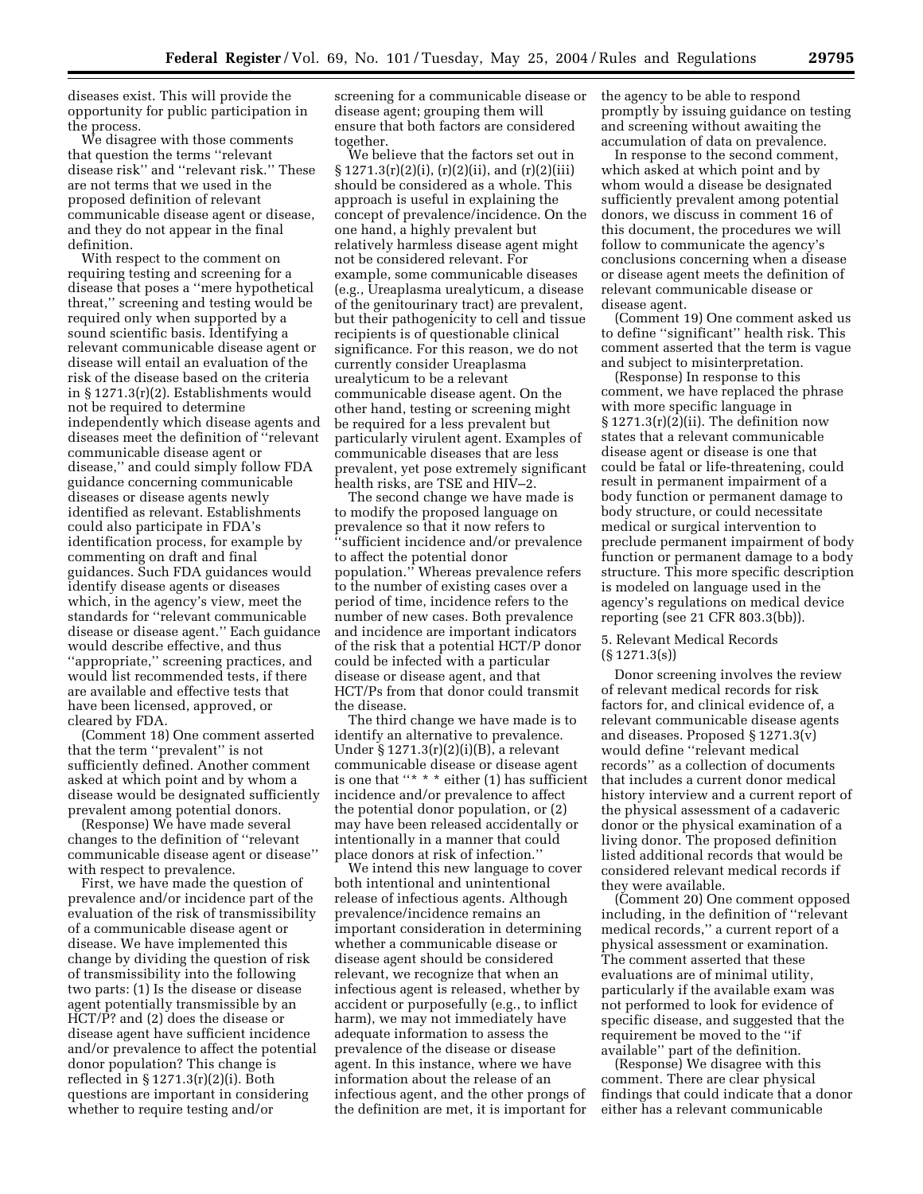diseases exist. This will provide the opportunity for public participation in the process.

We disagree with those comments that question the terms ''relevant disease risk'' and ''relevant risk.'' These are not terms that we used in the proposed definition of relevant communicable disease agent or disease, and they do not appear in the final definition.

With respect to the comment on requiring testing and screening for a disease that poses a ''mere hypothetical threat,'' screening and testing would be required only when supported by a sound scientific basis. Identifying a relevant communicable disease agent or disease will entail an evaluation of the risk of the disease based on the criteria in § 1271.3(r)(2). Establishments would not be required to determine independently which disease agents and diseases meet the definition of ''relevant communicable disease agent or disease,'' and could simply follow FDA guidance concerning communicable diseases or disease agents newly identified as relevant. Establishments could also participate in FDA's identification process, for example by commenting on draft and final guidances. Such FDA guidances would identify disease agents or diseases which, in the agency's view, meet the standards for ''relevant communicable disease or disease agent.'' Each guidance would describe effective, and thus ''appropriate,'' screening practices, and would list recommended tests, if there are available and effective tests that have been licensed, approved, or cleared by FDA.

(Comment 18) One comment asserted that the term ''prevalent'' is not sufficiently defined. Another comment asked at which point and by whom a disease would be designated sufficiently prevalent among potential donors.

(Response) We have made several changes to the definition of ''relevant communicable disease agent or disease'' with respect to prevalence.

First, we have made the question of prevalence and/or incidence part of the evaluation of the risk of transmissibility of a communicable disease agent or disease. We have implemented this change by dividing the question of risk of transmissibility into the following two parts: (1) Is the disease or disease agent potentially transmissible by an HCT/P? and (2) does the disease or disease agent have sufficient incidence and/or prevalence to affect the potential donor population? This change is reflected in § 1271.3(r)(2)(i). Both questions are important in considering whether to require testing and/or screening for a communicable disease or disease agent; grouping them will ensure that both factors are considered together.

We believe that the factors set out in § 1271.3(r)(2)(i), (r)(2)(ii), and (r)(2)(iii) should be considered as a whole. This approach is useful in explaining the concept of prevalence/incidence. On the one hand, a highly prevalent but relatively harmless disease agent might not be considered relevant. For example, some communicable diseases (e.g., Ureaplasma urealyticum, a disease of the genitourinary tract) are prevalent, but their pathogenicity to cell and tissue recipients is of questionable clinical significance. For this reason, we do not currently consider Ureaplasma urealyticum to be a relevant communicable disease agent. On the other hand, testing or screening might be required for a less prevalent but particularly virulent agent. Examples of communicable diseases that are less prevalent, yet pose extremely significant health risks, are TSE and HIV–2.

The second change we have made is to modify the proposed language on prevalence so that it now refers to ''sufficient incidence and/or prevalence to affect the potential donor population.'' Whereas prevalence refers to the number of existing cases over a period of time, incidence refers to the number of new cases. Both prevalence and incidence are important indicators of the risk that a potential HCT/P donor could be infected with a particular disease or disease agent, and that HCT/Ps from that donor could transmit the disease.

The third change we have made is to identify an alternative to prevalence. Under § 1271.3(r)(2)(i)(B), a relevant communicable disease or disease agent is one that ''* * * either (1) has sufficient incidence and/or prevalence to affect the potential donor population, or (2) may have been released accidentally or intentionally in a manner that could place donors at risk of infection.''

We intend this new language to cover both intentional and unintentional release of infectious agents. Although prevalence/incidence remains an important consideration in determining whether a communicable disease or disease agent should be considered relevant, we recognize that when an infectious agent is released, whether by accident or purposefully (e.g., to inflict harm), we may not immediately have adequate information to assess the prevalence of the disease or disease agent. In this instance, where we have information about the release of an infectious agent, and the other prongs of the definition are met, it is important for the agency to be able to respond promptly by issuing guidance on testing and screening without awaiting the accumulation of data on prevalence.

In response to the second comment, which asked at which point and by whom would a disease be designated sufficiently prevalent among potential donors, we discuss in comment 16 of this document, the procedures we will follow to communicate the agency's conclusions concerning when a disease or disease agent meets the definition of relevant communicable disease or disease agent.

(Comment 19) One comment asked us to define ''significant'' health risk. This comment asserted that the term is vague and subject to misinterpretation.

(Response) In response to this comment, we have replaced the phrase with more specific language in § 1271.3(r)(2)(ii). The definition now states that a relevant communicable disease agent or disease is one that could be fatal or life-threatening, could result in permanent impairment of a body function or permanent damage to body structure, or could necessitate medical or surgical intervention to preclude permanent impairment of body function or permanent damage to a body structure. This more specific description is modeled on language used in the agency's regulations on medical device reporting (see 21 CFR 803.3(bb)).

### 5. Relevant Medical Records (§ 1271.3(s))

Donor screening involves the review of relevant medical records for risk factors for, and clinical evidence of, a relevant communicable disease agents and diseases. Proposed § 1271.3(v) would define ''relevant medical records'' as a collection of documents that includes a current donor medical history interview and a current report of the physical assessment of a cadaveric donor or the physical examination of a living donor. The proposed definition listed additional records that would be considered relevant medical records if they were available.

(Comment 20) One comment opposed including, in the definition of ''relevant medical records,'' a current report of a physical assessment or examination. The comment asserted that these evaluations are of minimal utility, particularly if the available exam was not performed to look for evidence of specific disease, and suggested that the requirement be moved to the ''if available'' part of the definition.

(Response) We disagree with this comment. There are clear physical findings that could indicate that a donor either has a relevant communicable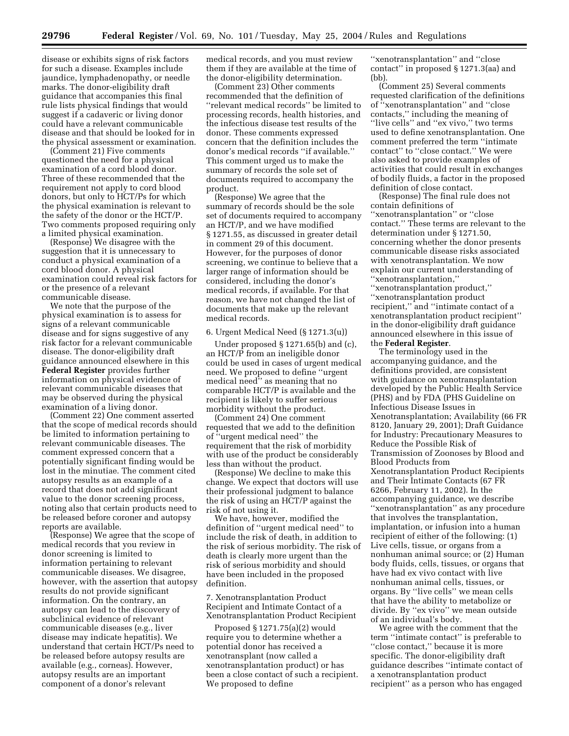disease or exhibits signs of risk factors for such a disease. Examples include jaundice, lymphadenopathy, or needle marks. The donor-eligibility draft guidance that accompanies this final rule lists physical findings that would suggest if a cadaveric or living donor could have a relevant communicable disease and that should be looked for in the physical assessment or examination.

(Comment 21) Five comments questioned the need for a physical examination of a cord blood donor. Three of these recommended that the requirement not apply to cord blood donors, but only to HCT/Ps for which the physical examination is relevant to the safety of the donor or the HCT/P. Two comments proposed requiring only a limited physical examination.

(Response) We disagree with the suggestion that it is unnecessary to conduct a physical examination of a cord blood donor. A physical examination could reveal risk factors for or the presence of a relevant communicable disease.

We note that the purpose of the physical examination is to assess for signs of a relevant communicable disease and for signs suggestive of any risk factor for a relevant communicable disease. The donor-eligibility draft guidance announced elsewhere in this **Federal Register** provides further information on physical evidence of relevant communicable diseases that may be observed during the physical examination of a living donor.

(Comment 22) One comment asserted that the scope of medical records should be limited to information pertaining to relevant communicable diseases. The comment expressed concern that a potentially significant finding would be lost in the minutiae. The comment cited autopsy results as an example of a record that does not add significant value to the donor screening process, noting also that certain products need to be released before coroner and autopsy reports are available.

(Response) We agree that the scope of medical records that you review in donor screening is limited to information pertaining to relevant communicable diseases. We disagree, however, with the assertion that autopsy results do not provide significant information. On the contrary, an autopsy can lead to the discovery of subclinical evidence of relevant communicable diseases (e.g., liver disease may indicate hepatitis). We understand that certain HCT/Ps need to be released before autopsy results are available (e.g., corneas). However, autopsy results are an important component of a donor's relevant medical records, and you must review them if they are available at the time of the donor-eligibility determination.

(Comment 23) Other comments recommended that the definition of "relevant medical records" be limited to processing records, health histories, and the infectious disease test results of the donor. These comments expressed concern that the definition includes the donor's medical records "if available." This comment urged us to make the summary of records the sole set of documents required to accompany the product.

(Response) We agree that the summary of records should be the sole set of documents required to accompany an HCT/P, and we have modified § 1271.55, as discussed in greater detail in comment 29 of this document. However, for the purposes of donor screening, we continue to believe that a larger range of information should be considered, including the donor's medical records, if available. For that reason, we have not changed the list of documents that make up the relevant medical records.

6. Urgent Medical Need (§ 1271.3(u))

Under proposed § 1271.65(b) and (c), an HCT/P from an ineligible donor could be used in cases of urgent medical need. We proposed to define "urgent medical need" as meaning that no comparable HCT/P is available and the recipient is likely to suffer serious morbidity without the product.

(Comment 24) One comment requested that we add to the definition of "urgent medical need" the requirement that the risk of morbidity with use of the product be considerably less than without the product.

(Response) We decline to make this change. We expect that doctors will use their professional judgment to balance the risk of using an HCT/P against the risk of not using it.

We have, however, modified the definition of "urgent medical need" to include the risk of death, in addition to the risk of serious morbidity. The risk of death is clearly more urgent than the risk of serious morbidity and should have been included in the proposed definition.

7. Xenotransplantation Product Recipient and Intimate Contact of a Xenotransplantation Product Recipient

Proposed § 1271.75(a)(2) would require you to determine whether a potential donor has received a xenotransplant (now called a xenotransplantation product) or has been a close contact of such a recipient. We proposed to define "xenotransplantation" and "close contact" in proposed § 1271.3(aa) and (bb).

(Comment 25) Several comments requested clarification of the definitions of "xenotransplantation" and "close contacts," including the meaning of "live cells" and "ex vivo," two terms used to define xenotransplantation. One comment preferred the term "intimate contact" to "close contact." We were also asked to provide examples of activities that could result in exchanges of bodily fluids, a factor in the proposed definition of close contact.

(Response) The final rule does not contain definitions of "xenotransplantation" or "close contact." These terms are relevant to the determination under § 1271.50, concerning whether the donor presents communicable disease risks associated with xenotransplantation. We now explain our current understanding of "xenotransplantation," "xenotransplantation product," "xenotransplantation product recipient," and "intimate contact of a xenotransplantation product recipient" in the donor-eligibility draft guidance announced elsewhere in this issue of the **Federal Register**.

The terminology used in the accompanying guidance, and the definitions provided, are consistent with guidance on xenotransplantation developed by the Public Health Service (PHS) and by FDA (PHS Guideline on Infectious Disease Issues in Xenotransplantation; Availability (66 FR 8120, January 29, 2001); Draft Guidance for Industry: Precautionary Measures to Reduce the Possible Risk of Transmission of Zoonoses by Blood and Blood Products from Xenotransplantation Product Recipients and Their Intimate Contacts (67 FR 6266, February 11, 2002). In the accompanying guidance, we describe "xenotransplantation" as any procedure that involves the transplantation, implantation, or infusion into a human recipient of either of the following: (1) Live cells, tissue, or organs from a nonhuman animal source; or (2) Human body fluids, cells, tissues, or organs that have had ex vivo contact with live nonhuman animal cells, tissues, or organs. By "live cells" we mean cells that have the ability to metabolize or divide. By "ex vivo" we mean outside of an individual's body.

We agree with the comment that the term "intimate contact" is preferable to "close contact," because it is more specific. The donor-eligibility draft guidance describes "intimate contact of a xenotransplantation product recipient" as a person who has engaged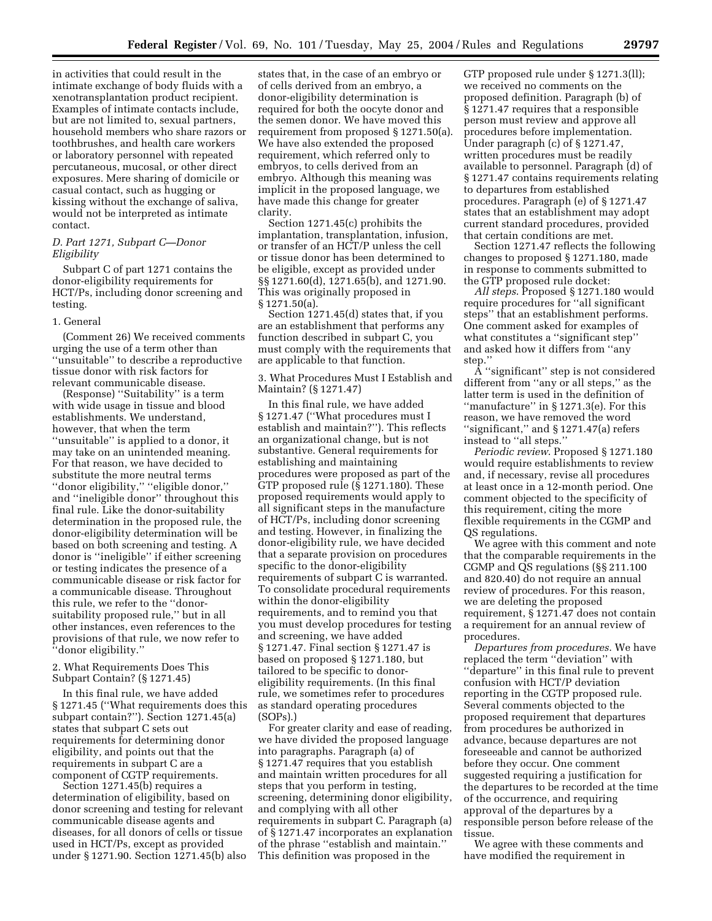in activities that could result in the intimate exchange of body fluids with a xenotransplantation product recipient. Examples of intimate contacts include, but are not limited to, sexual partners, household members who share razors or toothbrushes, and health care workers or laboratory personnel with repeated percutaneous, mucosal, or other direct exposures. Mere sharing of domicile or casual contact, such as hugging or kissing without the exchange of saliva, would not be interpreted as intimate contact.

### D. Part 1271, Subpart C—Donor Eligibility

Subpart C of part 1271 contains the donor-eligibility requirements for HCT/Ps, including donor screening and testing.

#### 1. General

(Comment 26) We received comments urging the use of a term other than ''unsuitable'' to describe a reproductive tissue donor with risk factors for relevant communicable disease.

(Response) ''Suitability'' is a term with wide usage in tissue and blood establishments. We understand, however, that when the term ''unsuitable'' is applied to a donor, it may take on an unintended meaning. For that reason, we have decided to substitute the more neutral terms ''donor eligibility,'' ''eligible donor,'' and ''ineligible donor'' throughout this final rule. Like the donor-suitability determination in the proposed rule, the donor-eligibility determination will be based on both screening and testing. A donor is ''ineligible'' if either screening or testing indicates the presence of a communicable disease or risk factor for a communicable disease. Throughout this rule, we refer to the ''donor-suitability proposed rule,'' but in all other instances, even references to the provisions of that rule, we now refer to ''donor eligibility.''

#### 2. What Requirements Does This Subpart Contain? (§ 1271.45)

In this final rule, we have added § 1271.45 (''What requirements does this subpart contain?''). Section 1271.45(a) states that subpart C sets out requirements for determining donor eligibility, and points out that the requirements in subpart C are a component of CGTP requirements.

Section 1271.45(b) requires a determination of eligibility, based on donor screening and testing for relevant communicable disease agents and diseases, for all donors of cells or tissue used in HCT/Ps, except as provided under § 1271.90. Section 1271.45(b) also states that, in the case of an embryo or of cells derived from an embryo, a donor-eligibility determination is required for both the oocyte donor and the semen donor. We have moved this requirement from proposed § 1271.50(a). We have also extended the proposed requirement, which referred only to embryos, to cells derived from an embryo. Although this meaning was implicit in the proposed language, we have made this change for greater clarity.

Section 1271.45(c) prohibits the implantation, transplantation, infusion, or transfer of an HCT/P unless the cell or tissue donor has been determined to be eligible, except as provided under §§ 1271.60(d), 1271.65(b), and 1271.90. This was originally proposed in § 1271.50(a).

Section 1271.45(d) states that, if you are an establishment that performs any function described in subpart C, you must comply with the requirements that are applicable to that function.

#### 3. What Procedures Must I Establish and Maintain? (§ 1271.47)

In this final rule, we have added § 1271.47 (''What procedures must I establish and maintain?''). This reflects an organizational change, but is not substantive. General requirements for establishing and maintaining procedures were proposed as part of the GTP proposed rule (§ 1271.180). These proposed requirements would apply to all significant steps in the manufacture of HCT/Ps, including donor screening and testing. However, in finalizing the donor-eligibility rule, we have decided that a separate provision on procedures specific to the donor-eligibility requirements of subpart C is warranted. To consolidate procedural requirements within the donor-eligibility requirements, and to remind you that you must develop procedures for testing and screening, we have added § 1271.47. Final section § 1271.47 is based on proposed § 1271.180, but tailored to be specific to donor-eligibility requirements. (In this final rule, we sometimes refer to procedures as standard operating procedures (SOPs).)

For greater clarity and ease of reading, we have divided the proposed language into paragraphs. Paragraph (a) of § 1271.47 requires that you establish and maintain written procedures for all steps that you perform in testing, screening, determining donor eligibility, and complying with all other requirements in subpart C. Paragraph (a) of § 1271.47 incorporates an explanation of the phrase ''establish and maintain.'' This definition was proposed in the GTP proposed rule under § 1271.3(ll); we received no comments on the proposed definition. Paragraph (b) of § 1271.47 requires that a responsible person must review and approve all procedures before implementation. Under paragraph (c) of § 1271.47, written procedures must be readily available to personnel. Paragraph (d) of § 1271.47 contains requirements relating to departures from established procedures. Paragraph (e) of § 1271.47 states that an establishment may adopt current standard procedures, provided that certain conditions are met.

Section 1271.47 reflects the following changes to proposed § 1271.180, made in response to comments submitted to the GTP proposed rule docket:

*All steps*. Proposed § 1271.180 would require procedures for ''all significant steps'' that an establishment performs. One comment asked for examples of what constitutes a ''significant step'' and asked how it differs from ''any step.''

A ''significant'' step is not considered different from ''any or all steps,'' as the latter term is used in the definition of ''manufacture'' in § 1271.3(e). For this reason, we have removed the word ''significant,'' and § 1271.47(a) refers instead to ''all steps.''

*Periodic review*. Proposed § 1271.180 would require establishments to review and, if necessary, revise all procedures at least once in a 12-month period. One comment objected to the specificity of this requirement, citing the more flexible requirements in the CGMP and QS regulations.

We agree with this comment and note that the comparable requirements in the CGMP and QS regulations (§§ 211.100 and 820.40) do not require an annual review of procedures. For this reason, we are deleting the proposed requirement, § 1271.47 does not contain a requirement for an annual review of procedures.

*Departures from procedures*. We have replaced the term ''deviation'' with ''departure'' in this final rule to prevent confusion with HCT/P deviation reporting in the CGTP proposed rule. Several comments objected to the proposed requirement that departures from procedures be authorized in advance, because departures are not foreseeable and cannot be authorized before they occur. One comment suggested requiring a justification for the departures to be recorded at the time of the occurrence, and requiring approval of the departures by a responsible person before release of the tissue.

We agree with these comments and have modified the requirement in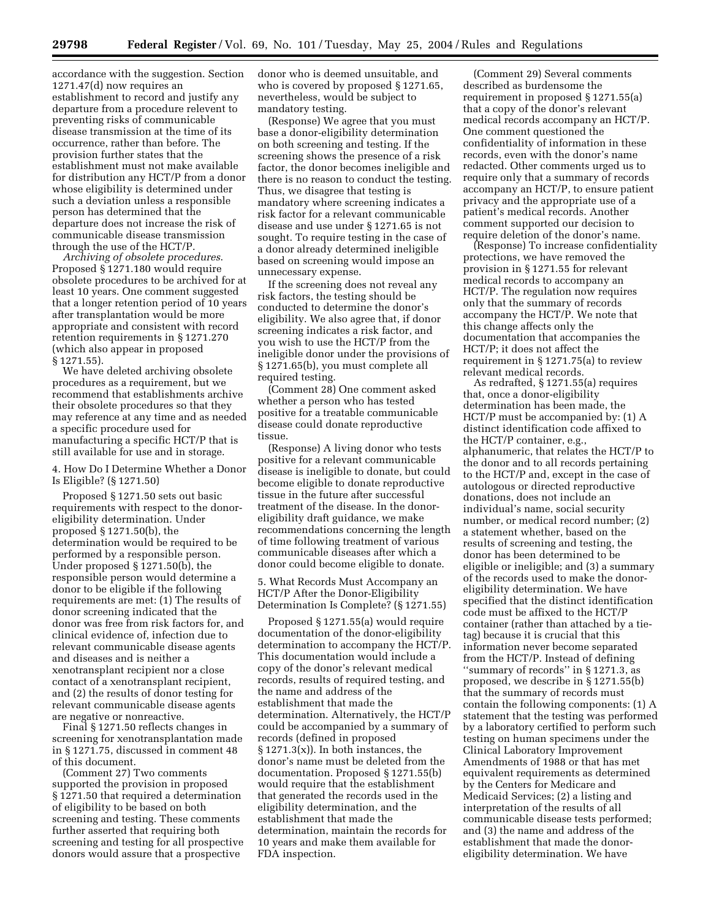accordance with the suggestion. Section 1271.47(d) now requires an establishment to record and justify any departure from a procedure relevent to preventing risks of communicable disease transmission at the time of its occurrence, rather than before. The provision further states that the establishment must not make available for distribution any HCT/P from a donor whose eligibility is determined under such a deviation unless a responsible person has determined that the departure does not increase the risk of communicable disease transmission through the use of the HCT/P.

*Archiving of obsolete procedures*. Proposed § 1271.180 would require obsolete procedures to be archived for at least 10 years. One comment suggested that a longer retention period of 10 years after transplantation would be more appropriate and consistent with record retention requirements in § 1271.270 (which also appear in proposed § 1271.55).

We have deleted archiving obsolete procedures as a requirement, but we recommend that establishments archive their obsolete procedures so that they may reference at any time and as needed a specific procedure used for manufacturing a specific HCT/P that is still available for use and in storage.

4. How Do I Determine Whether a Donor Is Eligible? (§ 1271.50)

Proposed § 1271.50 sets out basic requirements with respect to the donor-eligibility determination. Under proposed § 1271.50(b), the determination would be required to be performed by a responsible person. Under proposed § 1271.50(b), the responsible person would determine a donor to be eligible if the following requirements are met: (1) The results of donor screening indicated that the donor was free from risk factors for, and clinical evidence of, infection due to relevant communicable disease agents and diseases and is neither a xenotransplant recipient nor a close contact of a xenotransplant recipient, and (2) the results of donor testing for relevant communicable disease agents are negative or nonreactive.

Final § 1271.50 reflects changes in screening for xenotransplantation made in § 1271.75, discussed in comment 48 of this document.

(Comment 27) Two comments supported the provision in proposed § 1271.50 that required a determination of eligibility to be based on both screening and testing. These comments further asserted that requiring both screening and testing for all prospective donors would assure that a prospective donor who is deemed unsuitable, and who is covered by proposed § 1271.65, nevertheless, would be subject to mandatory testing.

(Response) We agree that you must base a donor-eligibility determination on both screening and testing. If the screening shows the presence of a risk factor, the donor becomes ineligible and there is no reason to conduct the testing. Thus, we disagree that testing is mandatory where screening indicates a risk factor for a relevant communicable disease and use under § 1271.65 is not sought. To require testing in the case of a donor already determined ineligible based on screening would impose an unnecessary expense.

If the screening does not reveal any risk factors, the testing should be conducted to determine the donor's eligibility. We also agree that, if donor screening indicates a risk factor, and you wish to use the HCT/P from the ineligible donor under the provisions of § 1271.65(b), you must complete all required testing.

(Comment 28) One comment asked whether a person who has tested positive for a treatable communicable disease could donate reproductive tissue.

(Response) A living donor who tests positive for a relevant communicable disease is ineligible to donate, but could become eligible to donate reproductive tissue in the future after successful treatment of the disease. In the donor-eligibility draft guidance, we make recommendations concerning the length of time following treatment of various communicable diseases after which a donor could become eligible to donate.

5. What Records Must Accompany an HCT/P After the Donor-Eligibility Determination Is Complete? (§ 1271.55)

Proposed § 1271.55(a) would require documentation of the donor-eligibility determination to accompany the HCT/P. This documentation would include a copy of the donor's relevant medical records, results of required testing, and the name and address of the establishment that made the determination. Alternatively, the HCT/P could be accompanied by a summary of records (defined in proposed § 1271.3(x)). In both instances, the donor's name must be deleted from the documentation. Proposed § 1271.55(b) would require that the establishment that generated the records used in the eligibility determination, and the establishment that made the determination, maintain the records for 10 years and make them available for FDA inspection.

(Comment 29) Several comments described as burdensome the requirement in proposed § 1271.55(a) that a copy of the donor's relevant medical records accompany an HCT/P. One comment questioned the confidentiality of information in these records, even with the donor's name redacted. Other comments urged us to require only that a summary of records accompany an HCT/P, to ensure patient privacy and the appropriate use of a patient's medical records. Another comment supported our decision to require deletion of the donor's name.

(Response) To increase confidentiality protections, we have removed the provision in § 1271.55 for relevant medical records to accompany an HCT/P. The regulation now requires only that the summary of records accompany the HCT/P. We note that this change affects only the documentation that accompanies the HCT/P; it does not affect the requirement in § 1271.75(a) to review relevant medical records.

As redrafted, § 1271.55(a) requires that, once a donor-eligibility determination has been made, the HCT/P must be accompanied by: (1) A distinct identification code affixed to the HCT/P container, e.g., alphanumeric, that relates the HCT/P to the donor and to all records pertaining to the HCT/P and, except in the case of autologous or directed reproductive donations, does not include an individual's name, social security number, or medical record number; (2) a statement whether, based on the results of screening and testing, the donor has been determined to be eligible or ineligible; and (3) a summary of the records used to make the donor-eligibility determination. We have specified that the distinct identification code must be affixed to the HCT/P container (rather than attached by a tie-tag) because it is crucial that this information never become separated from the HCT/P. Instead of defining ''summary of records'' in § 1271.3, as proposed, we describe in § 1271.55(b) that the summary of records must contain the following components: (1) A statement that the testing was performed by a laboratory certified to perform such testing on human specimens under the Clinical Laboratory Improvement Amendments of 1988 or that has met equivalent requirements as determined by the Centers for Medicare and Medicaid Services; (2) a listing and interpretation of the results of all communicable disease tests performed; and (3) the name and address of the establishment that made the donor-eligibility determination. We have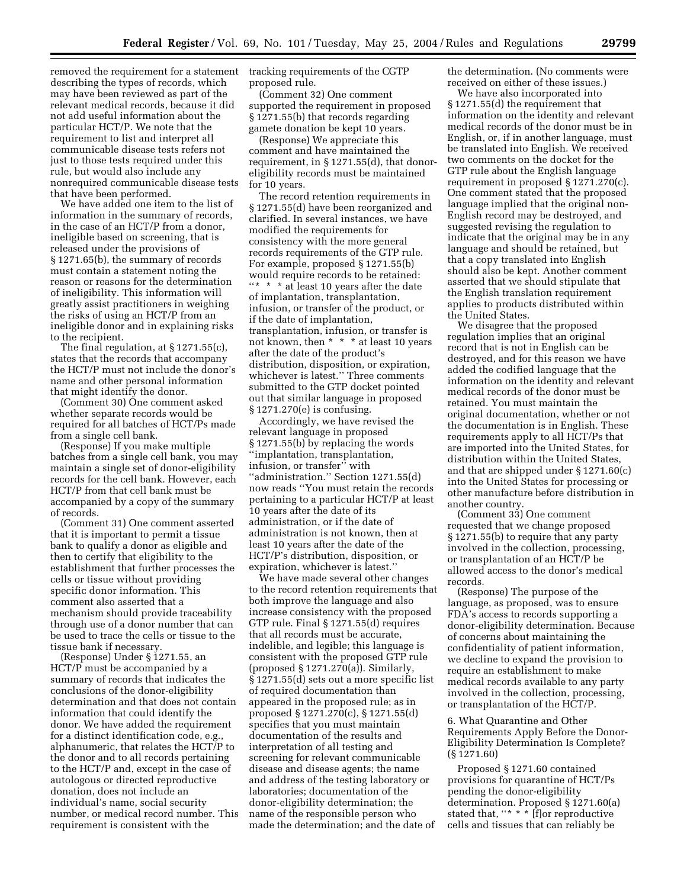removed the requirement for a statement describing the types of records, which may have been reviewed as part of the relevant medical records, because it did not add useful information about the particular HCT/P. We note that the requirement to list and interpret all communicable disease tests refers not just to those tests required under this rule, but would also include any nonrequired communicable disease tests that have been performed.

We have added one item to the list of information in the summary of records, in the case of an HCT/P from a donor, ineligible based on screening, that is released under the provisions of § 1271.65(b), the summary of records must contain a statement noting the reason or reasons for the determination of ineligibility. This information will greatly assist practitioners in weighing the risks of using an HCT/P from an ineligible donor and in explaining risks to the recipient.

The final regulation, at § 1271.55(c), states that the records that accompany the HCT/P must not include the donor's name and other personal information that might identify the donor.

(Comment 30) One comment asked whether separate records would be required for all batches of HCT/Ps made from a single cell bank.

(Response) If you make multiple batches from a single cell bank, you may maintain a single set of donor-eligibility records for the cell bank. However, each HCT/P from that cell bank must be accompanied by a copy of the summary of records.

(Comment 31) One comment asserted that it is important to permit a tissue bank to qualify a donor as eligible and then to certify that eligibility to the establishment that further processes the cells or tissue without providing specific donor information. This comment also asserted that a mechanism should provide traceability through use of a donor number that can be used to trace the cells or tissue to the tissue bank if necessary.

(Response) Under § 1271.55, an HCT/P must be accompanied by a summary of records that indicates the conclusions of the donor-eligibility determination and that does not contain information that could identify the donor. We have added the requirement for a distinct identification code, e.g., alphanumeric, that relates the HCT/P to the donor and to all records pertaining to the HCT/P and, except in the case of autologous or directed reproductive donation, does not include an individual's name, social security number, or medical record number. This requirement is consistent with the tracking requirements of the CGTP proposed rule.

(Comment 32) One comment supported the requirement in proposed § 1271.55(b) that records regarding gamete donation be kept 10 years.

(Response) We appreciate this comment and have maintained the requirement, in § 1271.55(d), that donor-eligibility records must be maintained for 10 years.

The record retention requirements in § 1271.55(d) have been reorganized and clarified. In several instances, we have modified the requirements for consistency with the more general records requirements of the GTP rule. For example, proposed § 1271.55(b) would require records to be retained: "* * * at least 10 years after the date of implantation, transplantation, infusion, or transfer of the product, or if the date of implantation, transplantation, infusion, or transfer is not known, then * * * at least 10 years after the date of the product's distribution, disposition, or expiration, whichever is latest." Three comments submitted to the GTP docket pointed out that similar language in proposed § 1271.270(e) is confusing.

Accordingly, we have revised the relevant language in proposed § 1271.55(b) by replacing the words "implantation, transplantation, infusion, or transfer" with "administration." Section 1271.55(d) now reads "You must retain the records pertaining to a particular HCT/P at least 10 years after the date of its administration, or if the date of administration is not known, then at least 10 years after the date of the HCT/P's distribution, disposition, or expiration, whichever is latest."

We have made several other changes to the record retention requirements that both improve the language and also increase consistency with the proposed GTP rule. Final § 1271.55(d) requires that all records must be accurate, indelible, and legible; this language is consistent with the proposed GTP rule (proposed § 1271.270(a)). Similarly, § 1271.55(d) sets out a more specific list of required documentation than appeared in the proposed rule; as in proposed § 1271.270(c), § 1271.55(d) specifies that you must maintain documentation of the results and interpretation of all testing and screening for relevant communicable disease and disease agents; the name and address of the testing laboratory or laboratories; documentation of the donor-eligibility determination; the name of the responsible person who made the determination; and the date of the determination. (No comments were received on either of these issues.)

We have also incorporated into § 1271.55(d) the requirement that information on the identity and relevant medical records of the donor must be in English, or, if in another language, must be translated into English. We received two comments on the docket for the GTP rule about the English language requirement in proposed § 1271.270(c). One comment stated that the proposed language implied that the original non-English record may be destroyed, and suggested revising the regulation to indicate that the original may be in any language and should be retained, but that a copy translated into English should also be kept. Another comment asserted that we should stipulate that the English translation requirement applies to products distributed within the United States.

We disagree that the proposed regulation implies that an original record that is not in English can be destroyed, and for this reason we have added the codified language that the information on the identity and relevant medical records of the donor must be retained. You must maintain the original documentation, whether or not the documentation is in English. These requirements apply to all HCT/Ps that are imported into the United States, for distribution within the United States, and that are shipped under § 1271.60(c) into the United States for processing or other manufacture before distribution in another country.

(Comment 33) One comment requested that we change proposed § 1271.55(b) to require that any party involved in the collection, processing, or transplantation of an HCT/P be allowed access to the donor's medical records.

(Response) The purpose of the language, as proposed, was to ensure FDA's access to records supporting a donor-eligibility determination. Because of concerns about maintaining the confidentiality of patient information, we decline to expand the provision to require an establishment to make medical records available to any party involved in the collection, processing, or transplantation of the HCT/P.

### 6. What Quarantine and Other Requirements Apply Before the Donor-Eligibility Determination Is Complete? (§ 1271.60)

Proposed § 1271.60 contained provisions for quarantine of HCT/Ps pending the donor-eligibility determination. Proposed § 1271.60(a) stated that, "* * * [f]or reproductive cells and tissues that can reliably be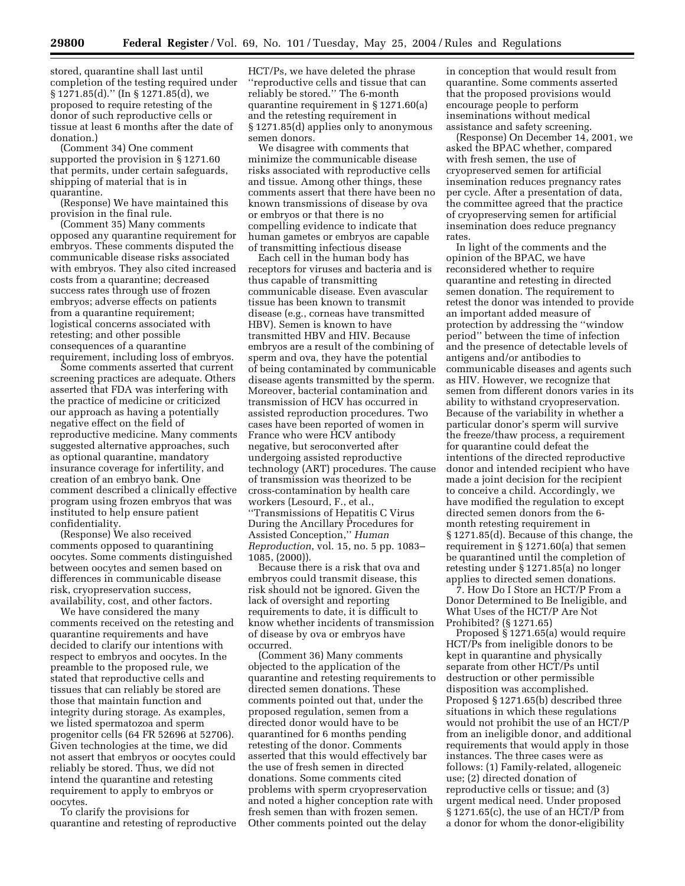stored, quarantine shall last until completion of the testing required under § 1271.85(d).'' (In § 1271.85(d), we proposed to require retesting of the donor of such reproductive cells or tissue at least 6 months after the date of donation.)

(Comment 34) One comment supported the provision in § 1271.60 that permits, under certain safeguards, shipping of material that is in quarantine.

(Response) We have maintained this provision in the final rule.

(Comment 35) Many comments opposed any quarantine requirement for embryos. These comments disputed the communicable disease risks associated with embryos. They also cited increased costs from a quarantine; decreased success rates through use of frozen embryos; adverse effects on patients from a quarantine requirement; logistical concerns associated with retesting; and other possible consequences of a quarantine requirement, including loss of embryos.

Some comments asserted that current screening practices are adequate. Others asserted that FDA was interfering with the practice of medicine or criticized our approach as having a potentially negative effect on the field of reproductive medicine. Many comments suggested alternative approaches, such as optional quarantine, mandatory insurance coverage for infertility, and creation of an embryo bank. One comment described a clinically effective program using frozen embryos that was instituted to help ensure patient confidentiality.

(Response) We also received comments opposed to quarantining oocytes. Some comments distinguished between oocytes and semen based on differences in communicable disease risk, cryopreservation success, availability, cost, and other factors.

We have considered the many comments received on the retesting and quarantine requirements and have decided to clarify our intentions with respect to embryos and oocytes. In the preamble to the proposed rule, we stated that reproductive cells and tissues that can reliably be stored are those that maintain function and integrity during storage. As examples, we listed spermatozoa and sperm progenitor cells (64 FR 52696 at 52706). Given technologies at the time, we did not assert that embryos or oocytes could reliably be stored. Thus, we did not intend the quarantine and retesting requirement to apply to embryos or oocytes.

To clarify the provisions for quarantine and retesting of reproductive HCT/Ps, we have deleted the phrase ''reproductive cells and tissue that can reliably be stored.'' The 6-month quarantine requirement in § 1271.60(a) and the retesting requirement in § 1271.85(d) applies only to anonymous semen donors.

We disagree with comments that minimize the communicable disease risks associated with reproductive cells and tissue. Among other things, these comments assert that there have been no known transmissions of disease by ova or embryos or that there is no compelling evidence to indicate that human gametes or embryos are capable of transmitting infectious disease

Each cell in the human body has receptors for viruses and bacteria and is thus capable of transmitting communicable disease. Even avascular tissue has been known to transmit disease (e.g., corneas have transmitted HBV). Semen is known to have transmitted HBV and HIV. Because embryos are a result of the combining of sperm and ova, they have the potential of being contaminated by communicable disease agents transmitted by the sperm. Moreover, bacterial contamination and transmission of HCV has occurred in assisted reproduction procedures. Two cases have been reported of women in France who were HCV antibody negative, but seroconverted after undergoing assisted reproductive technology (ART) procedures. The cause of transmission was theorized to be cross-contamination by health care workers (Lesourd, F., et al., ''Transmissions of Hepatitis C Virus During the Ancillary Procedures for Assisted Conception,'' *Human Reproduction*, vol. 15, no. 5 pp. 1083–1085, (2000)).

Because there is a risk that ova and embryos could transmit disease, this risk should not be ignored. Given the lack of oversight and reporting requirements to date, it is difficult to know whether incidents of transmission of disease by ova or embryos have occurred.

(Comment 36) Many comments objected to the application of the quarantine and retesting requirements to directed semen donations. These comments pointed out that, under the proposed regulation, semen from a directed donor would have to be quarantined for 6 months pending retesting of the donor. Comments asserted that this would effectively bar the use of fresh semen in directed donations. Some comments cited problems with sperm cryopreservation and noted a higher conception rate with fresh semen than with frozen semen. Other comments pointed out the delay in conception that would result from quarantine. Some comments asserted that the proposed provisions would encourage people to perform inseminations without medical assistance and safety screening.

(Response) On December 14, 2001, we asked the BPAC whether, compared with fresh semen, the use of cryopreserved semen for artificial insemination reduces pregnancy rates per cycle. After a presentation of data, the committee agreed that the practice of cryopreserving semen for artificial insemination does reduce pregnancy rates.

In light of the comments and the opinion of the BPAC, we have reconsidered whether to require quarantine and retesting in directed semen donation. The requirement to retest the donor was intended to provide an important added measure of protection by addressing the ''window period'' between the time of infection and the presence of detectable levels of antigens and/or antibodies to communicable diseases and agents such as HIV. However, we recognize that semen from different donors varies in its ability to withstand cryopreservation. Because of the variability in whether a particular donor's sperm will survive the freeze/thaw process, a requirement for quarantine could defeat the intentions of the directed reproductive donor and intended recipient who have made a joint decision for the recipient to conceive a child. Accordingly, we have modified the regulation to except directed semen donors from the 6-month retesting requirement in § 1271.85(d). Because of this change, the requirement in § 1271.60(a) that semen be quarantined until the completion of retesting under § 1271.85(a) no longer applies to directed semen donations.

7. How Do I Store an HCT/P From a Donor Determined to Be Ineligible, and What Uses of the HCT/P Are Not Prohibited? (§ 1271.65)

Proposed § 1271.65(a) would require HCT/Ps from ineligible donors to be kept in quarantine and physically separate from other HCT/Ps until destruction or other permissible disposition was accomplished. Proposed § 1271.65(b) described three situations in which these regulations would not prohibit the use of an HCT/P from an ineligible donor, and additional requirements that would apply in those instances. The three cases were as follows: (1) Family-related, allogeneic use; (2) directed donation of reproductive cells or tissue; and (3) urgent medical need. Under proposed § 1271.65(c), the use of an HCT/P from a donor for whom the donor-eligibility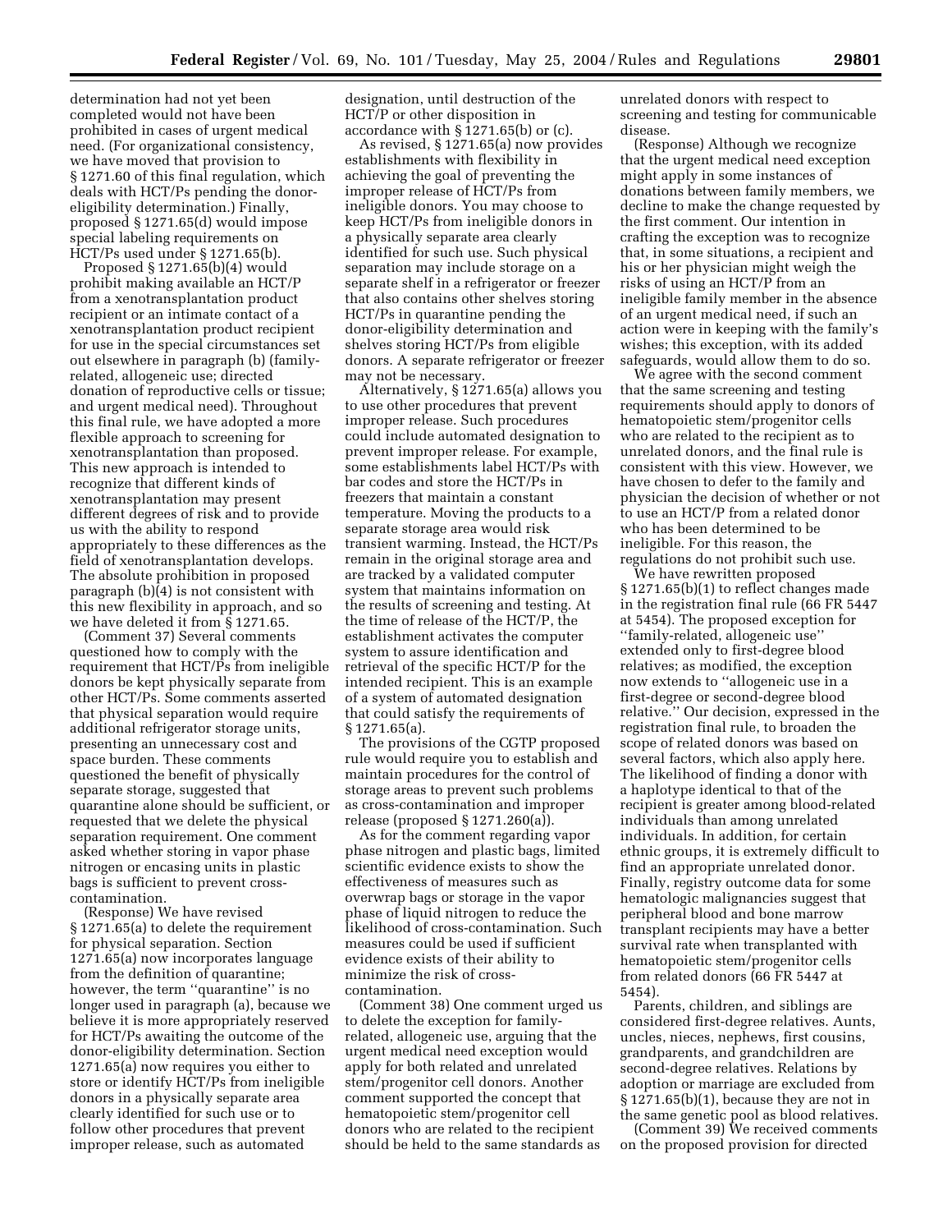determination had not yet been completed would not have been prohibited in cases of urgent medical need. (For organizational consistency, we have moved that provision to § 1271.60 of this final regulation, which deals with HCT/Ps pending the donor-eligibility determination.) Finally, proposed § 1271.65(d) would impose special labeling requirements on HCT/Ps used under § 1271.65(b).

Proposed § 1271.65(b)(4) would prohibit making available an HCT/P from a xenotransplantation product recipient or an intimate contact of a xenotransplantation product recipient for use in the special circumstances set out elsewhere in paragraph (b) (family-related, allogeneic use; directed donation of reproductive cells or tissue; and urgent medical need). Throughout this final rule, we have adopted a more flexible approach to screening for xenotransplantation than proposed. This new approach is intended to recognize that different kinds of xenotransplantation may present different degrees of risk and to provide us with the ability to respond appropriately to these differences as the field of xenotransplantation develops. The absolute prohibition in proposed paragraph (b)(4) is not consistent with this new flexibility in approach, and so we have deleted it from § 1271.65.

(Comment 37) Several comments questioned how to comply with the requirement that HCT/Ps from ineligible donors be kept physically separate from other HCT/Ps. Some comments asserted that physical separation would require additional refrigerator storage units, presenting an unnecessary cost and space burden. These comments questioned the benefit of physically separate storage, suggested that quarantine alone should be sufficient, or requested that we delete the physical separation requirement. One comment asked whether storing in vapor phase nitrogen or encasing units in plastic bags is sufficient to prevent cross-contamination.

(Response) We have revised § 1271.65(a) to delete the requirement for physical separation. Section 1271.65(a) now incorporates language from the definition of quarantine; however, the term ''quarantine'' is no longer used in paragraph (a), because we believe it is more appropriately reserved for HCT/Ps awaiting the outcome of the donor-eligibility determination. Section 1271.65(a) now requires you either to store or identify HCT/Ps from ineligible donors in a physically separate area clearly identified for such use or to follow other procedures that prevent improper release, such as automated designation, until destruction of the HCT/P or other disposition in accordance with § 1271.65(b) or (c).

As revised, § 1271.65(a) now provides establishments with flexibility in achieving the goal of preventing the improper release of HCT/Ps from ineligible donors. You may choose to keep HCT/Ps from ineligible donors in a physically separate area clearly identified for such use. Such physical separation may include storage on a separate shelf in a refrigerator or freezer that also contains other shelves storing HCT/Ps in quarantine pending the donor-eligibility determination and shelves storing HCT/Ps from eligible donors. A separate refrigerator or freezer may not be necessary.

Alternatively, § 1271.65(a) allows you to use other procedures that prevent improper release. Such procedures could include automated designation to prevent improper release. For example, some establishments label HCT/Ps with bar codes and store the HCT/Ps in freezers that maintain a constant temperature. Moving the products to a separate storage area would risk transient warming. Instead, the HCT/Ps remain in the original storage area and are tracked by a validated computer system that maintains information on the results of screening and testing. At the time of release of the HCT/P, the establishment activates the computer system to assure identification and retrieval of the specific HCT/P for the intended recipient. This is an example of a system of automated designation that could satisfy the requirements of § 1271.65(a).

The provisions of the CGTP proposed rule would require you to establish and maintain procedures for the control of storage areas to prevent such problems as cross-contamination and improper release (proposed § 1271.260(a)).

As for the comment regarding vapor phase nitrogen and plastic bags, limited scientific evidence exists to show the effectiveness of measures such as overwrap bags or storage in the vapor phase of liquid nitrogen to reduce the likelihood of cross-contamination. Such measures could be used if sufficient evidence exists of their ability to minimize the risk of cross-contamination.

(Comment 38) One comment urged us to delete the exception for family-related, allogeneic use, arguing that the urgent medical need exception would apply for both related and unrelated stem/progenitor cell donors. Another comment supported the concept that hematopoietic stem/progenitor cell donors who are related to the recipient should be held to the same standards as unrelated donors with respect to screening and testing for communicable disease.

(Response) Although we recognize that the urgent medical need exception might apply in some instances of donations between family members, we decline to make the change requested by the first comment. Our intention in crafting the exception was to recognize that, in some situations, a recipient and his or her physician might weigh the risks of using an HCT/P from an ineligible family member in the absence of an urgent medical need, if such an action were in keeping with the family's wishes; this exception, with its added safeguards, would allow them to do so.

We agree with the second comment that the same screening and testing requirements should apply to donors of hematopoietic stem/progenitor cells who are related to the recipient as to unrelated donors, and the final rule is consistent with this view. However, we have chosen to defer to the family and physician the decision of whether or not to use an HCT/P from a related donor who has been determined to be ineligible. For this reason, the regulations do not prohibit such use.

We have rewritten proposed § 1271.65(b)(1) to reflect changes made in the registration final rule (66 FR 5447 at 5454). The proposed exception for ''family-related, allogeneic use'' extended only to first-degree blood relatives; as modified, the exception now extends to ''allogeneic use in a first-degree or second-degree blood relative.'' Our decision, expressed in the registration final rule, to broaden the scope of related donors was based on several factors, which also apply here. The likelihood of finding a donor with a haplotype identical to that of the recipient is greater among blood-related individuals than among unrelated individuals. In addition, for certain ethnic groups, it is extremely difficult to find an appropriate unrelated donor. Finally, registry outcome data for some hematologic malignancies suggest that peripheral blood and bone marrow transplant recipients may have a better survival rate when transplanted with hematopoietic stem/progenitor cells from related donors (66 FR 5447 at 5454).

Parents, children, and siblings are considered first-degree relatives. Aunts, uncles, nieces, nephews, first cousins, grandparents, and grandchildren are second-degree relatives. Relations by adoption or marriage are excluded from § 1271.65(b)(1), because they are not in the same genetic pool as blood relatives.

(Comment 39) We received comments on the proposed provision for directed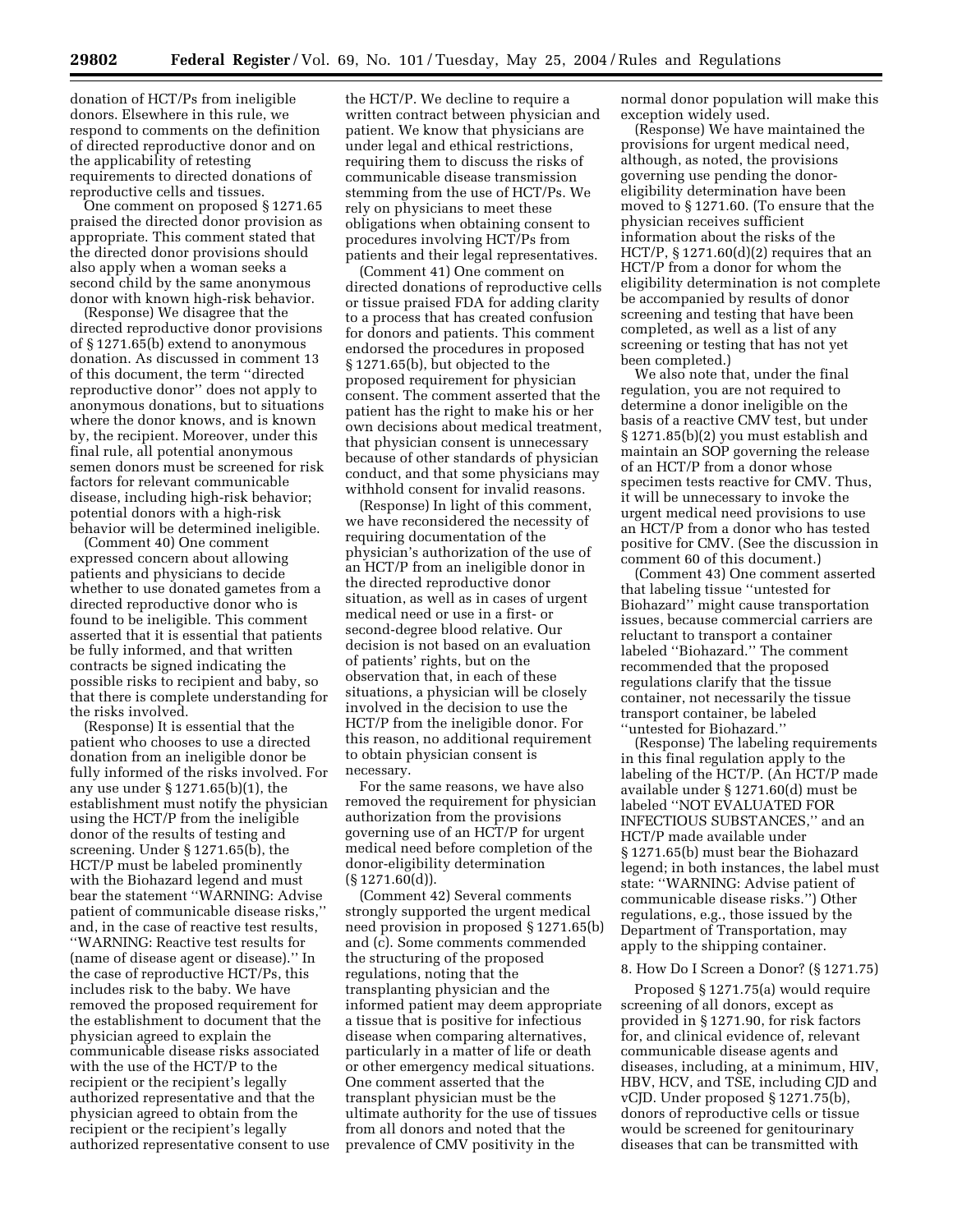donation of HCT/Ps from ineligible donors. Elsewhere in this rule, we respond to comments on the definition of directed reproductive donor and on the applicability of retesting requirements to directed donations of reproductive cells and tissues.

One comment on proposed § 1271.65 praised the directed donor provision as appropriate. This comment stated that the directed donor provisions should also apply when a woman seeks a second child by the same anonymous donor with known high-risk behavior.

(Response) We disagree that the directed reproductive donor provisions of § 1271.65(b) extend to anonymous donation. As discussed in comment 13 of this document, the term ''directed reproductive donor'' does not apply to anonymous donations, but to situations where the donor knows, and is known by, the recipient. Moreover, under this final rule, all potential anonymous semen donors must be screened for risk factors for relevant communicable disease, including high-risk behavior; potential donors with a high-risk behavior will be determined ineligible.

(Comment 40) One comment expressed concern about allowing patients and physicians to decide whether to use donated gametes from a directed reproductive donor who is found to be ineligible. This comment asserted that it is essential that patients be fully informed, and that written contracts be signed indicating the possible risks to recipient and baby, so that there is complete understanding for the risks involved.

(Response) It is essential that the patient who chooses to use a directed donation from an ineligible donor be fully informed of the risks involved. For any use under § 1271.65(b)(1), the establishment must notify the physician using the HCT/P from the ineligible donor of the results of testing and screening. Under § 1271.65(b), the HCT/P must be labeled prominently with the Biohazard legend and must bear the statement ''WARNING: Advise patient of communicable disease risks,'' and, in the case of reactive test results, ''WARNING: Reactive test results for (name of disease agent or disease).'' In the case of reproductive HCT/Ps, this includes risk to the baby. We have removed the proposed requirement for the establishment to document that the physician agreed to explain the communicable disease risks associated with the use of the HCT/P to the recipient or the recipient's legally authorized representative and that the physician agreed to obtain from the recipient or the recipient's legally authorized representative consent to use the HCT/P. We decline to require a written contract between physician and patient. We know that physicians are under legal and ethical restrictions, requiring them to discuss the risks of communicable disease transmission stemming from the use of HCT/Ps. We rely on physicians to meet these obligations when obtaining consent to procedures involving HCT/Ps from patients and their legal representatives.

(Comment 41) One comment on directed donations of reproductive cells or tissue praised FDA for adding clarity to a process that has created confusion for donors and patients. This comment endorsed the procedures in proposed § 1271.65(b), but objected to the proposed requirement for physician consent. The comment asserted that the patient has the right to make his or her own decisions about medical treatment, that physician consent is unnecessary because of other standards of physician conduct, and that some physicians may withhold consent for invalid reasons.

(Response) In light of this comment, we have reconsidered the necessity of requiring documentation of the physician's authorization of the use of an HCT/P from an ineligible donor in the directed reproductive donor situation, as well as in cases of urgent medical need or use in a first- or second-degree blood relative. Our decision is not based on an evaluation of patients' rights, but on the observation that, in each of these situations, a physician will be closely involved in the decision to use the HCT/P from the ineligible donor. For this reason, no additional requirement to obtain physician consent is necessary.

For the same reasons, we have also removed the requirement for physician authorization from the provisions governing use of an HCT/P for urgent medical need before completion of the donor-eligibility determination (§ 1271.60(d)).

(Comment 42) Several comments strongly supported the urgent medical need provision in proposed § 1271.65(b) and (c). Some comments commended the structuring of the proposed regulations, noting that the transplanting physician and the informed patient may deem appropriate a tissue that is positive for infectious disease when comparing alternatives, particularly in a matter of life or death or other emergency medical situations. One comment asserted that the transplant physician must be the ultimate authority for the use of tissues from all donors and noted that the prevalence of CMV positivity in the normal donor population will make this exception widely used.

(Response) We have maintained the provisions for urgent medical need, although, as noted, the provisions governing use pending the donor-eligibility determination have been moved to § 1271.60. (To ensure that the physician receives sufficient information about the risks of the HCT/P, § 1271.60(d)(2) requires that an HCT/P from a donor for whom the eligibility determination is not complete be accompanied by results of donor screening and testing that have been completed, as well as a list of any screening or testing that has not yet been completed.)

We also note that, under the final regulation, you are not required to determine a donor ineligible on the basis of a reactive CMV test, but under § 1271.85(b)(2) you must establish and maintain an SOP governing the release of an HCT/P from a donor whose specimen tests reactive for CMV. Thus, it will be unnecessary to invoke the urgent medical need provisions to use an HCT/P from a donor who has tested positive for CMV. (See the discussion in comment 60 of this document.)

(Comment 43) One comment asserted that labeling tissue ''untested for Biohazard'' might cause transportation issues, because commercial carriers are reluctant to transport a container labeled ''Biohazard.'' The comment recommended that the proposed regulations clarify that the tissue container, not necessarily the tissue transport container, be labeled ''untested for Biohazard.''

(Response) The labeling requirements in this final regulation apply to the labeling of the HCT/P. (An HCT/P made available under § 1271.60(d) must be labeled ''NOT EVALUATED FOR INFECTIOUS SUBSTANCES,'' and an HCT/P made available under § 1271.65(b) must bear the Biohazard legend; in both instances, the label must state: ''WARNING: Advise patient of communicable disease risks.'') Other regulations, e.g., those issued by the Department of Transportation, may apply to the shipping container.

### 8. How Do I Screen a Donor? (§ 1271.75)

Proposed § 1271.75(a) would require screening of all donors, except as provided in § 1271.90, for risk factors for, and clinical evidence of, relevant communicable disease agents and diseases, including, at a minimum, HIV, HBV, HCV, and TSE, including CJD and vCJD. Under proposed § 1271.75(b), donors of reproductive cells or tissue would be screened for genitourinary diseases that can be transmitted with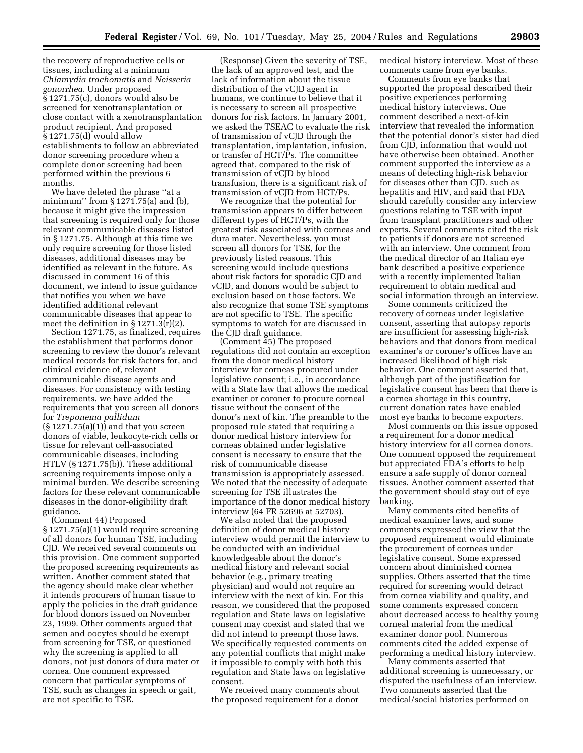the recovery of reproductive cells or tissues, including at a minimum *Chlamydia trachomatis* and *Neisseria gonorrhea*. Under proposed § 1271.75(c), donors would also be screened for xenotransplantation or close contact with a xenotransplantation product recipient. And proposed § 1271.75(d) would allow establishments to follow an abbreviated donor screening procedure when a complete donor screening had been performed within the previous 6 months.

We have deleted the phrase ''at a minimum'' from § 1271.75(a) and (b), because it might give the impression that screening is required only for those relevant communicable diseases listed in § 1271.75. Although at this time we only require screening for those listed diseases, additional diseases may be identified as relevant in the future. As discussed in comment 16 of this document, we intend to issue guidance that notifies you when we have identified additional relevant communicable diseases that appear to meet the definition in § 1271.3(r)(2).

Section 1271.75, as finalized, requires the establishment that performs donor screening to review the donor's relevant medical records for risk factors for, and clinical evidence of, relevant communicable disease agents and diseases. For consistency with testing requirements, we have added the requirements that you screen all donors for *Treponema pallidum* (§ 1271.75(a)(1)) and that you screen donors of viable, leukocyte-rich cells or tissue for relevant cell-associated communicable diseases, including HTLV (§ 1271.75(b)). These additional screening requirements impose only a minimal burden. We describe screening factors for these relevant communicable diseases in the donor-eligibility draft guidance.

(Comment 44) Proposed § 1271.75(a)(1) would require screening of all donors for human TSE, including CJD. We received several comments on this provision. One comment supported the proposed screening requirements as written. Another comment stated that the agency should make clear whether it intends procurers of human tissue to apply the policies in the draft guidance for blood donors issued on November 23, 1999. Other comments argued that semen and oocytes should be exempt from screening for TSE, or questioned why the screening is applied to all donors, not just donors of dura mater or cornea. One comment expressed concern that particular symptoms of TSE, such as changes in speech or gait, are not specific to TSE.

(Response) Given the severity of TSE, the lack of an approved test, and the lack of information about the tissue distribution of the vCJD agent in humans, we continue to believe that it is necessary to screen all prospective donors for risk factors. In January 2001, we asked the TSEAC to evaluate the risk of transmission of vCJD through the transplantation, implantation, infusion, or transfer of HCT/Ps. The committee agreed that, compared to the risk of transmission of vCJD by blood transfusion, there is a significant risk of transmission of vCJD from HCT/Ps.

We recognize that the potential for transmission appears to differ between different types of HCT/Ps, with the greatest risk associated with corneas and dura mater. Nevertheless, you must screen all donors for TSE, for the previously listed reasons. This screening would include questions about risk factors for sporadic CJD and vCJD, and donors would be subject to exclusion based on those factors. We also recognize that some TSE symptoms are not specific to TSE. The specific symptoms to watch for are discussed in the CJD draft guidance.

(Comment 45) The proposed regulations did not contain an exception from the donor medical history interview for corneas procured under legislative consent; i.e., in accordance with a State law that allows the medical examiner or coroner to procure corneal tissue without the consent of the donor's next of kin. The preamble to the proposed rule stated that requiring a donor medical history interview for corneas obtained under legislative consent is necessary to ensure that the risk of communicable disease transmission is appropriately assessed. We noted that the necessity of adequate screening for TSE illustrates the importance of the donor medical history interview (64 FR 52696 at 52703).

We also noted that the proposed definition of donor medical history interview would permit the interview to be conducted with an individual knowledgeable about the donor's medical history and relevant social behavior (e.g., primary treating physician) and would not require an interview with the next of kin. For this reason, we considered that the proposed regulation and State laws on legislative consent may coexist and stated that we did not intend to preempt those laws. We specifically requested comments on any potential conflicts that might make it impossible to comply with both this regulation and State laws on legislative consent.

We received many comments about the proposed requirement for a donor medical history interview. Most of these comments came from eye banks.

Comments from eye banks that supported the proposal described their positive experiences performing medical history interviews. One comment described a next-of-kin interview that revealed the information that the potential donor's sister had died from CJD, information that would not have otherwise been obtained. Another comment supported the interview as a means of detecting high-risk behavior for diseases other than CJD, such as hepatitis and HIV, and said that FDA should carefully consider any interview questions relating to TSE with input from transplant practitioners and other experts. Several comments cited the risk to patients if donors are not screened with an interview. One comment from the medical director of an Italian eye bank described a positive experience with a recently implemented Italian requirement to obtain medical and social information through an interview.

Some comments criticized the recovery of corneas under legislative consent, asserting that autopsy reports are insufficient for assessing high-risk behaviors and that donors from medical examiner's or coroner's offices have an increased likelihood of high risk behavior. One comment asserted that, although part of the justification for legislative consent has been that there is a cornea shortage in this country, current donation rates have enabled most eye banks to become exporters.

Most comments on this issue opposed a requirement for a donor medical history interview for all cornea donors. One comment opposed the requirement but appreciated FDA's efforts to help ensure a safe supply of donor corneal tissues. Another comment asserted that the government should stay out of eye banking.

Many comments cited benefits of medical examiner laws, and some comments expressed the view that the proposed requirement would eliminate the procurement of corneas under legislative consent. Some expressed concern about diminished cornea supplies. Others asserted that the time required for screening would detract from cornea viability and quality, and some comments expressed concern about decreased access to healthy young corneal material from the medical examiner donor pool. Numerous comments cited the added expense of performing a medical history interview.

Many comments asserted that additional screening is unnecessary, or disputed the usefulness of an interview. Two comments asserted that the medical/social histories performed on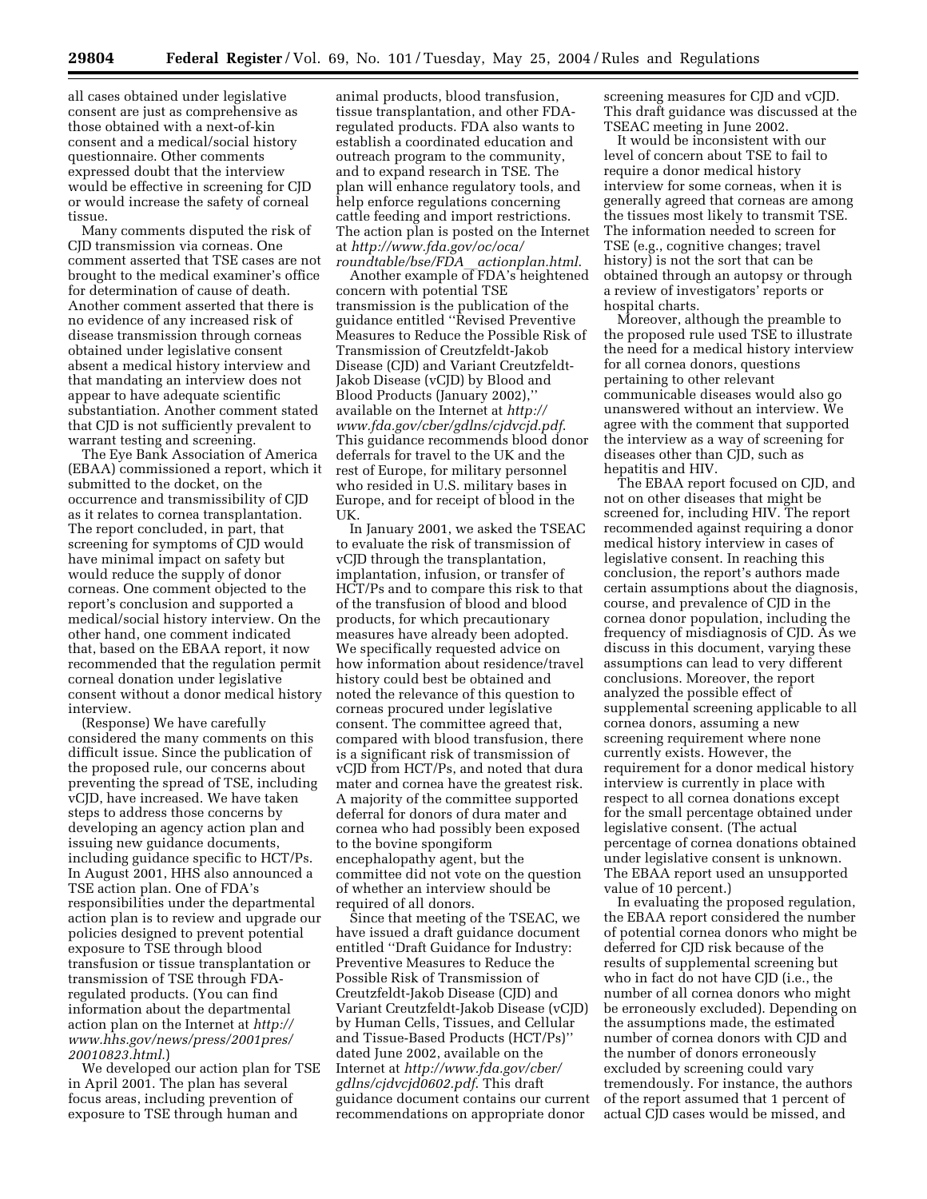all cases obtained under legislative consent are just as comprehensive as those obtained with a next-of-kin consent and a medical/social history questionnaire. Other comments expressed doubt that the interview would be effective in screening for CJD or would increase the safety of corneal tissue.

Many comments disputed the risk of CJD transmission via corneas. One comment asserted that TSE cases are not brought to the medical examiner's office for determination of cause of death. Another comment asserted that there is no evidence of any increased risk of disease transmission through corneas obtained under legislative consent absent a medical history interview and that mandating an interview does not appear to have adequate scientific substantiation. Another comment stated that CJD is not sufficiently prevalent to warrant testing and screening.

The Eye Bank Association of America (EBAA) commissioned a report, which it submitted to the docket, on the occurrence and transmissibility of CJD as it relates to cornea transplantation. The report concluded, in part, that screening for symptoms of CJD would have minimal impact on safety but would reduce the supply of donor corneas. One comment objected to the report's conclusion and supported a medical/social history interview. On the other hand, one comment indicated that, based on the EBAA report, it now recommended that the regulation permit corneal donation under legislative consent without a donor medical history interview.

(Response) We have carefully considered the many comments on this difficult issue. Since the publication of the proposed rule, our concerns about preventing the spread of TSE, including vCJD, have increased. We have taken steps to address those concerns by developing an agency action plan and issuing new guidance documents, including guidance specific to HCT/Ps. In August 2001, HHS also announced a TSE action plan. One of FDA's responsibilities under the departmental action plan is to review and upgrade our policies designed to prevent potential exposure to TSE through blood transfusion or tissue transplantation or transmission of TSE through FDA-regulated products. (You can find information about the departmental action plan on the Internet at *http://www.hhs.gov/news/press/2001pres/20010823.html*.)

We developed our action plan for TSE in April 2001. The plan has several focus areas, including prevention of exposure to TSE through human and animal products, blood transfusion, tissue transplantation, and other FDA-regulated products. FDA also wants to establish a coordinated education and outreach program to the community, and to expand research in TSE. The plan will enhance regulatory tools, and help enforce regulations concerning cattle feeding and import restrictions. The action plan is posted on the Internet at *http://www.fda.gov/oc/oca/roundtable/bse/FDA_actionplan.html*.

Another example of FDA's heightened concern with potential TSE transmission is the publication of the guidance entitled "Revised Preventive Measures to Reduce the Possible Risk of Transmission of Creutzfeldt-Jakob Disease (CJD) and Variant Creutzfeldt-Jakob Disease (vCJD) by Blood and Blood Products (January 2002)," available on the Internet at *http://www.fda.gov/cber/gdlns/cjdvcjd.pdf*. This guidance recommends blood donor deferrals for travel to the UK and the rest of Europe, for military personnel who resided in U.S. military bases in Europe, and for receipt of blood in the UK.

In January 2001, we asked the TSEAC to evaluate the risk of transmission of vCJD through the transplantation, implantation, infusion, or transfer of HCT/Ps and to compare this risk to that of the transfusion of blood and blood products, for which precautionary measures have already been adopted. We specifically requested advice on how information about residence/travel history could best be obtained and noted the relevance of this question to corneas procured under legislative consent. The committee agreed that, compared with blood transfusion, there is a significant risk of transmission of vCJD from HCT/Ps, and noted that dura mater and cornea have the greatest risk. A majority of the committee supported deferral for donors of dura mater and cornea who had possibly been exposed to the bovine spongiform encephalopathy agent, but the committee did not vote on the question of whether an interview should be required of all donors.

Since that meeting of the TSEAC, we have issued a draft guidance document entitled "Draft Guidance for Industry: Preventive Measures to Reduce the Possible Risk of Transmission of Creutzfeldt-Jakob Disease (CJD) and Variant Creutzfeldt-Jakob Disease (vCJD) by Human Cells, Tissues, and Cellular and Tissue-Based Products (HCT/Ps)" dated June 2002, available on the Internet at *http://www.fda.gov/cber/gdlns/cjdvcjd0602.pdf*. This draft guidance document contains our current recommendations on appropriate donor screening measures for CJD and vCJD. This draft guidance was discussed at the TSEAC meeting in June 2002.

It would be inconsistent with our level of concern about TSE to fail to require a donor medical history interview for some corneas, when it is generally agreed that corneas are among the tissues most likely to transmit TSE. The information needed to screen for TSE (e.g., cognitive changes; travel history) is not the sort that can be obtained through an autopsy or through a review of investigators' reports or hospital charts.

Moreover, although the preamble to the proposed rule used TSE to illustrate the need for a medical history interview for all cornea donors, questions pertaining to other relevant communicable diseases would also go unanswered without an interview. We agree with the comment that supported the interview as a way of screening for diseases other than CJD, such as hepatitis and HIV.

The EBAA report focused on CJD, and not on other diseases that might be screened for, including HIV. The report recommended against requiring a donor medical history interview in cases of legislative consent. In reaching this conclusion, the report's authors made certain assumptions about the diagnosis, course, and prevalence of CJD in the cornea donor population, including the frequency of misdiagnosis of CJD. As we discuss in this document, varying these assumptions can lead to very different conclusions. Moreover, the report analyzed the possible effect of supplemental screening applicable to all cornea donors, assuming a new screening requirement where none currently exists. However, the requirement for a donor medical history interview is currently in place with respect to all cornea donations except for the small percentage obtained under legislative consent. (The actual percentage of cornea donations obtained under legislative consent is unknown. The EBAA report used an unsupported value of 10 percent.)

In evaluating the proposed regulation, the EBAA report considered the number of potential cornea donors who might be deferred for CJD risk because of the results of supplemental screening but who in fact do not have CJD (i.e., the number of all cornea donors who might be erroneously excluded). Depending on the assumptions made, the estimated number of cornea donors with CJD and the number of donors erroneously excluded by screening could vary tremendously. For instance, the authors of the report assumed that 1 percent of actual CJD cases would be missed, and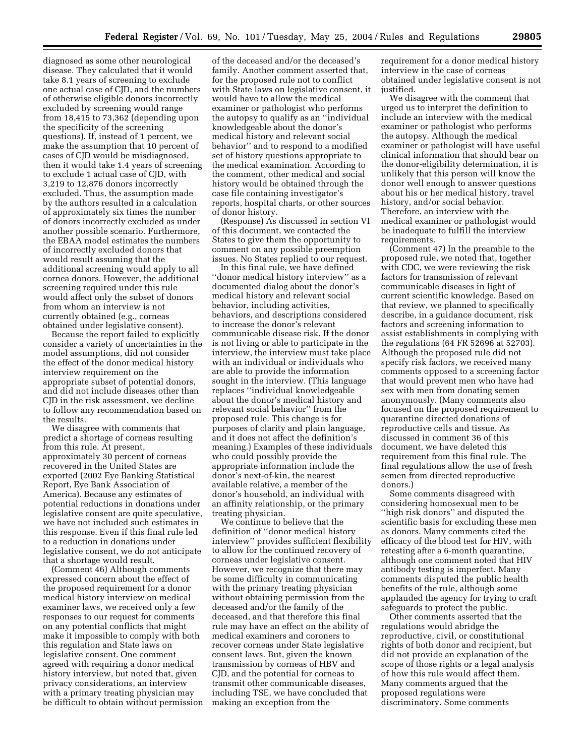diagnosed as some other neurological disease. They calculated that it would take 8.1 years of screening to exclude one actual case of CJD, and the numbers of otherwise eligible donors incorrectly excluded by screening would range from 18,415 to 73,362 (depending upon the specificity of the screening questions). If, instead of 1 percent, we make the assumption that 10 percent of cases of CJD would be misdiagnosed, then it would take 1.4 years of screening to exclude 1 actual case of CJD, with 3,219 to 12,876 donors incorrectly excluded. Thus, the assumption made by the authors resulted in a calculation of approximately six times the number of donors incorrectly excluded as under another possible scenario. Furthermore, the EBAA model estimates the numbers of incorrectly excluded donors that would result assuming that the additional screening would apply to all cornea donors. However, the additional screening required under this rule would affect only the subset of donors from whom an interview is not currently obtained (e.g., corneas obtained under legislative consent).

Because the report failed to explicitly consider a variety of uncertainties in the model assumptions, did not consider the effect of the donor medical history interview requirement on the appropriate subset of potential donors, and did not include diseases other than CJD in the risk assessment, we decline to follow any recommendation based on the results.

We disagree with comments that predict a shortage of corneas resulting from this rule. At present, approximately 30 percent of corneas recovered in the United States are exported (2002 Eye Banking Statistical Report, Eye Bank Association of America). Because any estimates of potential reductions in donations under legislative consent are quite speculative, we have not included such estimates in this response. Even if this final rule led to a reduction in donations under legislative consent, we do not anticipate that a shortage would result.

(Comment 46) Although comments expressed concern about the effect of the proposed requirement for a donor medical history interview on medical examiner laws, we received only a few responses to our request for comments on any potential conflicts that might make it impossible to comply with both this regulation and State laws on legislative consent. One comment agreed with requiring a donor medical history interview, but noted that, given privacy considerations, an interview with a primary treating physician may be difficult to obtain without permission of the deceased and/or the deceased's family. Another comment asserted that, for the proposed rule not to conflict with State laws on legislative consent, it would have to allow the medical examiner or pathologist who performs the autopsy to qualify as an "individual knowledgeable about the donor's medical history and relevant social behavior" and to respond to a modified set of history questions appropriate to the medical examination. According to the comment, other medical and social history would be obtained through the case file containing investigator's reports, hospital charts, or other sources of donor history.

(Response) As discussed in section VI of this document, we contacted the States to give them the opportunity to comment on any possible preemption issues. No States replied to our request.

In this final rule, we have defined "donor medical history interview" as a documented dialog about the donor's medical history and relevant social behavior, including activities, behaviors, and descriptions considered to increase the donor's relevant communicable disease risk. If the donor is not living or able to participate in the interview, the interview must take place with an individual or individuals who are able to provide the information sought in the interview. (This language replaces "individual knowledgeable about the donor's medical history and relevant social behavior" from the proposed rule. This change is for purposes of clarity and plain language, and it does not affect the definition's meaning.) Examples of these individuals who could possibly provide the appropriate information include the donor's next-of-kin, the nearest available relative, a member of the donor's household, an individual with an affinity relationship, or the primary treating physician.

We continue to believe that the definition of "donor medical history interview" provides sufficient flexibility to allow for the continued recovery of corneas under legislative consent. However, we recognize that there may be some difficulty in communicating with the primary treating physician without obtaining permission from the deceased and/or the family of the deceased, and that therefore this final rule may have an effect on the ability of medical examiners and coroners to recover corneas under State legislative consent laws. But, given the known transmission by corneas of HBV and CJD, and the potential for corneas to transmit other communicable diseases, including TSE, we have concluded that making an exception from the requirement for a donor medical history interview in the case of corneas obtained under legislative consent is not justified.

We disagree with the comment that urged us to interpret the definition to include an interview with the medical examiner or pathologist who performs the autopsy. Although the medical examiner or pathologist will have useful clinical information that should bear on the donor-eligibility determination, it is unlikely that this person will know the donor well enough to answer questions about his or her medical history, travel history, and/or social behavior. Therefore, an interview with the medical examiner or pathologist would be inadequate to fulfill the interview requirements.

(Comment 47) In the preamble to the proposed rule, we noted that, together with CDC, we were reviewing the risk factors for transmission of relevant communicable diseases in light of current scientific knowledge. Based on that review, we planned to specifically describe, in a guidance document, risk factors and screening information to assist establishments in complying with the regulations (64 FR 52696 at 52703). Although the proposed rule did not specify risk factors, we received many comments opposed to a screening factor that would prevent men who have had sex with men from donating semen anonymously. (Many comments also focused on the proposed requirement to quarantine directed donations of reproductive cells and tissue. As discussed in comment 36 of this document, we have deleted this requirement from this final rule. The final regulations allow the use of fresh semen from directed reproductive donors.)

Some comments disagreed with considering homosexual men to be "high risk donors" and disputed the scientific basis for excluding these men as donors. Many comments cited the efficacy of the blood test for HIV, with retesting after a 6-month quarantine, although one comment noted that HIV antibody testing is imperfect. Many comments disputed the public health benefits of the rule, although some applauded the agency for trying to craft safeguards to protect the public.

Other comments asserted that the regulations would abridge the reproductive, civil, or constitutional rights of both donor and recipient, but did not provide an explanation of the scope of those rights or a legal analysis of how this rule would affect them. Many comments argued that the proposed regulations were discriminatory. Some comments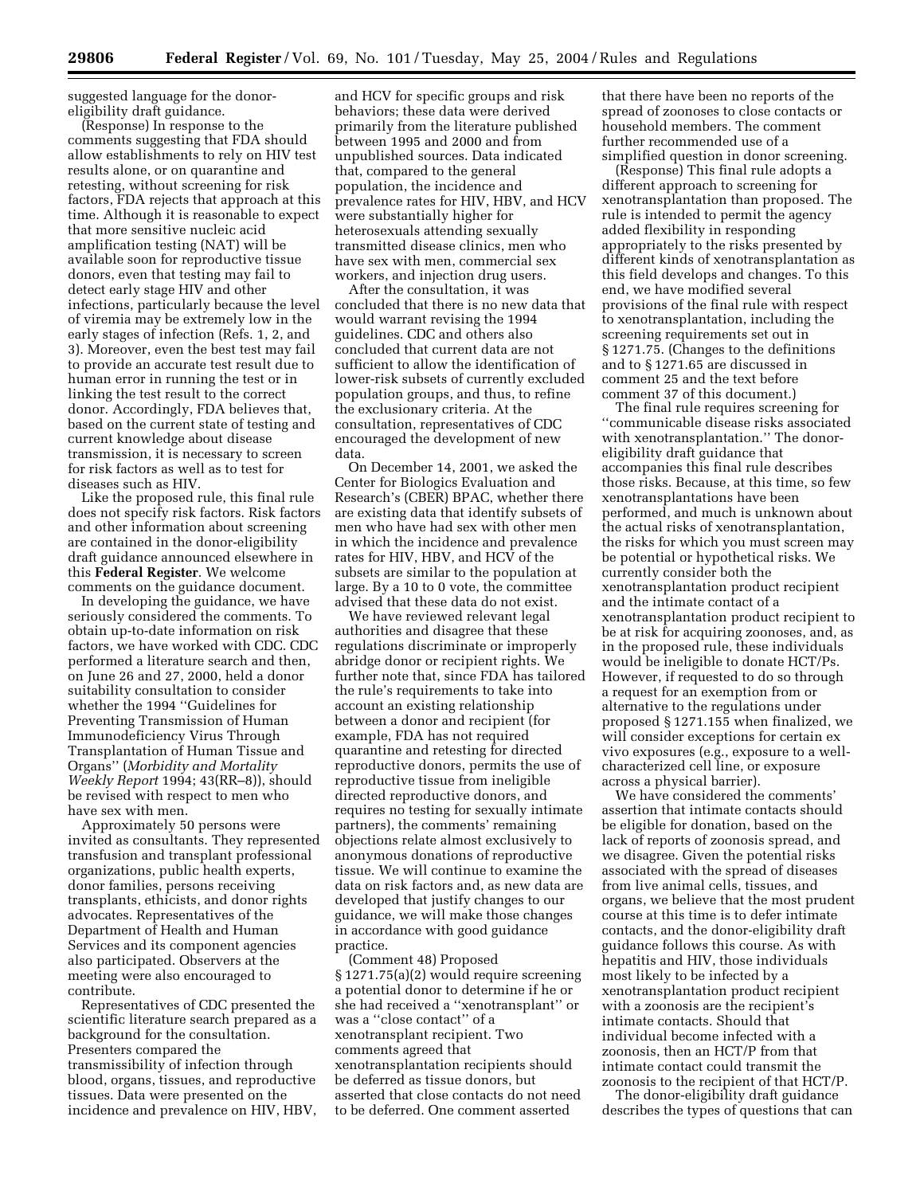suggested language for the donor-eligibility draft guidance.

(Response) In response to the comments suggesting that FDA should allow establishments to rely on HIV test results alone, or on quarantine and retesting, without screening for risk factors, FDA rejects that approach at this time. Although it is reasonable to expect that more sensitive nucleic acid amplification testing (NAT) will be available soon for reproductive tissue donors, even that testing may fail to detect early stage HIV and other infections, particularly because the level of viremia may be extremely low in the early stages of infection (Refs. 1, 2, and 3). Moreover, even the best test may fail to provide an accurate test result due to human error in running the test or in linking the test result to the correct donor. Accordingly, FDA believes that, based on the current state of testing and current knowledge about disease transmission, it is necessary to screen for risk factors as well as to test for diseases such as HIV.

Like the proposed rule, this final rule does not specify risk factors. Risk factors and other information about screening are contained in the donor-eligibility draft guidance announced elsewhere in this **Federal Register**. We welcome comments on the guidance document.

In developing the guidance, we have seriously considered the comments. To obtain up-to-date information on risk factors, we have worked with CDC. CDC performed a literature search and then, on June 26 and 27, 2000, held a donor suitability consultation to consider whether the 1994 ''Guidelines for Preventing Transmission of Human Immunodeficiency Virus Through Transplantation of Human Tissue and Organs'' (*Morbidity and Mortality Weekly Report* 1994; 43(RR–8)), should be revised with respect to men who have sex with men.

Approximately 50 persons were invited as consultants. They represented transfusion and transplant professional organizations, public health experts, donor families, persons receiving transplants, ethicists, and donor rights advocates. Representatives of the Department of Health and Human Services and its component agencies also participated. Observers at the meeting were also encouraged to contribute.

Representatives of CDC presented the scientific literature search prepared as a background for the consultation. Presenters compared the transmissibility of infection through blood, organs, tissues, and reproductive tissues. Data were presented on the incidence and prevalence on HIV, HBV, and HCV for specific groups and risk behaviors; these data were derived primarily from the literature published between 1995 and 2000 and from unpublished sources. Data indicated that, compared to the general population, the incidence and prevalence rates for HIV, HBV, and HCV were substantially higher for heterosexuals attending sexually transmitted disease clinics, men who have sex with men, commercial sex workers, and injection drug users.

After the consultation, it was concluded that there is no new data that would warrant revising the 1994 guidelines. CDC and others also concluded that current data are not sufficient to allow the identification of lower-risk subsets of currently excluded population groups, and thus, to refine the exclusionary criteria. At the consultation, representatives of CDC encouraged the development of new data.

On December 14, 2001, we asked the Center for Biologics Evaluation and Research's (CBER) BPAC, whether there are existing data that identify subsets of men who have had sex with other men in which the incidence and prevalence rates for HIV, HBV, and HCV of the subsets are similar to the population at large. By a 10 to 0 vote, the committee advised that these data do not exist.

We have reviewed relevant legal authorities and disagree that these regulations discriminate or improperly abridge donor or recipient rights. We further note that, since FDA has tailored the rule's requirements to take into account an existing relationship between a donor and recipient (for example, FDA has not required quarantine and retesting for directed reproductive donors, permits the use of reproductive tissue from ineligible directed reproductive donors, and requires no testing for sexually intimate partners), the comments' remaining objections relate almost exclusively to anonymous donations of reproductive tissue. We will continue to examine the data on risk factors and, as new data are developed that justify changes to our guidance, we will make those changes in accordance with good guidance practice.

(Comment 48) Proposed § 1271.75(a)(2) would require screening a potential donor to determine if he or she had received a ''xenotransplant'' or was a ''close contact'' of a xenotransplant recipient. Two comments agreed that xenotransplantation recipients should be deferred as tissue donors, but asserted that close contacts do not need to be deferred. One comment asserted that there have been no reports of the spread of zoonoses to close contacts or household members. The comment further recommended use of a simplified question in donor screening.

(Response) This final rule adopts a different approach to screening for xenotransplantation than proposed. The rule is intended to permit the agency added flexibility in responding appropriately to the risks presented by different kinds of xenotransplantation as this field develops and changes. To this end, we have modified several provisions of the final rule with respect to xenotransplantation, including the screening requirements set out in § 1271.75. (Changes to the definitions and to § 1271.65 are discussed in comment 25 and the text before comment 37 of this document.)

The final rule requires screening for ''communicable disease risks associated with xenotransplantation.'' The donor-eligibility draft guidance that accompanies this final rule describes those risks. Because, at this time, so few xenotransplantations have been performed, and much is unknown about the actual risks of xenotransplantation, the risks for which you must screen may be potential or hypothetical risks. We currently consider both the xenotransplantation product recipient and the intimate contact of a xenotransplantation product recipient to be at risk for acquiring zoonoses, and, as in the proposed rule, these individuals would be ineligible to donate HCT/Ps. However, if requested to do so through a request for an exemption from or alternative to the regulations under proposed § 1271.155 when finalized, we will consider exceptions for certain ex vivo exposures (e.g., exposure to a well-characterized cell line, or exposure across a physical barrier).

We have considered the comments' assertion that intimate contacts should be eligible for donation, based on the lack of reports of zoonosis spread, and we disagree. Given the potential risks associated with the spread of diseases from live animal cells, tissues, and organs, we believe that the most prudent course at this time is to defer intimate contacts, and the donor-eligibility draft guidance follows this course. As with hepatitis and HIV, those individuals most likely to be infected by a xenotransplantation product recipient with a zoonosis are the recipient's intimate contacts. Should that individual become infected with a zoonosis, then an HCT/P from that intimate contact could transmit the zoonosis to the recipient of that HCT/P.

The donor-eligibility draft guidance describes the types of questions that can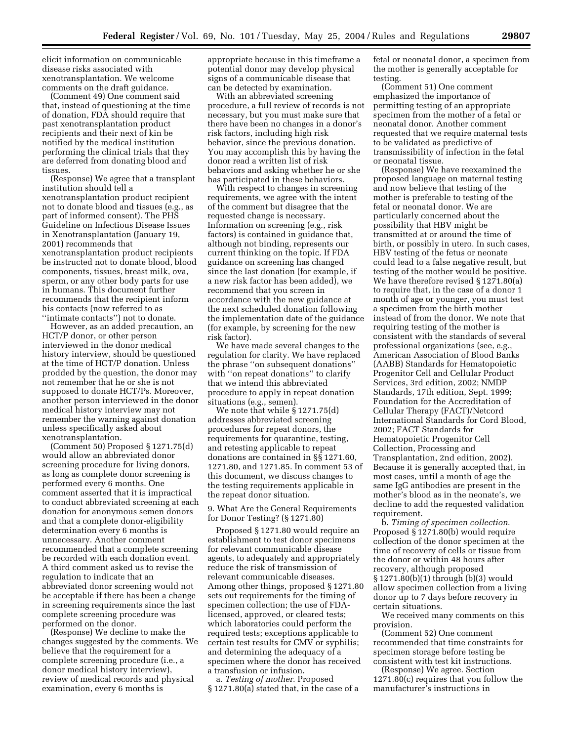elicit information on communicable disease risks associated with xenotransplantation. We welcome comments on the draft guidance.

(Comment 49) One comment said that, instead of questioning at the time of donation, FDA should require that past xenotransplantation product recipients and their next of kin be notified by the medical institution performing the clinical trials that they are deferred from donating blood and tissues.

(Response) We agree that a transplant institution should tell a xenotransplantation product recipient not to donate blood and tissues (e.g., as part of informed consent). The PHS Guideline on Infectious Disease Issues in Xenotransplantation (January 19, 2001) recommends that xenotransplantation product recipients be instructed not to donate blood, blood components, tissues, breast milk, ova, sperm, or any other body parts for use in humans. This document further recommends that the recipient inform his contacts (now referred to as ''intimate contacts'') not to donate.

However, as an added precaution, an HCT/P donor, or other person interviewed in the donor medical history interview, should be questioned at the time of HCT/P donation. Unless prodded by the question, the donor may not remember that he or she is not supposed to donate HCT/Ps. Moreover, another person interviewed in the donor medical history interview may not remember the warning against donation unless specifically asked about xenotransplantation.

(Comment 50) Proposed § 1271.75(d) would allow an abbreviated donor screening procedure for living donors, as long as complete donor screening is performed every 6 months. One comment asserted that it is impractical to conduct abbreviated screening at each donation for anonymous semen donors and that a complete donor-eligibility determination every 6 months is unnecessary. Another comment recommended that a complete screening be recorded with each donation event. A third comment asked us to revise the regulation to indicate that an abbreviated donor screening would not be acceptable if there has been a change in screening requirements since the last complete screening procedure was performed on the donor.

(Response) We decline to make the changes suggested by the comments. We believe that the requirement for a complete screening procedure (i.e., a donor medical history interview), review of medical records and physical examination, every 6 months is appropriate because in this timeframe a potential donor may develop physical signs of a communicable disease that can be detected by examination.

With an abbreviated screening procedure, a full review of records is not necessary, but you must make sure that there have been no changes in a donor's risk factors, including high risk behavior, since the previous donation. You may accomplish this by having the donor read a written list of risk behaviors and asking whether he or she has participated in these behaviors.

With respect to changes in screening requirements, we agree with the intent of the comment but disagree that the requested change is necessary. Information on screening (e.g., risk factors) is contained in guidance that, although not binding, represents our current thinking on the topic. If FDA guidance on screening has changed since the last donation (for example, if a new risk factor has been added), we recommend that you screen in accordance with the new guidance at the next scheduled donation following the implementation date of the guidance (for example, by screening for the new risk factor).

We have made several changes to the regulation for clarity. We have replaced the phrase ''on subsequent donations'' with ''on repeat donations'' to clarify that we intend this abbreviated procedure to apply in repeat donation situations (e.g., semen).

We note that while § 1271.75(d) addresses abbreviated screening procedures for repeat donors, the requirements for quarantine, testing, and retesting applicable to repeat donations are contained in §§ 1271.60, 1271.80, and 1271.85. In comment 53 of this document, we discuss changes to the testing requirements applicable in the repeat donor situation.

### 9. What Are the General Requirements for Donor Testing? (§ 1271.80)

Proposed § 1271.80 would require an establishment to test donor specimens for relevant communicable disease agents, to adequately and appropriately reduce the risk of transmission of relevant communicable diseases. Among other things, proposed § 1271.80 sets out requirements for the timing of specimen collection; the use of FDA-licensed, approved, or cleared tests; which laboratories could perform the required tests; exceptions applicable to certain test results for CMV or syphilis; and determining the adequacy of a specimen where the donor has received a transfusion or infusion.

a. *Testing of mother*. Proposed § 1271.80(a) stated that, in the case of a fetal or neonatal donor, a specimen from the mother is generally acceptable for testing.

(Comment 51) One comment emphasized the importance of permitting testing of an appropriate specimen from the mother of a fetal or neonatal donor. Another comment requested that we require maternal tests to be validated as predictive of transmissibility of infection in the fetal or neonatal tissue.

(Response) We have reexamined the proposed language on maternal testing and now believe that testing of the mother is preferable to testing of the fetal or neonatal donor. We are particularly concerned about the possibility that HBV might be transmitted at or around the time of birth, or possibly in utero. In such cases, HBV testing of the fetus or neonate could lead to a false negative result, but testing of the mother would be positive. We have therefore revised § 1271.80(a) to require that, in the case of a donor 1 month of age or younger, you must test a specimen from the birth mother instead of from the donor. We note that requiring testing of the mother is consistent with the standards of several professional organizations (see, e.g., American Association of Blood Banks (AABB) Standards for Hematopoietic Progenitor Cell and Cellular Product Services, 3rd edition, 2002; NMDP Standards, 17th edition, Sept. 1999; Foundation for the Accreditation of Cellular Therapy (FACT)/Netcord International Standards for Cord Blood, 2002; FACT Standards for Hematopoietic Progenitor Cell Collection, Processing and Transplantation, 2nd edition, 2002). Because it is generally accepted that, in most cases, until a month of age the same IgG antibodies are present in the mother's blood as in the neonate's, we decline to add the requested validation requirement.

b. *Timing of specimen collection*. Proposed § 1271.80(b) would require collection of the donor specimen at the time of recovery of cells or tissue from the donor or within 48 hours after recovery, although proposed § 1271.80(b)(1) through (b)(3) would allow specimen collection from a living donor up to 7 days before recovery in certain situations.

We received many comments on this provision.

(Comment 52) One comment recommended that time constraints for specimen storage before testing be consistent with test kit instructions.

(Response) We agree. Section 1271.80(c) requires that you follow the manufacturer's instructions in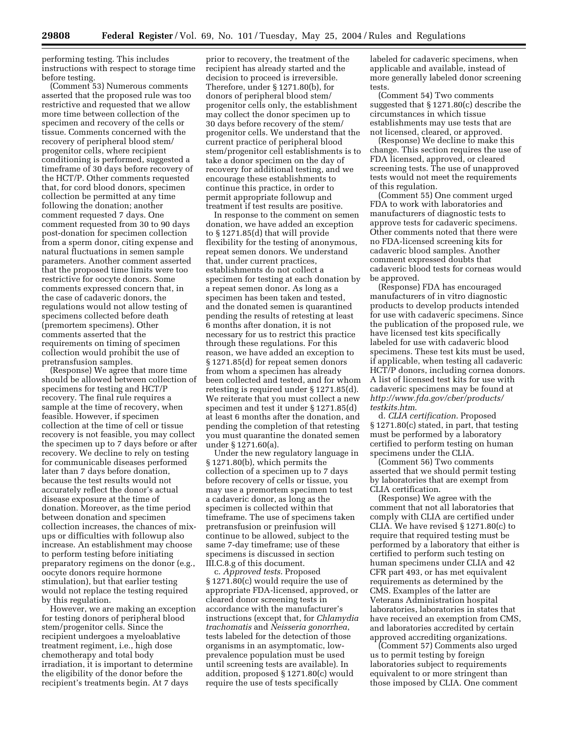performing testing. This includes instructions with respect to storage time before testing.

(Comment 53) Numerous comments asserted that the proposed rule was too restrictive and requested that we allow more time between collection of the specimen and recovery of the cells or tissue. Comments concerned with the recovery of peripheral blood stem/progenitor cells, where recipient conditioning is performed, suggested a timeframe of 30 days before recovery of the HCT/P. Other comments requested that, for cord blood donors, specimen collection be permitted at any time following the donation; another comment requested 7 days. One comment requested from 30 to 90 days post-donation for specimen collection from a sperm donor, citing expense and natural fluctuations in semen sample parameters. Another comment asserted that the proposed time limits were too restrictive for oocyte donors. Some comments expressed concern that, in the case of cadaveric donors, the regulations would not allow testing of specimens collected before death (premortem specimens). Other comments asserted that the requirements on timing of specimen collection would prohibit the use of pretransfusion samples.

(Response) We agree that more time should be allowed between collection of specimens for testing and HCT/P recovery. The final rule requires a sample at the time of recovery, when feasible. However, if specimen collection at the time of cell or tissue recovery is not feasible, you may collect the specimen up to 7 days before or after recovery. We decline to rely on testing for communicable diseases performed later than 7 days before donation, because the test results would not accurately reflect the donor's actual disease exposure at the time of donation. Moreover, as the time period between donation and specimen collection increases, the chances of mix-ups or difficulties with followup also increase. An establishment may choose to perform testing before initiating preparatory regimens on the donor (e.g., oocyte donors require hormone stimulation), but that earlier testing would not replace the testing required by this regulation.

However, we are making an exception for testing donors of peripheral blood stem/progenitor cells. Since the recipient undergoes a myeloablative treatment regiment, i.e., high dose chemotherapy and total body irradiation, it is important to determine the eligibility of the donor before the recipient's treatments begin. At 7 days prior to recovery, the treatment of the recipient has already started and the decision to proceed is irreversible. Therefore, under § 1271.80(b), for donors of peripheral blood stem/progenitor cells only, the establishment may collect the donor specimen up to 30 days before recovery of the stem/progenitor cells. We understand that the current practice of peripheral blood stem/progenitor cell establishments is to take a donor specimen on the day of recovery for additional testing, and we encourage these establishments to continue this practice, in order to permit appropriate followup and treatment if test results are positive.

In response to the comment on semen donation, we have added an exception to § 1271.85(d) that will provide flexibility for the testing of anonymous, repeat semen donors. We understand that, under current practices, establishments do not collect a specimen for testing at each donation by a repeat semen donor. As long as a specimen has been taken and tested, and the donated semen is quarantined pending the results of retesting at least 6 months after donation, it is not necessary for us to restrict this practice through these regulations. For this reason, we have added an exception to § 1271.85(d) for repeat semen donors from whom a specimen has already been collected and tested, and for whom retesting is required under § 1271.85(d). We reiterate that you must collect a new specimen and test it under § 1271.85(d) at least 6 months after the donation, and pending the completion of that retesting you must quarantine the donated semen under § 1271.60(a).

Under the new regulatory language in § 1271.80(b), which permits the collection of a specimen up to 7 days before recovery of cells or tissue, you may use a premortem specimen to test a cadaveric donor, as long as the specimen is collected within that timeframe. The use of specimens taken pretransfusion or preinfusion will continue to be allowed, subject to the same 7-day timeframe; use of these specimens is discussed in section III.C.8.g of this document.

c. *Approved tests*. Proposed § 1271.80(c) would require the use of appropriate FDA-licensed, approved, or cleared donor screening tests in accordance with the manufacturer's instructions (except that, for *Chlamydia trachomatis* and *Neisseria gonorrhea*, tests labeled for the detection of those organisms in an asymptomatic, low-prevalence population must be used until screening tests are available). In addition, proposed § 1271.80(c) would require the use of tests specifically labeled for cadaveric specimens, when applicable and available, instead of more generally labeled donor screening tests.

(Comment 54) Two comments suggested that § 1271.80(c) describe the circumstances in which tissue establishments may use tests that are not licensed, cleared, or approved.

(Response) We decline to make this change. This section requires the use of FDA licensed, approved, or cleared screening tests. The use of unapproved tests would not meet the requirements of this regulation.

(Comment 55) One comment urged FDA to work with laboratories and manufacturers of diagnostic tests to approve tests for cadaveric specimens. Other comments noted that there were no FDA-licensed screening kits for cadaveric blood samples. Another comment expressed doubts that cadaveric blood tests for corneas would be approved.

(Response) FDA has encouraged manufacturers of in vitro diagnostic products to develop products intended for use with cadaveric specimens. Since the publication of the proposed rule, we have licensed test kits specifically labeled for use with cadaveric blood specimens. These test kits must be used, if applicable, when testing all cadaveric HCT/P donors, including cornea donors. A list of licensed test kits for use with cadaveric specimens may be found at *http://www.fda.gov/cber/products/testkits.htm*.

d. *CLIA certification*. Proposed § 1271.80(c) stated, in part, that testing must be performed by a laboratory certified to perform testing on human specimens under the CLIA.

(Comment 56) Two comments asserted that we should permit testing by laboratories that are exempt from CLIA certification.

(Response) We agree with the comment that not all laboratories that comply with CLIA are certified under CLIA. We have revised § 1271.80(c) to require that required testing must be performed by a laboratory that either is certified to perform such testing on human specimens under CLIA and 42 CFR part 493, or has met equivalent requirements as determined by the CMS. Examples of the latter are Veterans Administration hospital laboratories, laboratories in states that have received an exemption from CMS, and laboratories accredited by certain approved accrediting organizations.

(Comment 57) Comments also urged us to permit testing by foreign laboratories subject to requirements equivalent to or more stringent than those imposed by CLIA. One comment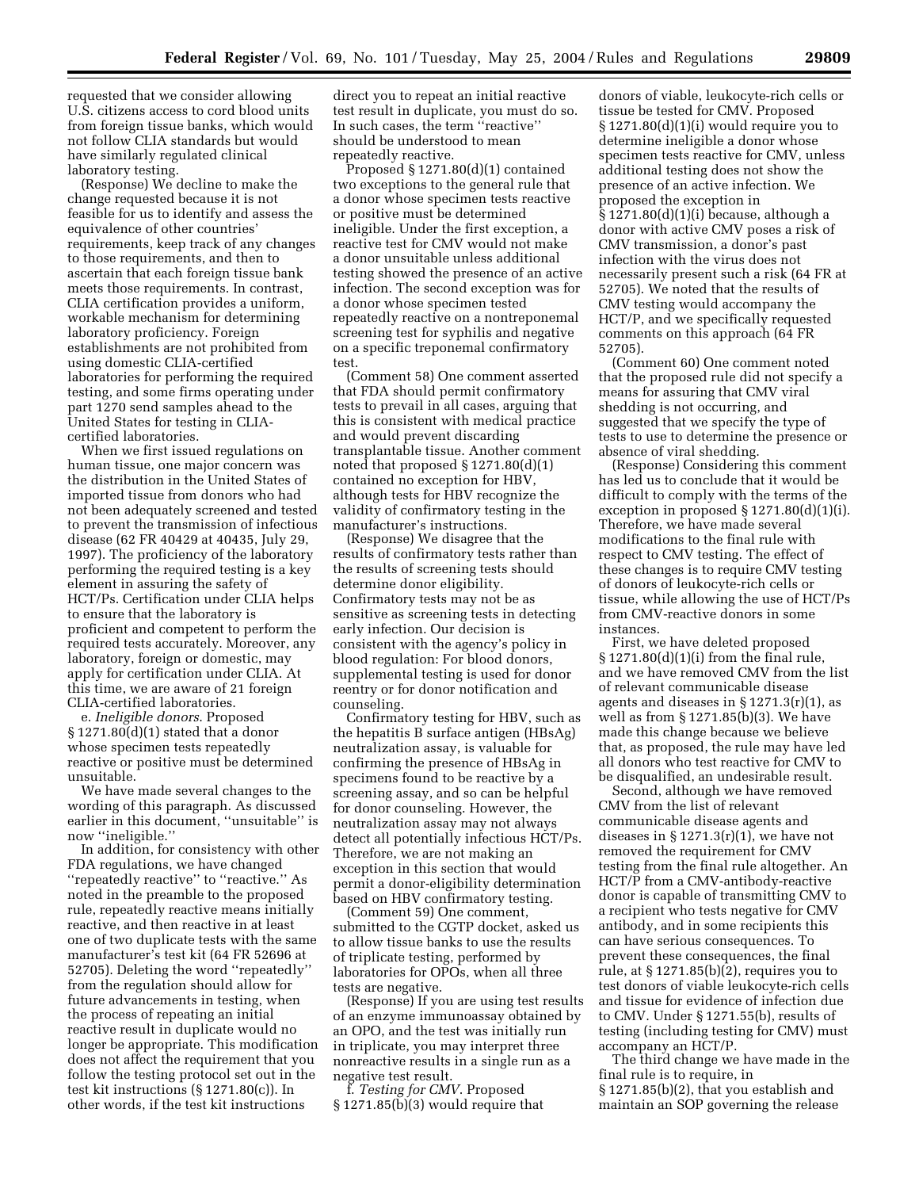requested that we consider allowing U.S. citizens access to cord blood units from foreign tissue banks, which would not follow CLIA standards but would have similarly regulated clinical laboratory testing.

(Response) We decline to make the change requested because it is not feasible for us to identify and assess the equivalence of other countries' requirements, keep track of any changes to those requirements, and then to ascertain that each foreign tissue bank meets those requirements. In contrast, CLIA certification provides a uniform, workable mechanism for determining laboratory proficiency. Foreign establishments are not prohibited from using domestic CLIA-certified laboratories for performing the required testing, and some firms operating under part 1270 send samples ahead to the United States for testing in CLIA-certified laboratories.

When we first issued regulations on human tissue, one major concern was the distribution in the United States of imported tissue from donors who had not been adequately screened and tested to prevent the transmission of infectious disease (62 FR 40429 at 40435, July 29, 1997). The proficiency of the laboratory performing the required testing is a key element in assuring the safety of HCT/Ps. Certification under CLIA helps to ensure that the laboratory is proficient and competent to perform the required tests accurately. Moreover, any laboratory, foreign or domestic, may apply for certification under CLIA. At this time, we are aware of 21 foreign CLIA-certified laboratories.

e. *Ineligible donors*. Proposed § 1271.80(d)(1) stated that a donor whose specimen tests repeatedly reactive or positive must be determined unsuitable.

We have made several changes to the wording of this paragraph. As discussed earlier in this document, ''unsuitable'' is now ''ineligible.''

In addition, for consistency with other FDA regulations, we have changed ''repeatedly reactive'' to ''reactive.'' As noted in the preamble to the proposed rule, repeatedly reactive means initially reactive, and then reactive in at least one of two duplicate tests with the same manufacturer's test kit (64 FR 52696 at 52705). Deleting the word ''repeatedly'' from the regulation should allow for future advancements in testing, when the process of repeating an initial reactive result in duplicate would no longer be appropriate. This modification does not affect the requirement that you follow the testing protocol set out in the test kit instructions (§ 1271.80(c)). In other words, if the test kit instructions direct you to repeat an initial reactive test result in duplicate, you must do so. In such cases, the term ''reactive'' should be understood to mean repeatedly reactive.

Proposed § 1271.80(d)(1) contained two exceptions to the general rule that a donor whose specimen tests reactive or positive must be determined ineligible. Under the first exception, a reactive test for CMV would not make a donor unsuitable unless additional testing showed the presence of an active infection. The second exception was for a donor whose specimen tested repeatedly reactive on a nontreponemal screening test for syphilis and negative on a specific treponemal confirmatory test.

(Comment 58) One comment asserted that FDA should permit confirmatory tests to prevail in all cases, arguing that this is consistent with medical practice and would prevent discarding transplantable tissue. Another comment noted that proposed § 1271.80(d)(1) contained no exception for HBV, although tests for HBV recognize the validity of confirmatory testing in the manufacturer's instructions.

(Response) We disagree that the results of confirmatory tests rather than the results of screening tests should determine donor eligibility. Confirmatory tests may not be as sensitive as screening tests in detecting early infection. Our decision is consistent with the agency's policy in blood regulation: For blood donors, supplemental testing is used for donor reentry or for donor notification and counseling.

Confirmatory testing for HBV, such as the hepatitis B surface antigen (HBsAg) neutralization assay, is valuable for confirming the presence of HBsAg in specimens found to be reactive by a screening assay, and so can be helpful for donor counseling. However, the neutralization assay may not always detect all potentially infectious HCT/Ps. Therefore, we are not making an exception in this section that would permit a donor-eligibility determination based on HBV confirmatory testing.

(Comment 59) One comment, submitted to the CGTP docket, asked us to allow tissue banks to use the results of triplicate testing, performed by laboratories for OPOs, when all three tests are negative.

(Response) If you are using test results of an enzyme immunoassay obtained by an OPO, and the test was initially run in triplicate, you may interpret three nonreactive results in a single run as a negative test result.

f. *Testing for CMV*. Proposed § 1271.85(b)(3) would require that donors of viable, leukocyte-rich cells or tissue be tested for CMV. Proposed § 1271.80(d)(1)(i) would require you to determine ineligible a donor whose specimen tests reactive for CMV, unless additional testing does not show the presence of an active infection. We proposed the exception in § 1271.80(d)(1)(i) because, although a donor with active CMV poses a risk of CMV transmission, a donor's past infection with the virus does not necessarily present such a risk (64 FR at 52705). We noted that the results of CMV testing would accompany the HCT/P, and we specifically requested comments on this approach (64 FR 52705).

(Comment 60) One comment noted that the proposed rule did not specify a means for assuring that CMV viral shedding is not occurring, and suggested that we specify the type of tests to use to determine the presence or absence of viral shedding.

(Response) Considering this comment has led us to conclude that it would be difficult to comply with the terms of the exception in proposed § 1271.80(d)(1)(i). Therefore, we have made several modifications to the final rule with respect to CMV testing. The effect of these changes is to require CMV testing of donors of leukocyte-rich cells or tissue, while allowing the use of HCT/Ps from CMV-reactive donors in some instances.

First, we have deleted proposed § 1271.80(d)(1)(i) from the final rule, and we have removed CMV from the list of relevant communicable disease agents and diseases in § 1271.3(r)(1), as well as from § 1271.85(b)(3). We have made this change because we believe that, as proposed, the rule may have led all donors who test reactive for CMV to be disqualified, an undesirable result.

Second, although we have removed CMV from the list of relevant communicable disease agents and diseases in § 1271.3(r)(1), we have not removed the requirement for CMV testing from the final rule altogether. An HCT/P from a CMV-antibody-reactive donor is capable of transmitting CMV to a recipient who tests negative for CMV antibody, and in some recipients this can have serious consequences. To prevent these consequences, the final rule, at § 1271.85(b)(2), requires you to test donors of viable leukocyte-rich cells and tissue for evidence of infection due to CMV. Under § 1271.55(b), results of testing (including testing for CMV) must accompany an HCT/P.

The third change we have made in the final rule is to require, in § 1271.85(b)(2), that you establish and maintain an SOP governing the release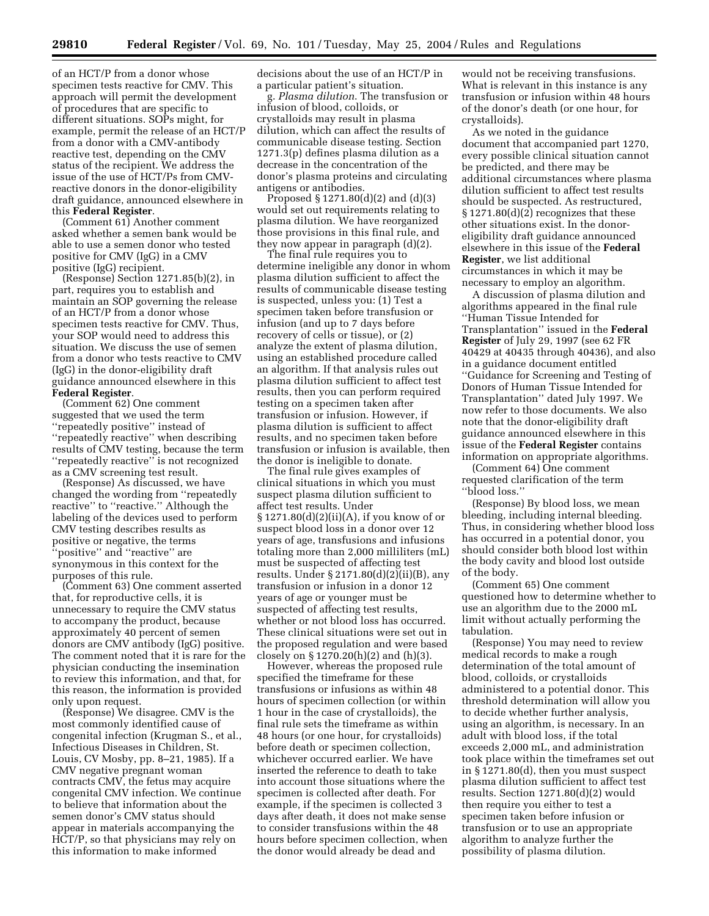of an HCT/P from a donor whose specimen tests reactive for CMV. This approach will permit the development of procedures that are specific to different situations. SOPs might, for example, permit the release of an HCT/P from a donor with a CMV-antibody reactive test, depending on the CMV status of the recipient. We address the issue of the use of HCT/Ps from CMV-reactive donors in the donor-eligibility draft guidance, announced elsewhere in this **Federal Register**.

(Comment 61) Another comment asked whether a semen bank would be able to use a semen donor who tested positive for CMV (IgG) in a CMV positive (IgG) recipient.

(Response) Section 1271.85(b)(2), in part, requires you to establish and maintain an SOP governing the release of an HCT/P from a donor whose specimen tests reactive for CMV. Thus, your SOP would need to address this situation. We discuss the use of semen from a donor who tests reactive to CMV (IgG) in the donor-eligibility draft guidance announced elsewhere in this **Federal Register**.

(Comment 62) One comment suggested that we used the term ''repeatedly positive'' instead of ''repeatedly reactive'' when describing results of CMV testing, because the term ''repeatedly reactive'' is not recognized as a CMV screening test result.

(Response) As discussed, we have changed the wording from ''repeatedly reactive'' to ''reactive.'' Although the labeling of the devices used to perform CMV testing describes results as positive or negative, the terms ''positive'' and ''reactive'' are synonymous in this context for the purposes of this rule.

(Comment 63) One comment asserted that, for reproductive cells, it is unnecessary to require the CMV status to accompany the product, because approximately 40 percent of semen donors are CMV antibody (IgG) positive. The comment noted that it is rare for the physician conducting the insemination to review this information, and that, for this reason, the information is provided only upon request.

(Response) We disagree. CMV is the most commonly identified cause of congenital infection (Krugman S., et al., Infectious Diseases in Children, St. Louis, CV Mosby, pp. 8–21, 1985). If a CMV negative pregnant woman contracts CMV, the fetus may acquire congenital CMV infection. We continue to believe that information about the semen donor's CMV status should appear in materials accompanying the HCT/P, so that physicians may rely on this information to make informed decisions about the use of an HCT/P in a particular patient's situation.

g. *Plasma dilution.* The transfusion or infusion of blood, colloids, or crystalloids may result in plasma dilution, which can affect the results of communicable disease testing. Section 1271.3(p) defines plasma dilution as a decrease in the concentration of the donor's plasma proteins and circulating antigens or antibodies.

Proposed § 1271.80(d)(2) and (d)(3) would set out requirements relating to plasma dilution. We have reorganized those provisions in this final rule, and they now appear in paragraph (d)(2).

The final rule requires you to determine ineligible any donor in whom plasma dilution sufficient to affect the results of communicable disease testing is suspected, unless you: (1) Test a specimen taken before transfusion or infusion (and up to 7 days before recovery of cells or tissue), or (2) analyze the extent of plasma dilution, using an established procedure called an algorithm. If that analysis rules out plasma dilution sufficient to affect test results, then you can perform required testing on a specimen taken after transfusion or infusion. However, if plasma dilution is sufficient to affect results, and no specimen taken before transfusion or infusion is available, then the donor is ineligible to donate.

The final rule gives examples of clinical situations in which you must suspect plasma dilution sufficient to affect test results. Under § 1271.80(d)(2)(ii)(A), if you know of or suspect blood loss in a donor over 12 years of age, transfusions and infusions totaling more than 2,000 milliliters (mL) must be suspected of affecting test results. Under § 2171.80(d)(2)(ii)(B), any transfusion or infusion in a donor 12 years of age or younger must be suspected of affecting test results, whether or not blood loss has occurred. These clinical situations were set out in the proposed regulation and were based closely on § 1270.20(h)(2) and (h)(3).

However, whereas the proposed rule specified the timeframe for these transfusions or infusions as within 48 hours of specimen collection (or within 1 hour in the case of crystalloids), the final rule sets the timeframe as within 48 hours (or one hour, for crystalloids) before death or specimen collection, whichever occurred earlier. We have inserted the reference to death to take into account those situations where the specimen is collected after death. For example, if the specimen is collected 3 days after death, it does not make sense to consider transfusions within the 48 hours before specimen collection, when the donor would already be dead and would not be receiving transfusions. What is relevant in this instance is any transfusion or infusion within 48 hours of the donor's death (or one hour, for crystalloids).

As we noted in the guidance document that accompanied part 1270, every possible clinical situation cannot be predicted, and there may be additional circumstances where plasma dilution sufficient to affect test results should be suspected. As restructured, § 1271.80(d)(2) recognizes that these other situations exist. In the donor-eligibility draft guidance announced elsewhere in this issue of the **Federal Register**, we list additional circumstances in which it may be necessary to employ an algorithm.

A discussion of plasma dilution and algorithms appeared in the final rule ''Human Tissue Intended for Transplantation'' issued in the **Federal Register** of July 29, 1997 (see 62 FR 40429 at 40435 through 40436), and also in a guidance document entitled ''Guidance for Screening and Testing of Donors of Human Tissue Intended for Transplantation'' dated July 1997. We now refer to those documents. We also note that the donor-eligibility draft guidance announced elsewhere in this issue of the **Federal Register** contains information on appropriate algorithms.

(Comment 64) One comment requested clarification of the term ''blood loss.''

(Response) By blood loss, we mean bleeding, including internal bleeding. Thus, in considering whether blood loss has occurred in a potential donor, you should consider both blood lost within the body cavity and blood lost outside of the body.

(Comment 65) One comment questioned how to determine whether to use an algorithm due to the 2000 mL limit without actually performing the tabulation.

(Response) You may need to review medical records to make a rough determination of the total amount of blood, colloids, or crystalloids administered to a potential donor. This threshold determination will allow you to decide whether further analysis, using an algorithm, is necessary. In an adult with blood loss, if the total exceeds 2,000 mL, and administration took place within the timeframes set out in § 1271.80(d), then you must suspect plasma dilution sufficient to affect test results. Section 1271.80(d)(2) would then require you either to test a specimen taken before infusion or transfusion or to use an appropriate algorithm to analyze further the possibility of plasma dilution.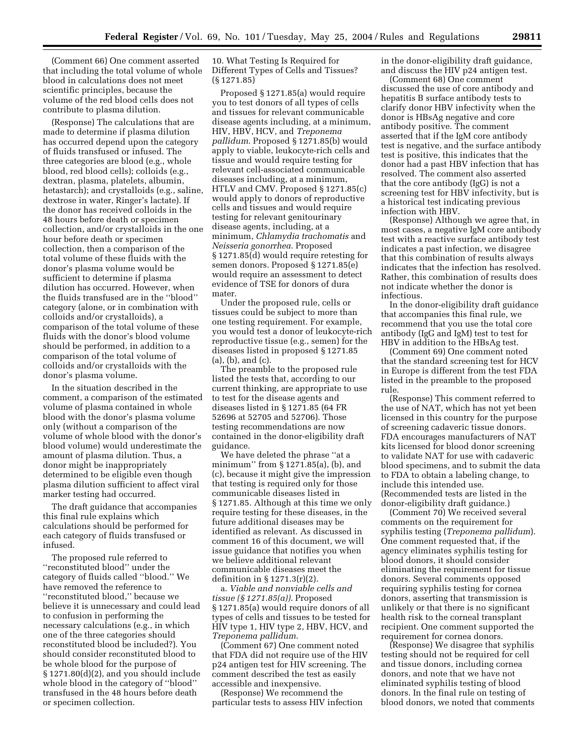(Comment 66) One comment asserted that including the total volume of whole blood in calculations does not meet scientific principles, because the volume of the red blood cells does not contribute to plasma dilution.

(Response) The calculations that are made to determine if plasma dilution has occurred depend upon the category of fluids transfused or infused. The three categories are blood (e.g., whole blood, red blood cells); colloids (e.g., dextran, plasma, platelets, albumin, hetastarch); and crystalloids (e.g., saline, dextrose in water, Ringer's lactate). If the donor has received colloids in the 48 hours before death or specimen collection, and/or crystalloids in the one hour before death or specimen collection, then a comparison of the total volume of these fluids with the donor's plasma volume would be sufficient to determine if plasma dilution has occurred. However, when the fluids transfused are in the ''blood'' category (alone, or in combination with colloids and/or crystalloids), a comparison of the total volume of these fluids with the donor's blood volume should be performed, in addition to a comparison of the total volume of colloids and/or crystalloids with the donor's plasma volume.

In the situation described in the comment, a comparison of the estimated volume of plasma contained in whole blood with the donor's plasma volume only (without a comparison of the volume of whole blood with the donor's blood volume) would underestimate the amount of plasma dilution. Thus, a donor might be inappropriately determined to be eligible even though plasma dilution sufficient to affect viral marker testing had occurred.

The draft guidance that accompanies this final rule explains which calculations should be performed for each category of fluids transfused or infused.

The proposed rule referred to ''reconstituted blood'' under the category of fluids called ''blood.'' We have removed the reference to ''reconstituted blood,'' because we believe it is unnecessary and could lead to confusion in performing the necessary calculations (e.g., in which one of the three categories should reconstituted blood be included?). You should consider reconstituted blood to be whole blood for the purpose of § 1271.80(d)(2), and you should include whole blood in the category of ''blood'' transfused in the 48 hours before death or specimen collection.

## 10. What Testing Is Required for Different Types of Cells and Tissues? (§ 1271.85)

Proposed § 1271.85(a) would require you to test donors of all types of cells and tissues for relevant communicable disease agents including, at a minimum, HIV, HBV, HCV, and *Treponema pallidum*. Proposed § 1271.85(b) would apply to viable, leukocyte-rich cells and tissue and would require testing for relevant cell-associated communicable diseases including, at a minimum, HTLV and CMV. Proposed § 1271.85(c) would apply to donors of reproductive cells and tissues and would require testing for relevant genitourinary disease agents, including, at a minimum, *Chlamydia trachomatis* and *Neisseria gonorrhea*. Proposed § 1271.85(d) would require retesting for semen donors. Proposed § 1271.85(e) would require an assessment to detect evidence of TSE for donors of dura mater.

Under the proposed rule, cells or tissues could be subject to more than one testing requirement. For example, you would test a donor of leukocyte-rich reproductive tissue (e.g., semen) for the diseases listed in proposed § 1271.85 (a), (b), and (c).

The preamble to the proposed rule listed the tests that, according to our current thinking, are appropriate to use to test for the disease agents and diseases listed in § 1271.85 (64 FR 52696 at 52705 and 52706). Those testing recommendations are now contained in the donor-eligibility draft guidance.

We have deleted the phrase ''at a minimum'' from § 1271.85(a), (b), and (c), because it might give the impression that testing is required only for those communicable diseases listed in § 1271.85. Although at this time we only require testing for these diseases, in the future additional diseases may be identified as relevant. As discussed in comment 16 of this document, we will issue guidance that notifies you when we believe additional relevant communicable diseases meet the definition in § 1271.3(r)(2).

a. *Viable and nonviable cells and tissue (§ 1271.85(a)).* Proposed § 1271.85(a) would require donors of all types of cells and tissues to be tested for HIV type 1, HIV type 2, HBV, HCV, and *Treponema pallidum*.

(Comment 67) One comment noted that FDA did not require use of the HIV p24 antigen test for HIV screening. The comment described the test as easily accessible and inexpensive.

(Response) We recommend the particular tests to assess HIV infection in the donor-eligibility draft guidance, and discuss the HIV p24 antigen test.

(Comment 68) One comment discussed the use of core antibody and hepatitis B surface antibody tests to clarify donor HBV infectivity when the donor is HBsAg negative and core antibody positive. The comment asserted that if the IgM core antibody test is negative, and the surface antibody test is positive, this indicates that the donor had a past HBV infection that has resolved. The comment also asserted that the core antibody (IgG) is not a screening test for HBV infectivity, but is a historical test indicating previous infection with HBV.

(Response) Although we agree that, in most cases, a negative IgM core antibody test with a reactive surface antibody test indicates a past infection, we disagree that this combination of results always indicates that the infection has resolved. Rather, this combination of results does not indicate whether the donor is infectious.

In the donor-eligibility draft guidance that accompanies this final rule, we recommend that you use the total core antibody (IgG and IgM) test to test for HBV in addition to the HBsAg test.

(Comment 69) One comment noted that the standard screening test for HCV in Europe is different from the test FDA listed in the preamble to the proposed rule.

(Response) This comment referred to the use of NAT, which has not yet been licensed in this country for the purpose of screening cadaveric tissue donors. FDA encourages manufacturers of NAT kits licensed for blood donor screening to validate NAT for use with cadaveric blood specimens, and to submit the data to FDA to obtain a labeling change, to include this intended use. (Recommended tests are listed in the donor-eligibility draft guidance.)

(Comment 70) We received several comments on the requirement for syphilis testing (*Treponema pallidum*). One comment requested that, if the agency eliminates syphilis testing for blood donors, it should consider eliminating the requirement for tissue donors. Several comments opposed requiring syphilis testing for cornea donors, asserting that transmission is unlikely or that there is no significant health risk to the corneal transplant recipient. One comment supported the requirement for cornea donors.

(Response) We disagree that syphilis testing should not be required for cell and tissue donors, including cornea donors, and note that we have not eliminated syphilis testing of blood donors. In the final rule on testing of blood donors, we noted that comments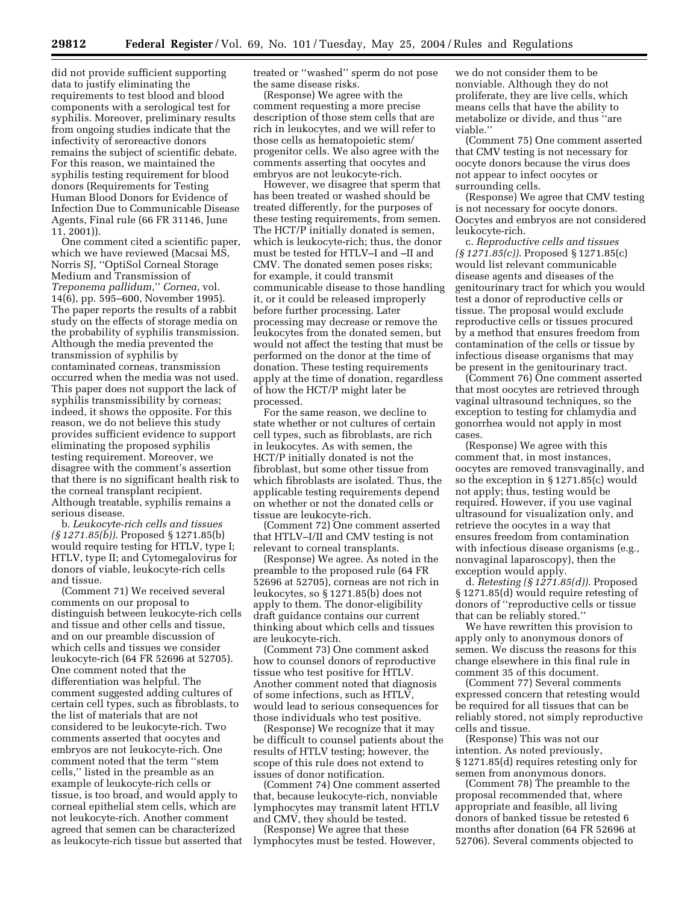did not provide sufficient supporting data to justify eliminating the requirements to test blood and blood components with a serological test for syphilis. Moreover, preliminary results from ongoing studies indicate that the infectivity of seroreactive donors remains the subject of scientific debate. For this reason, we maintained the syphilis testing requirement for blood donors (Requirements for Testing Human Blood Donors for Evidence of Infection Due to Communicable Disease Agents, Final rule (66 FR 31146, June 11, 2001)).

One comment cited a scientific paper, which we have reviewed (Macsai MS, Norris SJ, ''OptiSol Corneal Storage Medium and Transmission of *Treponema pallidum*,'' *Cornea*, vol. 14(6), pp. 595–600, November 1995). The paper reports the results of a rabbit study on the effects of storage media on the probability of syphilis transmission. Although the media prevented the transmission of syphilis by contaminated corneas, transmission occurred when the media was not used. This paper does not support the lack of syphilis transmissibility by corneas; indeed, it shows the opposite. For this reason, we do not believe this study provides sufficient evidence to support eliminating the proposed syphilis testing requirement. Moreover, we disagree with the comment's assertion that there is no significant health risk to the corneal transplant recipient. Although treatable, syphilis remains a serious disease.

b. *Leukocyte-rich cells and tissues (§ 1271.85(b)).* Proposed § 1271.85(b) would require testing for HTLV, type I; HTLV, type II; and Cytomegalovirus for donors of viable, leukocyte-rich cells and tissue.

(Comment 71) We received several comments on our proposal to distinguish between leukocyte-rich cells and tissue and other cells and tissue, and on our preamble discussion of which cells and tissues we consider leukocyte-rich (64 FR 52696 at 52705). One comment noted that the differentiation was helpful. The comment suggested adding cultures of certain cell types, such as fibroblasts, to the list of materials that are not considered to be leukocyte-rich. Two comments asserted that oocytes and embryos are not leukocyte-rich. One comment noted that the term ''stem cells,'' listed in the preamble as an example of leukocyte-rich cells or tissue, is too broad, and would apply to corneal epithelial stem cells, which are not leukocyte-rich. Another comment agreed that semen can be characterized as leukocyte-rich tissue but asserted that treated or ''washed'' sperm do not pose the same disease risks.

(Response) We agree with the comment requesting a more precise description of those stem cells that are rich in leukocytes, and we will refer to those cells as hematopoietic stem/progenitor cells. We also agree with the comments asserting that oocytes and embryos are not leukocyte-rich.

However, we disagree that sperm that has been treated or washed should be treated differently, for the purposes of these testing requirements, from semen. The HCT/P initially donated is semen, which is leukocyte-rich; thus, the donor must be tested for HTLV–I and –II and CMV. The donated semen poses risks; for example, it could transmit communicable disease to those handling it, or it could be released improperly before further processing. Later processing may decrease or remove the leukocytes from the donated semen, but would not affect the testing that must be performed on the donor at the time of donation. These testing requirements apply at the time of donation, regardless of how the HCT/P might later be processed.

For the same reason, we decline to state whether or not cultures of certain cell types, such as fibroblasts, are rich in leukocytes. As with semen, the HCT/P initially donated is not the fibroblast, but some other tissue from which fibroblasts are isolated. Thus, the applicable testing requirements depend on whether or not the donated cells or tissue are leukocyte-rich.

(Comment 72) One comment asserted that HTLV–I/II and CMV testing is not relevant to corneal transplants.

(Response) We agree. As noted in the preamble to the proposed rule (64 FR 52696 at 52705), corneas are not rich in leukocytes, so § 1271.85(b) does not apply to them. The donor-eligibility draft guidance contains our current thinking about which cells and tissues are leukocyte-rich.

(Comment 73) One comment asked how to counsel donors of reproductive tissue who test positive for HTLV. Another comment noted that diagnosis of some infections, such as HTLV, would lead to serious consequences for those individuals who test positive.

(Response) We recognize that it may be difficult to counsel patients about the results of HTLV testing; however, the scope of this rule does not extend to issues of donor notification.

(Comment 74) One comment asserted that, because leukocyte-rich, nonviable lymphocytes may transmit latent HTLV and CMV, they should be tested.

(Response) We agree that these lymphocytes must be tested. However, we do not consider them to be nonviable. Although they do not proliferate, they are live cells, which means cells that have the ability to metabolize or divide, and thus ''are viable.''

(Comment 75) One comment asserted that CMV testing is not necessary for oocyte donors because the virus does not appear to infect oocytes or surrounding cells.

(Response) We agree that CMV testing is not necessary for oocyte donors. Oocytes and embryos are not considered leukocyte-rich.

c. *Reproductive cells and tissues (§ 1271.85(c)).* Proposed § 1271.85(c) would list relevant communicable disease agents and diseases of the genitourinary tract for which you would test a donor of reproductive cells or tissue. The proposal would exclude reproductive cells or tissues procured by a method that ensures freedom from contamination of the cells or tissue by infectious disease organisms that may be present in the genitourinary tract.

(Comment 76) One comment asserted that most oocytes are retrieved through vaginal ultrasound techniques, so the exception to testing for chlamydia and gonorrhea would not apply in most cases.

(Response) We agree with this comment that, in most instances, oocytes are removed transvaginally, and so the exception in § 1271.85(c) would not apply; thus, testing would be required. However, if you use vaginal ultrasound for visualization only, and retrieve the oocytes in a way that ensures freedom from contamination with infectious disease organisms (e.g., nonvaginal laparoscopy), then the exception would apply.

d. *Retesting (§ 1271.85(d)).* Proposed § 1271.85(d) would require retesting of donors of ''reproductive cells or tissue that can be reliably stored.''

We have rewritten this provision to apply only to anonymous donors of semen. We discuss the reasons for this change elsewhere in this final rule in comment 35 of this document.

(Comment 77) Several comments expressed concern that retesting would be required for all tissues that can be reliably stored, not simply reproductive cells and tissue.

(Response) This was not our intention. As noted previously, § 1271.85(d) requires retesting only for semen from anonymous donors.

(Comment 78) The preamble to the proposal recommended that, where appropriate and feasible, all living donors of banked tissue be retested 6 months after donation (64 FR 52696 at 52706). Several comments objected to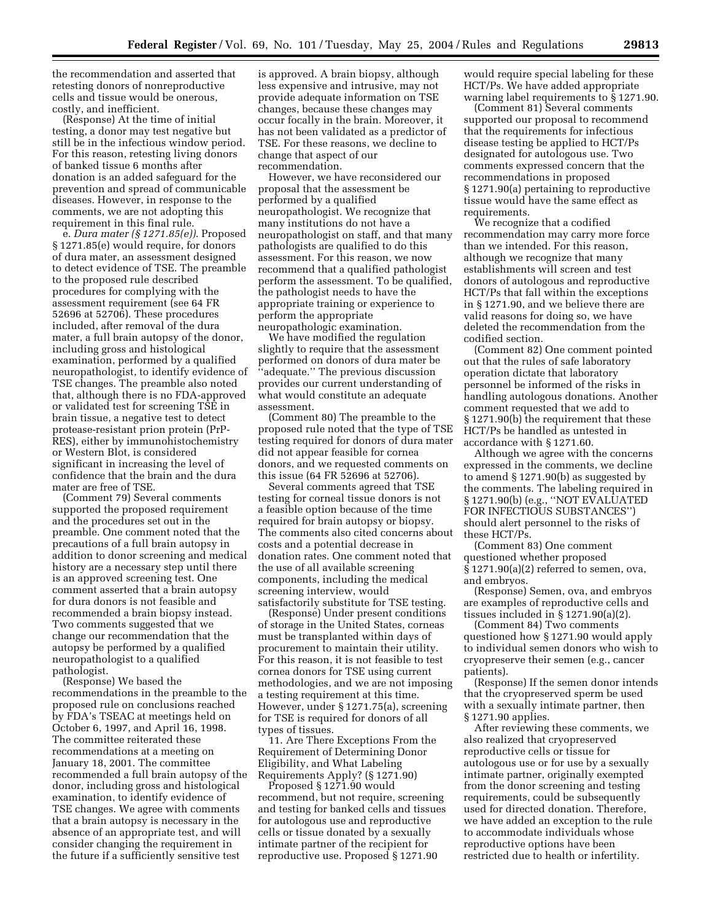the recommendation and asserted that retesting donors of nonreproductive cells and tissue would be onerous, costly, and inefficient.

(Response) At the time of initial testing, a donor may test negative but still be in the infectious window period. For this reason, retesting living donors of banked tissue 6 months after donation is an added safeguard for the prevention and spread of communicable diseases. However, in response to the comments, we are not adopting this requirement in this final rule.

e. *Dura mater (§ 1271.85(e)).* Proposed § 1271.85(e) would require, for donors of dura mater, an assessment designed to detect evidence of TSE. The preamble to the proposed rule described procedures for complying with the assessment requirement (see 64 FR 52696 at 52706). These procedures included, after removal of the dura mater, a full brain autopsy of the donor, including gross and histological examination, performed by a qualified neuropathologist, to identify evidence of TSE changes. The preamble also noted that, although there is no FDA-approved or validated test for screening TSE in brain tissue, a negative test to detect protease-resistant prion protein (PrP-RES), either by immunohistochemistry or Western Blot, is considered significant in increasing the level of confidence that the brain and the dura mater are free of TSE.

(Comment 79) Several comments supported the proposed requirement and the procedures set out in the preamble. One comment noted that the precautions of a full brain autopsy in addition to donor screening and medical history are a necessary step until there is an approved screening test. One comment asserted that a brain autopsy for dura donors is not feasible and recommended a brain biopsy instead. Two comments suggested that we change our recommendation that the autopsy be performed by a qualified neuropathologist to a qualified pathologist.

(Response) We based the recommendations in the preamble to the proposed rule on conclusions reached by FDA's TSEAC at meetings held on October 6, 1997, and April 16, 1998. The committee reiterated these recommendations at a meeting on January 18, 2001. The committee recommended a full brain autopsy of the donor, including gross and histological examination, to identify evidence of TSE changes. We agree with comments that a brain autopsy is necessary in the absence of an appropriate test, and will consider changing the requirement in the future if a sufficiently sensitive test is approved. A brain biopsy, although less expensive and intrusive, may not provide adequate information on TSE changes, because these changes may occur focally in the brain. Moreover, it has not been validated as a predictor of TSE. For these reasons, we decline to change that aspect of our recommendation.

However, we have reconsidered our proposal that the assessment be performed by a qualified neuropathologist. We recognize that many institutions do not have a neuropathologist on staff, and that many pathologists are qualified to do this assessment. For this reason, we now recommend that a qualified pathologist perform the assessment. To be qualified, the pathologist needs to have the appropriate training or experience to perform the appropriate neuropathologic examination.

We have modified the regulation slightly to require that the assessment performed on donors of dura mater be "adequate." The previous discussion provides our current understanding of what would constitute an adequate assessment.

(Comment 80) The preamble to the proposed rule noted that the type of TSE testing required for donors of dura mater did not appear feasible for cornea donors, and we requested comments on this issue (64 FR 52696 at 52706).

Several comments agreed that TSE testing for corneal tissue donors is not a feasible option because of the time required for brain autopsy or biopsy. The comments also cited concerns about costs and a potential decrease in donation rates. One comment noted that the use of all available screening components, including the medical screening interview, would satisfactorily substitute for TSE testing.

(Response) Under present conditions of storage in the United States, corneas must be transplanted within days of procurement to maintain their utility. For this reason, it is not feasible to test cornea donors for TSE using current methodologies, and we are not imposing a testing requirement at this time. However, under § 1271.75(a), screening for TSE is required for donors of all types of tissues.

11. Are There Exceptions From the Requirement of Determining Donor Eligibility, and What Labeling Requirements Apply? (§ 1271.90)

Proposed § 1271.90 would recommend, but not require, screening and testing for banked cells and tissues for autologous use and reproductive cells or tissue donated by a sexually intimate partner of the recipient for reproductive use. Proposed § 1271.90 would require special labeling for these HCT/Ps. We have added appropriate warning label requirements to § 1271.90.

(Comment 81) Several comments supported our proposal to recommend that the requirements for infectious disease testing be applied to HCT/Ps designated for autologous use. Two comments expressed concern that the recommendations in proposed § 1271.90(a) pertaining to reproductive tissue would have the same effect as requirements.

We recognize that a codified recommendation may carry more force than we intended. For this reason, although we recognize that many establishments will screen and test donors of autologous and reproductive HCT/Ps that fall within the exceptions in § 1271.90, and we believe there are valid reasons for doing so, we have deleted the recommendation from the codified section.

(Comment 82) One comment pointed out that the rules of safe laboratory operation dictate that laboratory personnel be informed of the risks in handling autologous donations. Another comment requested that we add to § 1271.90(b) the requirement that these HCT/Ps be handled as untested in accordance with § 1271.60.

Although we agree with the concerns expressed in the comments, we decline to amend § 1271.90(b) as suggested by the comments. The labeling required in § 1271.90(b) (e.g., "NOT EVALUATED FOR INFECTIOUS SUBSTANCES") should alert personnel to the risks of these HCT/Ps.

(Comment 83) One comment questioned whether proposed § 1271.90(a)(2) referred to semen, ova, and embryos.

(Response) Semen, ova, and embryos are examples of reproductive cells and tissues included in § 1271.90(a)(2).

(Comment 84) Two comments questioned how § 1271.90 would apply to individual semen donors who wish to cryopreserve their semen (e.g., cancer patients).

(Response) If the semen donor intends that the cryopreserved sperm be used with a sexually intimate partner, then § 1271.90 applies.

After reviewing these comments, we also realized that cryopreserved reproductive cells or tissue for autologous use or for use by a sexually intimate partner, originally exempted from the donor screening and testing requirements, could be subsequently used for directed donation. Therefore, we have added an exception to the rule to accommodate individuals whose reproductive options have been restricted due to health or infertility.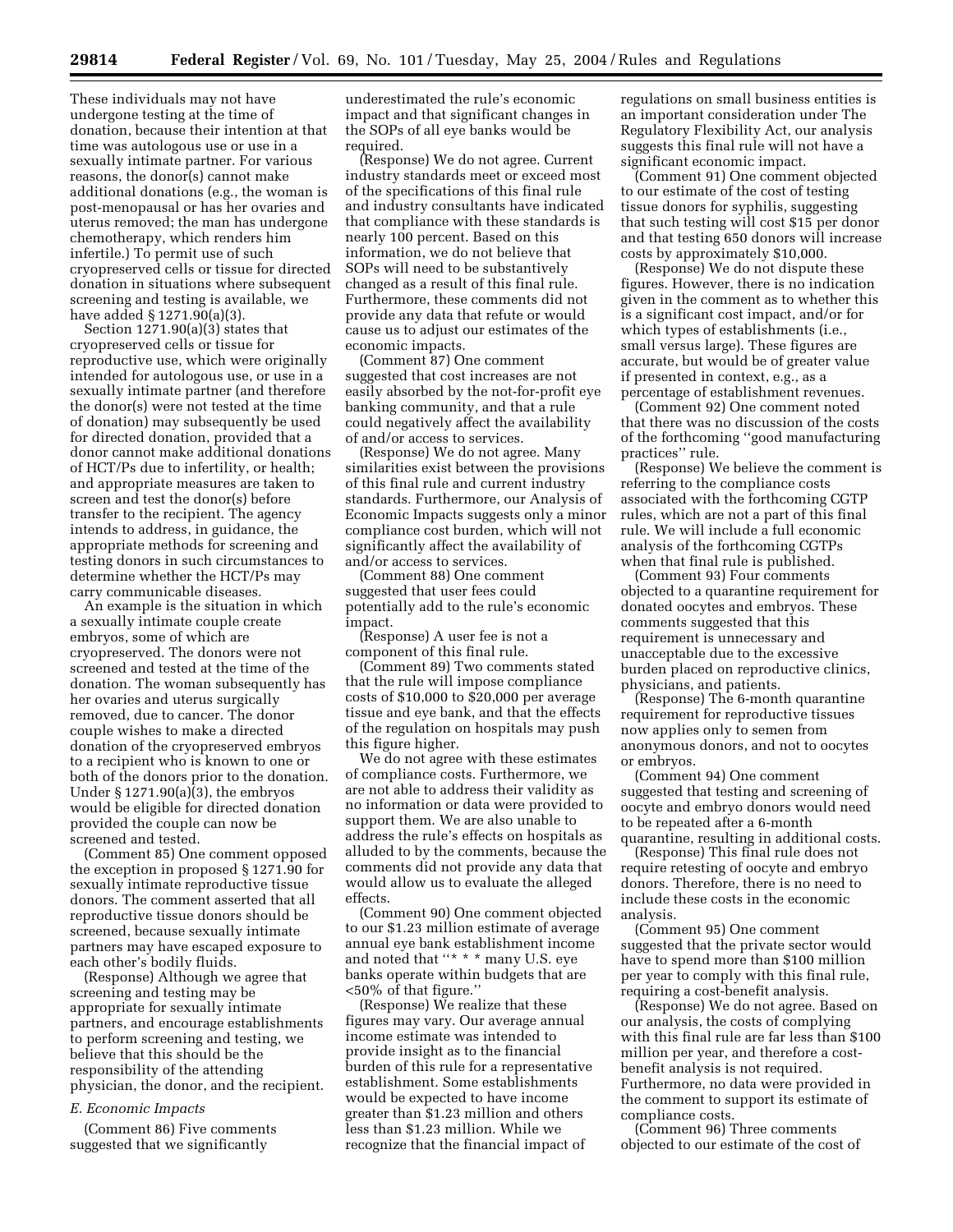These individuals may not have undergone testing at the time of donation, because their intention at that time was autologous use or use in a sexually intimate partner. For various reasons, the donor(s) cannot make additional donations (e.g., the woman is post-menopausal or has her ovaries and uterus removed; the man has undergone chemotherapy, which renders him infertile.) To permit use of such cryopreserved cells or tissue for directed donation in situations where subsequent screening and testing is available, we have added § 1271.90(a)(3).

Section 1271.90(a)(3) states that cryopreserved cells or tissue for reproductive use, which were originally intended for autologous use, or use in a sexually intimate partner (and therefore the donor(s) were not tested at the time of donation) may subsequently be used for directed donation, provided that a donor cannot make additional donations of HCT/Ps due to infertility, or health; and appropriate measures are taken to screen and test the donor(s) before transfer to the recipient. The agency intends to address, in guidance, the appropriate methods for screening and testing donors in such circumstances to determine whether the HCT/Ps may carry communicable diseases.

An example is the situation in which a sexually intimate couple create embryos, some of which are cryopreserved. The donors were not screened and tested at the time of the donation. The woman subsequently has her ovaries and uterus surgically removed, due to cancer. The donor couple wishes to make a directed donation of the cryopreserved embryos to a recipient who is known to one or both of the donors prior to the donation. Under § 1271.90(a)(3), the embryos would be eligible for directed donation provided the couple can now be screened and tested.

(Comment 85) One comment opposed the exception in proposed § 1271.90 for sexually intimate reproductive tissue donors. The comment asserted that all reproductive tissue donors should be screened, because sexually intimate partners may have escaped exposure to each other's bodily fluids.

(Response) Although we agree that screening and testing may be appropriate for sexually intimate partners, and encourage establishments to perform screening and testing, we believe that this should be the responsibility of the attending physician, the donor, and the recipient.

*E. Economic Impacts*

(Comment 86) Five comments suggested that we significantly underestimated the rule's economic impact and that significant changes in the SOPs of all eye banks would be required.

(Response) We do not agree. Current industry standards meet or exceed most of the specifications of this final rule and industry consultants have indicated that compliance with these standards is nearly 100 percent. Based on this information, we do not believe that SOPs will need to be substantively changed as a result of this final rule. Furthermore, these comments did not provide any data that refute or would cause us to adjust our estimates of the economic impacts.

(Comment 87) One comment suggested that cost increases are not easily absorbed by the not-for-profit eye banking community, and that a rule could negatively affect the availability of and/or access to services.

(Response) We do not agree. Many similarities exist between the provisions of this final rule and current industry standards. Furthermore, our Analysis of Economic Impacts suggests only a minor compliance cost burden, which will not significantly affect the availability of and/or access to services.

(Comment 88) One comment suggested that user fees could potentially add to the rule's economic impact.

(Response) A user fee is not a component of this final rule.

(Comment 89) Two comments stated that the rule will impose compliance costs of $10,000 to $20,000 per average tissue and eye bank, and that the effects of the regulation on hospitals may push this figure higher.

We do not agree with these estimates of compliance costs. Furthermore, we are not able to address their validity as no information or data were provided to support them. We are also unable to address the rule's effects on hospitals as alluded to by the comments, because the comments did not provide any data that would allow us to evaluate the alleged effects.

(Comment 90) One comment objected to our $1.23 million estimate of average annual eye bank establishment income and noted that "* * * many U.S. eye banks operate within budgets that are <50% of that figure."

(Response) We realize that these figures may vary. Our average annual income estimate was intended to provide insight as to the financial burden of this rule for a representative establishment. Some establishments would be expected to have income greater than $1.23 million and others less than $1.23 million. While we recognize that the financial impact of regulations on small business entities is an important consideration under The Regulatory Flexibility Act, our analysis suggests this final rule will not have a significant economic impact.

(Comment 91) One comment objected to our estimate of the cost of testing tissue donors for syphilis, suggesting that such testing will cost $15 per donor and that testing 650 donors will increase costs by approximately $10,000.

(Response) We do not dispute these figures. However, there is no indication given in the comment as to whether this is a significant cost impact, and/or for which types of establishments (i.e., small versus large). These figures are accurate, but would be of greater value if presented in context, e.g., as a percentage of establishment revenues.

(Comment 92) One comment noted that there was no discussion of the costs of the forthcoming "good manufacturing practices" rule.

(Response) We believe the comment is referring to the compliance costs associated with the forthcoming CGTP rules, which are not a part of this final rule. We will include a full economic analysis of the forthcoming CGTPs when that final rule is published.

(Comment 93) Four comments objected to a quarantine requirement for donated oocytes and embryos. These comments suggested that this requirement is unnecessary and unacceptable due to the excessive burden placed on reproductive clinics, physicians, and patients.

(Response) The 6-month quarantine requirement for reproductive tissues now applies only to semen from anonymous donors, and not to oocytes or embryos.

(Comment 94) One comment suggested that testing and screening of oocyte and embryo donors would need to be repeated after a 6-month quarantine, resulting in additional costs.

(Response) This final rule does not require retesting of oocyte and embryo donors. Therefore, there is no need to include these costs in the economic analysis.

(Comment 95) One comment suggested that the private sector would have to spend more than $100 million per year to comply with this final rule, requiring a cost-benefit analysis.

(Response) We do not agree. Based on our analysis, the costs of complying with this final rule are far less than $100 million per year, and therefore a cost-benefit analysis is not required. Furthermore, no data were provided in the comment to support its estimate of compliance costs.

(Comment 96) Three comments objected to our estimate of the cost of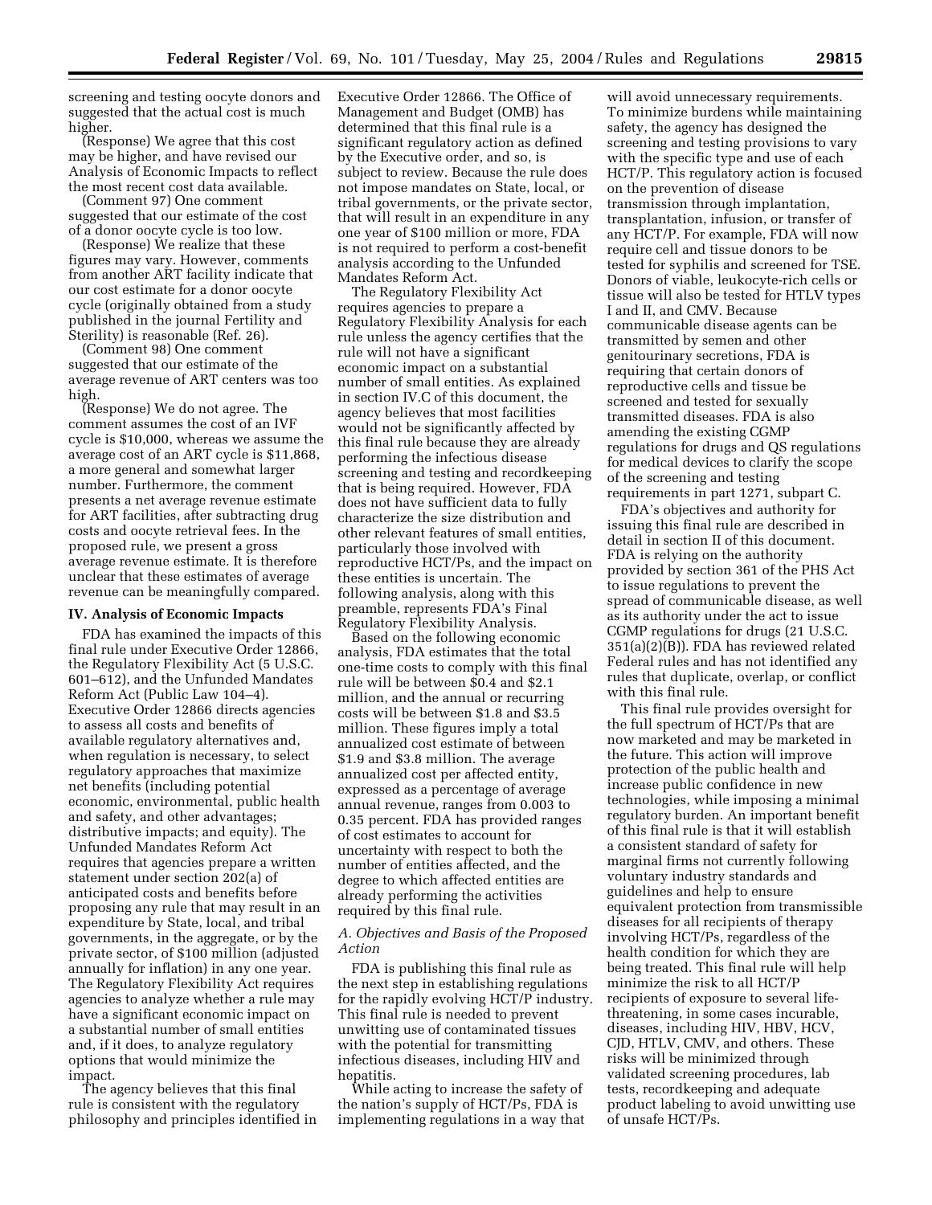screening and testing oocyte donors and suggested that the actual cost is much higher.

(Response) We agree that this cost may be higher, and have revised our Analysis of Economic Impacts to reflect the most recent cost data available.

(Comment 97) One comment suggested that our estimate of the cost of a donor oocyte cycle is too low.

(Response) We realize that these figures may vary. However, comments from another ART facility indicate that our cost estimate for a donor oocyte cycle (originally obtained from a study published in the journal Fertility and Sterility) is reasonable (Ref. 26).

(Comment 98) One comment suggested that our estimate of the average revenue of ART centers was too high.

(Response) We do not agree. The comment assumes the cost of an IVF cycle is $10,000, whereas we assume the average cost of an ART cycle is $11,868, a more general and somewhat larger number. Furthermore, the comment presents a net average revenue estimate for ART facilities, after subtracting drug costs and oocyte retrieval fees. In the proposed rule, we present a gross average revenue estimate. It is therefore unclear that these estimates of average revenue can be meaningfully compared.

## IV. Analysis of Economic Impacts

FDA has examined the impacts of this final rule under Executive Order 12866, the Regulatory Flexibility Act (5 U.S.C. 601–612), and the Unfunded Mandates Reform Act (Public Law 104–4). Executive Order 12866 directs agencies to assess all costs and benefits of available regulatory alternatives and, when regulation is necessary, to select regulatory approaches that maximize net benefits (including potential economic, environmental, public health and safety, and other advantages; distributive impacts; and equity). The Unfunded Mandates Reform Act requires that agencies prepare a written statement under section 202(a) of anticipated costs and benefits before proposing any rule that may result in an expenditure by State, local, and tribal governments, in the aggregate, or by the private sector, of $100 million (adjusted annually for inflation) in any one year. The Regulatory Flexibility Act requires agencies to analyze whether a rule may have a significant economic impact on a substantial number of small entities and, if it does, to analyze regulatory options that would minimize the impact.

The agency believes that this final rule is consistent with the regulatory philosophy and principles identified in Executive Order 12866. The Office of Management and Budget (OMB) has determined that this final rule is a significant regulatory action as defined by the Executive order, and so, is subject to review. Because the rule does not impose mandates on State, local, or tribal governments, or the private sector, that will result in an expenditure in any one year of $100 million or more, FDA is not required to perform a cost-benefit analysis according to the Unfunded Mandates Reform Act.

The Regulatory Flexibility Act requires agencies to prepare a Regulatory Flexibility Analysis for each rule unless the agency certifies that the rule will not have a significant economic impact on a substantial number of small entities. As explained in section IV.C of this document, the agency believes that most facilities would not be significantly affected by this final rule because they are already performing the infectious disease screening and testing and recordkeeping that is being required. However, FDA does not have sufficient data to fully characterize the size distribution and other relevant features of small entities, particularly those involved with reproductive HCT/Ps, and the impact on these entities is uncertain. The following analysis, along with this preamble, represents FDA's Final Regulatory Flexibility Analysis.

Based on the following economic analysis, FDA estimates that the total one-time costs to comply with this final rule will be between $0.4 and $2.1 million, and the annual or recurring costs will be between $1.8 and $3.5 million. These figures imply a total annualized cost estimate of between $1.9 and $3.8 million. The average annualized cost per affected entity, expressed as a percentage of average annual revenue, ranges from 0.003 to 0.35 percent. FDA has provided ranges of cost estimates to account for uncertainty with respect to both the number of entities affected, and the degree to which affected entities are already performing the activities required by this final rule.

### *A. Objectives and Basis of the Proposed Action*

FDA is publishing this final rule as the next step in establishing regulations for the rapidly evolving HCT/P industry. This final rule is needed to prevent unwitting use of contaminated tissues with the potential for transmitting infectious diseases, including HIV and hepatitis.

While acting to increase the safety of the nation's supply of HCT/Ps, FDA is implementing regulations in a way that will avoid unnecessary requirements. To minimize burdens while maintaining safety, the agency has designed the screening and testing provisions to vary with the specific type and use of each HCT/P. This regulatory action is focused on the prevention of disease transmission through implantation, transplantation, infusion, or transfer of any HCT/P. For example, FDA will now require cell and tissue donors to be tested for syphilis and screened for TSE. Donors of viable, leukocyte-rich cells or tissue will also be tested for HTLV types I and II, and CMV. Because communicable disease agents can be transmitted by semen and other genitourinary secretions, FDA is requiring that certain donors of reproductive cells and tissue be screened and tested for sexually transmitted diseases. FDA is also amending the existing CGMP regulations for drugs and QS regulations for medical devices to clarify the scope of the screening and testing requirements in part 1271, subpart C.

FDA's objectives and authority for issuing this final rule are described in detail in section II of this document. FDA is relying on the authority provided by section 361 of the PHS Act to issue regulations to prevent the spread of communicable disease, as well as its authority under the act to issue CGMP regulations for drugs (21 U.S.C. 351(a)(2)(B)). FDA has reviewed related Federal rules and has not identified any rules that duplicate, overlap, or conflict with this final rule.

This final rule provides oversight for the full spectrum of HCT/Ps that are now marketed and may be marketed in the future. This action will improve protection of the public health and increase public confidence in new technologies, while imposing a minimal regulatory burden. An important benefit of this final rule is that it will establish a consistent standard of safety for marginal firms not currently following voluntary industry standards and guidelines and help to ensure equivalent protection from transmissible diseases for all recipients of therapy involving HCT/Ps, regardless of the health condition for which they are being treated. This final rule will help minimize the risk to all HCT/P recipients of exposure to several life-threatening, in some cases incurable, diseases, including HIV, HBV, HCV, CJD, HTLV, CMV, and others. These risks will be minimized through validated screening procedures, lab tests, recordkeeping and adequate product labeling to avoid unwitting use of unsafe HCT/Ps.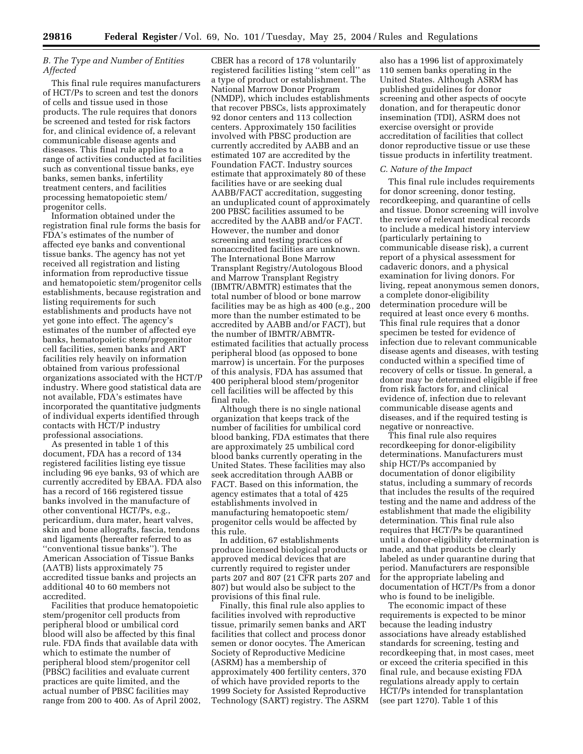### *B. The Type and Number of Entities Affected*

This final rule requires manufacturers of HCT/Ps to screen and test the donors of cells and tissue used in those products. The rule requires that donors be screened and tested for risk factors for, and clinical evidence of, a relevant communicable disease agents and diseases. This final rule applies to a range of activities conducted at facilities such as conventional tissue banks, eye banks, semen banks, infertility treatment centers, and facilities processing hematopoietic stem/progenitor cells.

Information obtained under the registration final rule forms the basis for FDA's estimates of the number of affected eye banks and conventional tissue banks. The agency has not yet received all registration and listing information from reproductive tissue and hematopoietic stem/progenitor cells establishments, because registration and listing requirements for such establishments and products have not yet gone into effect. The agency's estimates of the number of affected eye banks, hematopoietic stem/progenitor cell facilities, semen banks and ART facilities rely heavily on information obtained from various professional organizations associated with the HCT/P industry. Where good statistical data are not available, FDA's estimates have incorporated the quantitative judgments of individual experts identified through contacts with HCT/P industry professional associations.

As presented in table 1 of this document, FDA has a record of 134 registered facilities listing eye tissue including 96 eye banks, 93 of which are currently accredited by EBAA. FDA also has a record of 166 registered tissue banks involved in the manufacture of other conventional HCT/Ps, e.g., pericardium, dura mater, heart valves, skin and bone allografts, fascia, tendons and ligaments (hereafter referred to as "conventional tissue banks"). The American Association of Tissue Banks (AATB) lists approximately 75 accredited tissue banks and projects an additional 40 to 60 members not accredited.

Facilities that produce hematopoietic stem/progenitor cell products from peripheral blood or umbilical cord blood will also be affected by this final rule. FDA finds that available data with which to estimate the number of peripheral blood stem/progenitor cell (PBSC) facilities and evaluate current practices are quite limited, and the actual number of PBSC facilities may range from 200 to 400. As of April 2002, CBER has a record of 178 voluntarily registered facilities listing "stem cell" as a type of product or establishment. The National Marrow Donor Program (NMDP), which includes establishments that recover PBSCs, lists approximately 92 donor centers and 113 collection centers. Approximately 150 facilities involved with PBSC production are currently accredited by AABB and an estimated 107 are accredited by the Foundation FACT. Industry sources estimate that approximately 80 of these facilities have or are seeking dual AABB/FACT accreditation, suggesting an unduplicated count of approximately 200 PBSC facilities assumed to be accredited by the AABB and/or FACT. However, the number and donor screening and testing practices of nonaccredited facilities are unknown. The International Bone Marrow Transplant Registry/Autologous Blood and Marrow Transplant Registry (IBMTR/ABMTR) estimates that the total number of blood or bone marrow facilities may be as high as 400 (e.g., 200 more than the number estimated to be accredited by AABB and/or FACT), but the number of IBMTR/ABMTR-estimated facilities that actually process peripheral blood (as opposed to bone marrow) is uncertain. For the purposes of this analysis, FDA has assumed that 400 peripheral blood stem/progenitor cell facilities will be affected by this final rule.

Although there is no single national organization that keeps track of the number of facilities for umbilical cord blood banking, FDA estimates that there are approximately 25 umbilical cord blood banks currently operating in the United States. These facilities may also seek accreditation through AABB or FACT. Based on this information, the agency estimates that a total of 425 establishments involved in manufacturing hematopoetic stem/progenitor cells would be affected by this rule.

In addition, 67 establishments produce licensed biological products or approved medical devices that are currently required to register under parts 207 and 807 (21 CFR parts 207 and 807) but would also be subject to the provisions of this final rule.

Finally, this final rule also applies to facilities involved with reproductive tissue, primarily semen banks and ART facilities that collect and process donor semen or donor oocytes. The American Society of Reproductive Medicine (ASRM) has a membership of approximately 400 fertility centers, 370 of which have provided reports to the 1999 Society for Assisted Reproductive Technology (SART) registry. The ASRM also has a 1996 list of approximately 110 semen banks operating in the United States. Although ASRM has published guidelines for donor screening and other aspects of oocyte donation, and for therapeutic donor insemination (TDI), ASRM does not exercise oversight or provide accreditation of facilities that collect donor reproductive tissue or use these tissue products in infertility treatment.

### *C. Nature of the Impact*

This final rule includes requirements for donor screening, donor testing, recordkeeping, and quarantine of cells and tissue. Donor screening will involve the review of relevant medical records to include a medical history interview (particularly pertaining to communicable disease risk), a current report of a physical assessment for cadaveric donors, and a physical examination for living donors. For living, repeat anonymous semen donors, a complete donor-eligibility determination procedure will be required at least once every 6 months. This final rule requires that a donor specimen be tested for evidence of infection due to relevant communicable disease agents and diseases, with testing conducted within a specified time of recovery of cells or tissue. In general, a donor may be determined eligible if free from risk factors for, and clinical evidence of, infection due to relevant communicable disease agents and diseases, and if the required testing is negative or nonreactive.

This final rule also requires recordkeeping for donor-eligibility determinations. Manufacturers must ship HCT/Ps accompanied by documentation of donor eligibility status, including a summary of records that includes the results of the required testing and the name and address of the establishment that made the eligibility determination. This final rule also requires that HCT/Ps be quarantined until a donor-eligibility determination is made, and that products be clearly labeled as under quarantine during that period. Manufacturers are responsible for the appropriate labeling and documentation of HCT/Ps from a donor who is found to be ineligible.

The economic impact of these requirements is expected to be minor because the leading industry associations have already established standards for screening, testing and recordkeeping that, in most cases, meet or exceed the criteria specified in this final rule, and because existing FDA regulations already apply to certain HCT/Ps intended for transplantation (see part 1270). Table 1 of this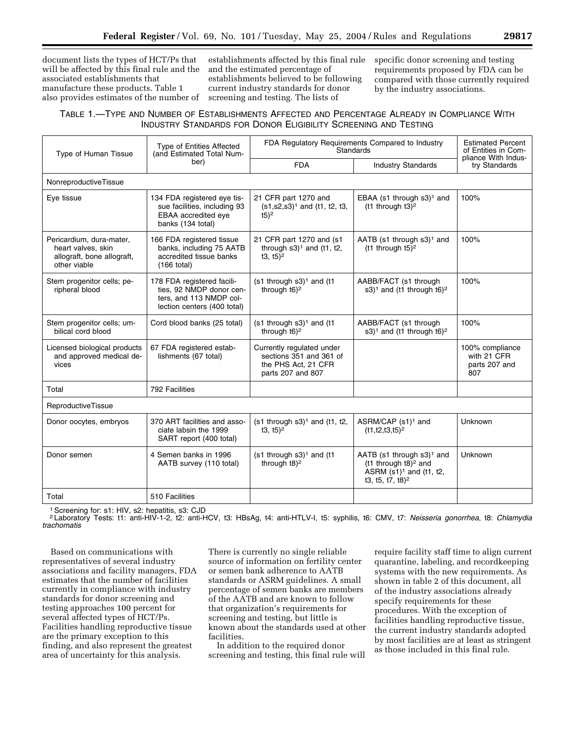document lists the types of HCT/Ps that will be affected by this final rule and the associated establishments that manufacture these products. Table 1 also provides estimates of the number of establishments affected by this final rule and the estimated percentage of establishments believed to be following current industry standards for donor screening and testing. The lists of specific donor screening and testing requirements proposed by FDA can be compared with those currently required by the industry associations.

TABLE 1.—TYPE AND NUMBER OF ESTABLISHMENTS AFFECTED AND PERCENTAGE ALREADY IN COMPLIANCE WITH INDUSTRY STANDARDS FOR DONOR ELIGIBILITY SCREENING AND TESTING

| Type of Human Tissue | Type of Entities Affected (and Estimated Total Number) | FDA Regulatory Requirements Compared to Industry Standards | | Estimated Percent of Entities in Compliance With Industry Standards |
|---|---|---|---|---|
| | | FDA | Industry Standards | |
| NonreproductiveTissue | | | | |
| Eye tissue | 134 FDA registered eye tissue facilities, including 93 EBAA accredited eye banks (134 total) | 21 CFR part 1270 and (s1,s2,s3)[1] and (t1, t2, t3, t5)[2] | EBAA (s1 through s3)[1] and (t1 through t3)[2] | 100% |
| Pericardium, dura-mater, heart valves, skin allograft, bone allograft, other viable | 166 FDA registered tissue banks, including 75 AATB accredited tissue banks (166 total) | 21 CFR part 1270 and (s1 through s3)[1] and (t1, t2, t3, t5)[2] | AATB (s1 through s3)[1] and (t1 through t5)[2] | 100% |
| Stem progenitor cells; peripheral blood | 178 FDA registered facilities, 92 NMDP donor centers, and 113 NMDP collection centers (400 total) | (s1 through s3)[1] and (t1 through t6)[2] | AABB/FACT (s1 through s3)[1] and (t1 through t6)[2] | 100% |
| Stem progenitor cells; umbilical cord blood | Cord blood banks (25 total) | (s1 through s3)[1] and (t1 through t6)[2] | AABB/FACT (s1 through s3)[1] and (t1 through t6)[2] | 100% |
| Licensed biological products and approved medical devices | 67 FDA registered establishments (67 total) | Currently regulated under sections 351 and 361 of the PHS Act, 21 CFR parts 207 and 807 | | 100% compliance with 21 CFR parts 207 and 807 |
| Total | 792 Facilities | | | |
| ReproductiveTissue | | | | |
| Donor oocytes, embryos | 370 ART facilities and associate labsin the 1999 SART report (400 total) | (s1 through s3)[1] and (t1, t2, t3, t5)[2] | ASRM/CAP (s1)[1] and (t1,t2,t3,t5)[2] | Unknown |
| Donor semen | 4 Semen banks in 1996 AATB survey (110 total) | (s1 through s3)[1] and (t1 through t8)[2] | AATB (s1 through s3)[1] and (t1 through t8)[2] and ASRM (s1)[1] and (t1, t2, t3, t5, t7, t8)[2] | Unknown |
| Total | 510 Facilities | | | |

[1] Screening for: s1: HIV, s2: hepatitis, s3: CJD
[2] Laboratory Tests: t1: anti-HIV-1-2, t2: anti-HCV, t3: HBsAg, t4: anti-HTLV-I, t5: syphilis, t6: CMV, t7: *Neisseria gonorrhea*, t8: *Chlamydia trachomatis*

Based on communications with representatives of several industry associations and facility managers, FDA estimates that the number of facilities currently in compliance with industry standards for donor screening and testing approaches 100 percent for several affected types of HCT/Ps. Facilities handling reproductive tissue are the primary exception to this finding, and also represent the greatest area of uncertainty for this analysis. There is currently no single reliable source of information on fertility center or semen bank adherence to AATB standards or ASRM guidelines. A small percentage of semen banks are members of the AATB and are known to follow that organization's requirements for screening and testing, but little is known about the standards used at other facilities.

In addition to the required donor screening and testing, this final rule will require facility staff time to align current quarantine, labeling, and recordkeeping systems with the new requirements. As shown in table 2 of this document, all of the industry associations already specify requirements for these procedures. With the exception of facilities handling reproductive tissue, the current industry standards adopted by most facilities are at least as stringent as those included in this final rule.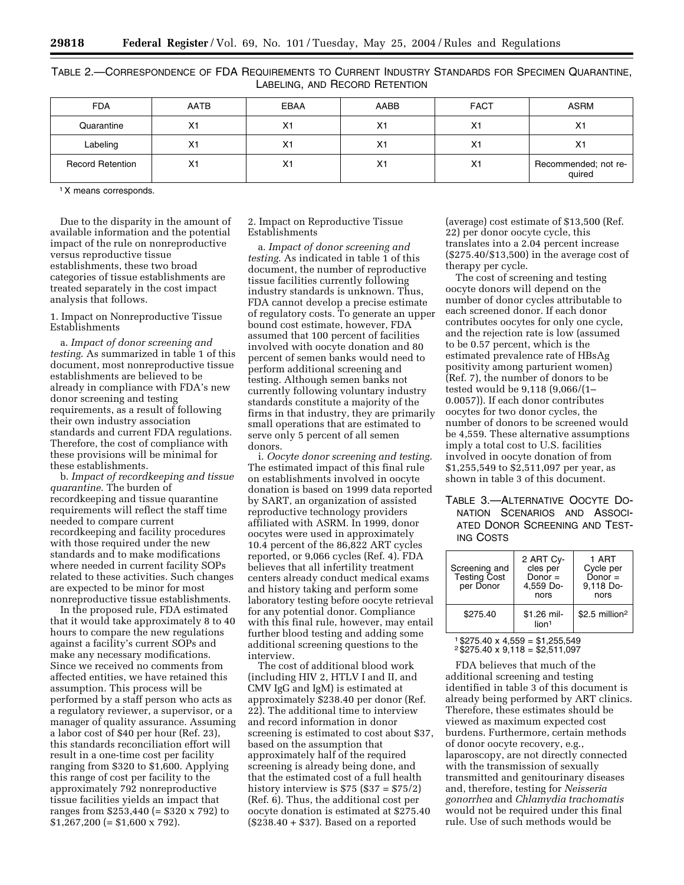TABLE 2.—CORRESPONDENCE OF FDA REQUIREMENTS TO CURRENT INDUSTRY STANDARDS FOR SPECIMEN QUARANTINE, LABELING, AND RECORD RETENTION

| FDA | AATB | EBAA | AABB | FACT | ASRM |
|---|---|---|---|---|---|
| Quarantine | X[1] | X[1] | X[1] | X[1] | X[1] |
| Labeling | X[1] | X[1] | X[1] | X[1] | X[1] |
| Record Retention | X[1] | X[1] | X[1] | X[1] | Recommended; not required |

[1] X means corresponds.

Due to the disparity in the amount of available information and the potential impact of the rule on nonreproductive versus reproductive tissue establishments, these two broad categories of tissue establishments are treated separately in the cost impact analysis that follows.

1. Impact on Nonreproductive Tissue Establishments

a. *Impact of donor screening and testing*. As summarized in table 1 of this document, most nonreproductive tissue establishments are believed to be already in compliance with FDA's new donor screening and testing requirements, as a result of following their own industry association standards and current FDA regulations. Therefore, the cost of compliance with these provisions will be minimal for these establishments.

b. *Impact of recordkeeping and tissue quarantine*. The burden of recordkeeping and tissue quarantine requirements will reflect the staff time needed to compare current recordkeeping and facility procedures with those required under the new standards and to make modifications where needed in current facility SOPs related to these activities. Such changes are expected to be minor for most nonreproductive tissue establishments.

In the proposed rule, FDA estimated that it would take approximately 8 to 40 hours to compare the new regulations against a facility's current SOPs and make any necessary modifications. Since we received no comments from affected entities, we have retained this assumption. This process will be performed by a staff person who acts as a regulatory reviewer, a supervisor, or a manager of quality assurance. Assuming a labor cost of $40 per hour (Ref. 23), this standards reconciliation effort will result in a one-time cost per facility ranging from $320 to $1,600. Applying this range of cost per facility to the approximately 792 nonreproductive tissue facilities yields an impact that ranges from $253,440 (= $320 x 792) to $1,267,200 (= $1,600 x 792).

2. Impact on Reproductive Tissue Establishments

a. *Impact of donor screening and testing*. As indicated in table 1 of this document, the number of reproductive tissue facilities currently following industry standards is unknown. Thus, FDA cannot develop a precise estimate of regulatory costs. To generate an upper bound cost estimate, however, FDA assumed that 100 percent of facilities involved with oocyte donation and 80 percent of semen banks would need to perform additional screening and testing. Although semen banks not currently following voluntary industry standards constitute a majority of the firms in that industry, they are primarily small operations that are estimated to serve only 5 percent of all semen donors.

i. *Oocyte donor screening and testing*. The estimated impact of this final rule on establishments involved in oocyte donation is based on 1999 data reported by SART, an organization of assisted reproductive technology providers affiliated with ASRM. In 1999, donor oocytes were used in approximately 10.4 percent of the 86,822 ART cycles reported, or 9,066 cycles (Ref. 4). FDA believes that all infertility treatment centers already conduct medical exams and history taking and perform some laboratory testing before oocyte retrieval for any potential donor. Compliance with this final rule, however, may entail further blood testing and adding some additional screening questions to the interview.

The cost of additional blood work (including HIV 2, HTLV I and II, and CMV IgG and IgM) is estimated at approximately $238.40 per donor (Ref. 22). The additional time to interview and record information in donor screening is estimated to cost about $37, based on the assumption that approximately half of the required screening is already being done, and that the estimated cost of a full health history interview is $75 ($37 = $75/2) (Ref. 6). Thus, the additional cost per oocyte donation is estimated at $275.40 ($238.40 + $37). Based on a reported (average) cost estimate of $13,500 (Ref. 22) per donor oocyte cycle, this translates into a 2.04 percent increase ($275.40/$13,500) in the average cost of therapy per cycle.

The cost of screening and testing oocyte donors will depend on the number of donor cycles attributable to each screened donor. If each donor contributes oocytes for only one cycle, and the rejection rate is low (assumed to be 0.57 percent, which is the estimated prevalence rate of HBsAg positivity among parturient women) (Ref. 7), the number of donors to be tested would be 9,118 (9,066/(1–0.0057)). If each donor contributes oocytes for two donor cycles, the number of donors to be screened would be 4,559. These alternative assumptions imply a total cost to U.S. facilities involved in oocyte donation of from $1,255,549 to $2,511,097 per year, as shown in table 3 of this document.

TABLE 3.—ALTERNATIVE OOCYTE DONATION SCENARIOS AND ASSOCIATED DONOR SCREENING AND TESTING COSTS

| Screening and Testing Cost per Donor | 2 ART Cycles per Donor = 4,559 Donors | 1 ART Cycle per Donor = 9,118 Donors |
|---|---|---|
| $275.40 | $1.26 million[1] | $2.5 million[2] |

[1] $275.40 x 4,559 = $1,255,549
[2] $275.40 x 9,118 = $2,511,097

FDA believes that much of the additional screening and testing identified in table 3 of this document is already being performed by ART clinics. Therefore, these estimates should be viewed as maximum expected cost burdens. Furthermore, certain methods of donor oocyte recovery, e.g., laparoscopy, are not directly connected with the transmission of sexually transmitted and genitourinary diseases and, therefore, testing for *Neisseria gonorrhea* and *Chlamydia trachomatis* would not be required under this final rule. Use of such methods would be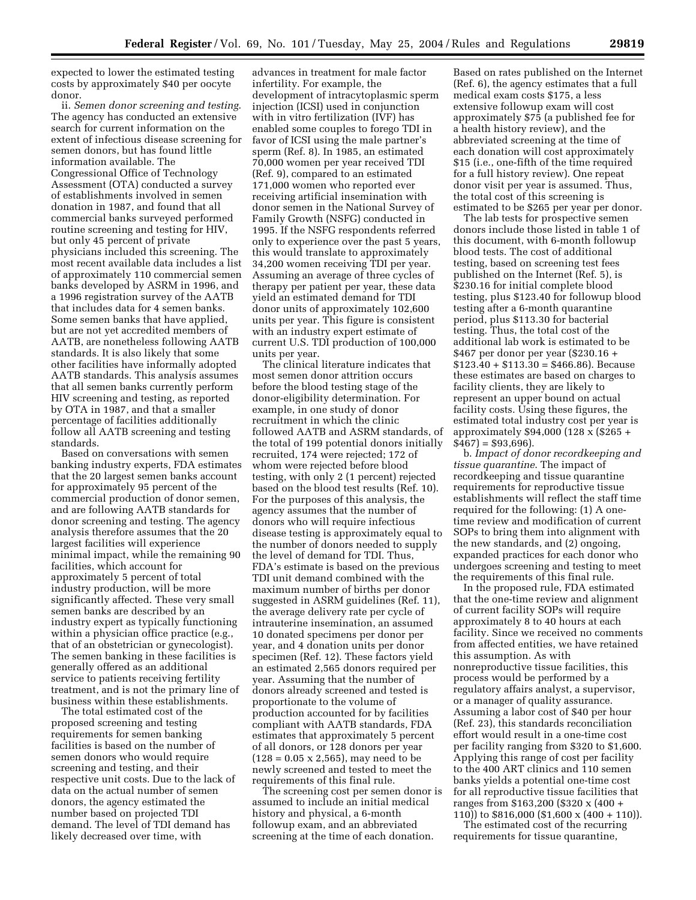expected to lower the estimated testing costs by approximately $40 per oocyte donor.

ii. *Semen donor screening and testing*. The agency has conducted an extensive search for current information on the extent of infectious disease screening for semen donors, but has found little information available. The Congressional Office of Technology Assessment (OTA) conducted a survey of establishments involved in semen donation in 1987, and found that all commercial banks surveyed performed routine screening and testing for HIV, but only 45 percent of private physicians included this screening. The most recent available data includes a list of approximately 110 commercial semen banks developed by ASRM in 1996, and a 1996 registration survey of the AATB that includes data for 4 semen banks. Some semen banks that have applied, but are not yet accredited members of AATB, are nonetheless following AATB standards. It is also likely that some other facilities have informally adopted AATB standards. This analysis assumes that all semen banks currently perform HIV screening and testing, as reported by OTA in 1987, and that a smaller percentage of facilities additionally follow all AATB screening and testing standards.

Based on conversations with semen banking industry experts, FDA estimates that the 20 largest semen banks account for approximately 95 percent of the commercial production of donor semen, and are following AATB standards for donor screening and testing. The agency analysis therefore assumes that the 20 largest facilities will experience minimal impact, while the remaining 90 facilities, which account for approximately 5 percent of total industry production, will be more significantly affected. These very small semen banks are described by an industry expert as typically functioning within a physician office practice (e.g., that of an obstetrician or gynecologist). The semen banking in these facilities is generally offered as an additional service to patients receiving fertility treatment, and is not the primary line of business within these establishments.

The total estimated cost of the proposed screening and testing requirements for semen banking facilities is based on the number of semen donors who would require screening and testing, and their respective unit costs. Due to the lack of data on the actual number of semen donors, the agency estimated the number based on projected TDI demand. The level of TDI demand has likely decreased over time, with advances in treatment for male factor infertility. For example, the development of intracytoplasmic sperm injection (ICSI) used in conjunction with in vitro fertilization (IVF) has enabled some couples to forego TDI in favor of ICSI using the male partner's sperm (Ref. 8). In 1985, an estimated 70,000 women per year received TDI (Ref. 9), compared to an estimated 171,000 women who reported ever receiving artificial insemination with donor semen in the National Survey of Family Growth (NSFG) conducted in 1995. If the NSFG respondents referred only to experience over the past 5 years, this would translate to approximately 34,200 women receiving TDI per year. Assuming an average of three cycles of therapy per patient per year, these data yield an estimated demand for TDI donor units of approximately 102,600 units per year. This figure is consistent with an industry expert estimate of current U.S. TDI production of 100,000 units per year.

The clinical literature indicates that most semen donor attrition occurs before the blood testing stage of the donor-eligibility determination. For example, in one study of donor recruitment in which the clinic followed AATB and ASRM standards, of the total of 199 potential donors initially recruited, 174 were rejected; 172 of whom were rejected before blood testing, with only 2 (1 percent) rejected based on the blood test results (Ref. 10). For the purposes of this analysis, the agency assumes that the number of donors who will require infectious disease testing is approximately equal to the number of donors needed to supply the level of demand for TDI. Thus, FDA's estimate is based on the previous TDI unit demand combined with the maximum number of births per donor suggested in ASRM guidelines (Ref. 11), the average delivery rate per cycle of intrauterine insemination, an assumed 10 donated specimens per donor per year, and 4 donation units per donor specimen (Ref. 12). These factors yield an estimated 2,565 donors required per year. Assuming that the number of donors already screened and tested is proportionate to the volume of production accounted for by facilities compliant with AATB standards, FDA estimates that approximately 5 percent of all donors, or 128 donors per year (128 = 0.05 x 2,565), may need to be newly screened and tested to meet the requirements of this final rule.

The screening cost per semen donor is assumed to include an initial medical history and physical, a 6-month followup exam, and an abbreviated screening at the time of each donation. Based on rates published on the Internet (Ref. 6), the agency estimates that a full medical exam costs $175, a less extensive followup exam will cost approximately $75 (a published fee for a health history review), and the abbreviated screening at the time of each donation will cost approximately $15 (i.e., one-fifth of the time required for a full history review). One repeat donor visit per year is assumed. Thus, the total cost of this screening is estimated to be $265 per year per donor.

The lab tests for prospective semen donors include those listed in table 1 of this document, with 6-month followup blood tests. The cost of additional testing, based on screening test fees published on the Internet (Ref. 5), is $230.16 for initial complete blood testing, plus $123.40 for followup blood testing after a 6-month quarantine period, plus $113.30 for bacterial testing. Thus, the total cost of the additional lab work is estimated to be $467 per donor per year ($230.16 + $123.40 + $113.30 = $466.86). Because these estimates are based on charges to facility clients, they are likely to represent an upper bound on actual facility costs. Using these figures, the estimated total industry cost per year is approximately $94,000 (128 x ($265 + $467) = $93,696).

b. *Impact of donor recordkeeping and tissue quarantine*. The impact of recordkeeping and tissue quarantine requirements for reproductive tissue establishments will reflect the staff time required for the following: (1) A one-time review and modification of current SOPs to bring them into alignment with the new standards, and (2) ongoing, expanded practices for each donor who undergoes screening and testing to meet the requirements of this final rule.

In the proposed rule, FDA estimated that the one-time review and alignment of current facility SOPs will require approximately 8 to 40 hours at each facility. Since we received no comments from affected entities, we have retained this assumption. As with nonreproductive tissue facilities, this process would be performed by a regulatory affairs analyst, a supervisor, or a manager of quality assurance. Assuming a labor cost of $40 per hour (Ref. 23), this standards reconciliation effort would result in a one-time cost per facility ranging from $320 to $1,600. Applying this range of cost per facility to the 400 ART clinics and 110 semen banks yields a potential one-time cost for all reproductive tissue facilities that ranges from $163,200 ($320 x (400 + 110)) to $816,000 ($1,600 x (400 + 110)).

The estimated cost of the recurring requirements for tissue quarantine,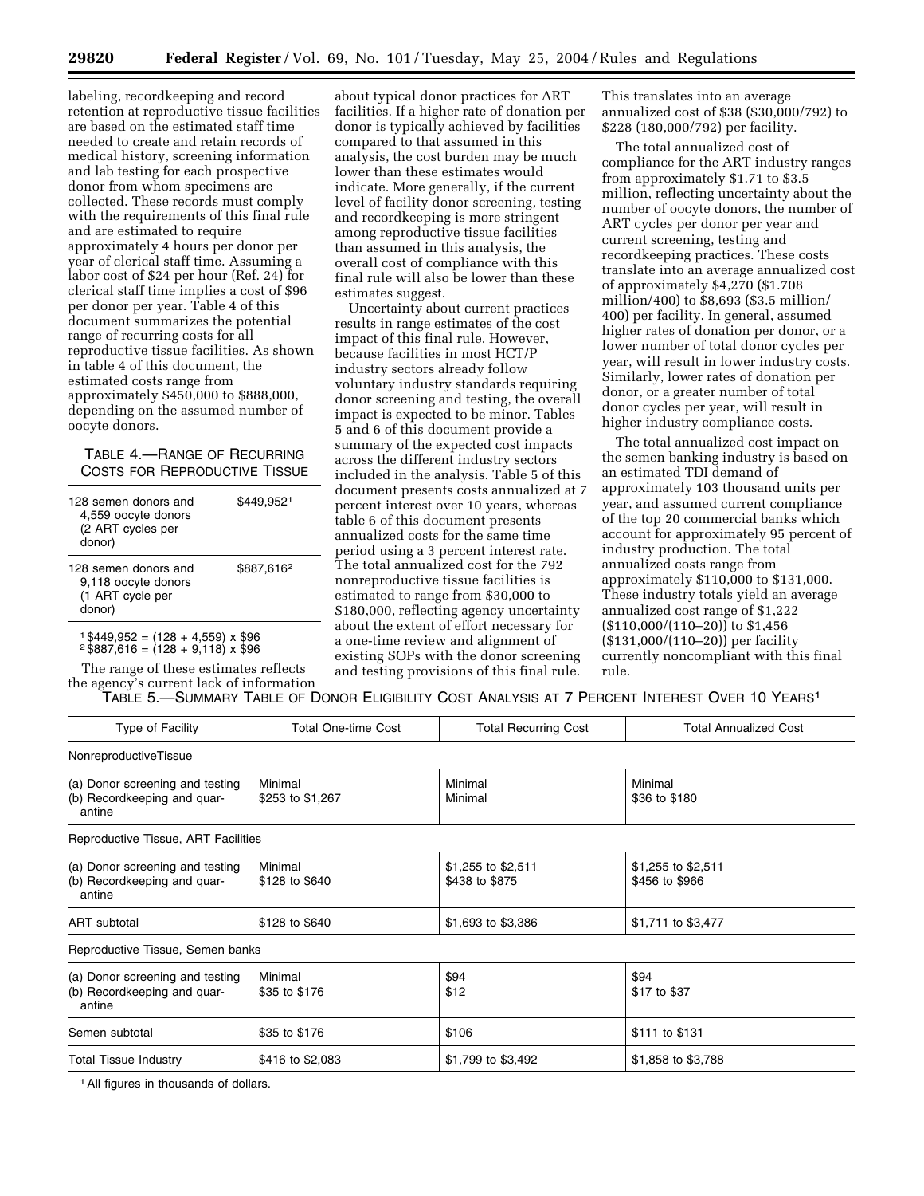labeling, recordkeeping and record retention at reproductive tissue facilities are based on the estimated staff time needed to create and retain records of medical history, screening information and lab testing for each prospective donor from whom specimens are collected. These records must comply with the requirements of this final rule and are estimated to require approximately 4 hours per donor per year of clerical staff time. Assuming a labor cost of $24 per hour (Ref. 24) for clerical staff time implies a cost of $96 per donor per year. Table 4 of this document summarizes the potential range of recurring costs for all reproductive tissue facilities. As shown in table 4 of this document, the estimated costs range from approximately $450,000 to $888,000, depending on the assumed number of oocyte donors.

TABLE 4.—RANGE OF RECURRING COSTS FOR REPRODUCTIVE TISSUE

| | |
|---|---|
| 128 semen donors and 4,559 oocyte donors (2 ART cycles per donor) | $449,952[1] |
| 128 semen donors and 9,118 oocyte donors (1 ART cycle per donor) | $887,616[2] |

[1] $449,952 = (128 + 4,559) x $96
[2] $887,616 = (128 + 9,118) x $96

The range of these estimates reflects the agency's current lack of information about typical donor practices for ART facilities. If a higher rate of donation per donor is typically achieved by facilities compared to that assumed in this analysis, the cost burden may be much lower than these estimates would indicate. More generally, if the current level of facility donor screening, testing and recordkeeping is more stringent among reproductive tissue facilities than assumed in this analysis, the overall cost of compliance with this final rule will also be lower than these estimates suggest.

Uncertainty about current practices results in range estimates of the cost impact of this final rule. However, because facilities in most HCT/P industry sectors already follow voluntary industry standards requiring donor screening and testing, the overall impact is expected to be minor. Tables 5 and 6 of this document provide a summary of the expected cost impacts across the different industry sectors included in the analysis. Table 5 of this document presents costs annualized at 7 percent interest over 10 years, whereas table 6 of this document presents annualized costs for the same time period using a 3 percent interest rate. The total annualized cost for the 792 nonreproductive tissue facilities is estimated to range from $30,000 to $180,000, reflecting agency uncertainty about the extent of effort necessary for a one-time review and alignment of existing SOPs with the donor screening and testing provisions of this final rule. This translates into an average annualized cost of $38 ($30,000/792) to $228 (180,000/792) per facility.

The total annualized cost of compliance for the ART industry ranges from approximately $1.71 to $3.5 million, reflecting uncertainty about the number of oocyte donors, the number of ART cycles per donor per year and current screening, testing and recordkeeping practices. These costs translate into an average annualized cost of approximately $4,270 ($1.708 million/400) to $8,693 ($3.5 million/400) per facility. In general, assumed higher rates of donation per donor, or a lower number of total donor cycles per year, will result in lower industry costs. Similarly, lower rates of donation per donor, or a greater number of total donor cycles per year, will result in higher industry compliance costs.

The total annualized cost impact on the semen banking industry is based on an estimated TDI demand of approximately 103 thousand units per year, and assumed current compliance of the top 20 commercial banks which account for approximately 95 percent of industry production. The total annualized costs range from approximately $110,000 to $131,000. These industry totals yield an average annualized cost range of $1,222 ($110,000/(110–20)) to $1,456 ($131,000/(110–20)) per facility currently noncompliant with this final rule.

TABLE 5.—SUMMARY TABLE OF DONOR ELIGIBILITY COST ANALYSIS AT 7 PERCENT INTEREST OVER 10 YEARS[1]

| Type of Facility | Total One-time Cost | Total Recurring Cost | Total Annualized Cost |
|---|---|---|---|
| NonreproductiveTissue | | | |
| (a) Donor screening and testing<br>(b) Recordkeeping and quarantine | Minimal<br>$253 to $1,267 | Minimal<br>Minimal | Minimal<br>$36 to $180 |
| Reproductive Tissue, ART Facilities | | | |
| (a) Donor screening and testing<br>(b) Recordkeeping and quarantine | Minimal<br>$128 to $640 | $1,255 to $2,511<br>$438 to $875 | $1,255 to $2,511<br>$456 to $966 |
| ART subtotal | $128 to $640 | $1,693 to $3,386 | $1,711 to $3,477 |
| Reproductive Tissue, Semen banks | | | |
| (a) Donor screening and testing<br>(b) Recordkeeping and quarantine | Minimal<br>$35 to $176 | $94<br>$12 | $94<br>$17 to $37 |
| Semen subtotal | $35 to $176 | $106 | $111 to $131 |
| Total Tissue Industry | $416 to $2,083 | $1,799 to $3,492 | $1,858 to $3,788 |

[1] All figures in thousands of dollars.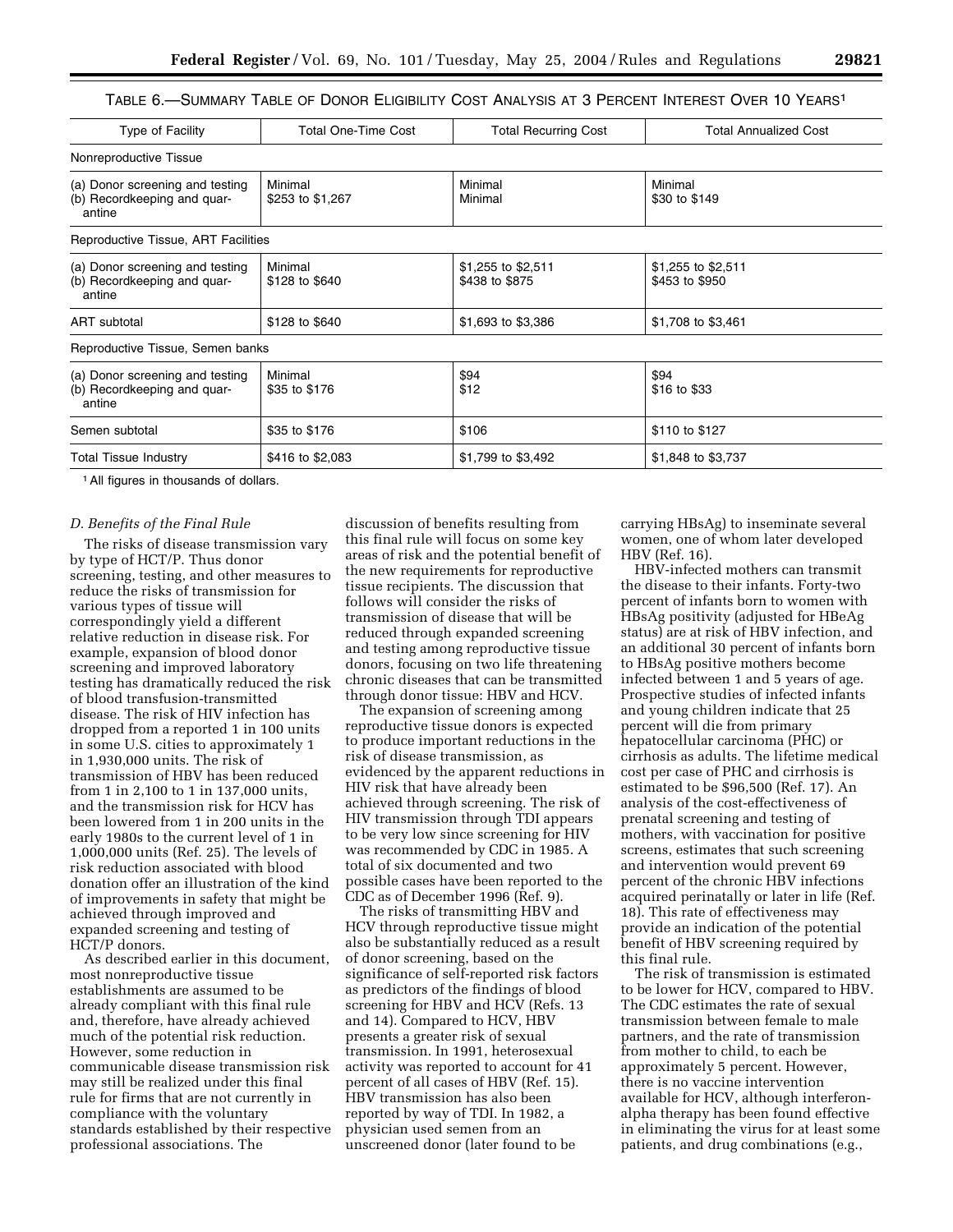TABLE 6.—SUMMARY TABLE OF DONOR ELIGIBILITY COST ANALYSIS AT 3 PERCENT INTEREST OVER 10 YEARS[1]

| Type of Facility | Total One-Time Cost | Total Recurring Cost | Total Annualized Cost |
|---|---|---|---|
| Nonreproductive Tissue | | | |
| (a) Donor screening and testing | Minimal | Minimal | Minimal |
| (b) Recordkeeping and quarantine | $253 to $1,267 | Minimal | $30 to $149 |
| Reproductive Tissue, ART Facilities | | | |
| (a) Donor screening and testing | Minimal | $1,255 to $2,511 | $1,255 to $2,511 |
| (b) Recordkeeping and quarantine | $128 to $640 | $438 to $875 | $453 to $950 |
| ART subtotal | $128 to $640 | $1,693 to $3,386 | $1,708 to $3,461 |
| Reproductive Tissue, Semen banks | | | |
| (a) Donor screening and testing | Minimal | $94 | $94 |
| (b) Recordkeeping and quarantine | $35 to $176 | $12 | $16 to $33 |
| Semen subtotal | $35 to $176 | $106 | $110 to $127 |
| Total Tissue Industry | $416 to $2,083 | $1,799 to $3,492 | $1,848 to $3,737 |

[1] All figures in thousands of dollars.

*D. Benefits of the Final Rule*

The risks of disease transmission vary by type of HCT/P. Thus donor screening, testing, and other measures to reduce the risks of transmission for various types of tissue will correspondingly yield a different relative reduction in disease risk. For example, expansion of blood donor screening and improved laboratory testing has dramatically reduced the risk of blood transfusion-transmitted disease. The risk of HIV infection has dropped from a reported 1 in 100 units in some U.S. cities to approximately 1 in 1,930,000 units. The risk of transmission of HBV has been reduced from 1 in 2,100 to 1 in 137,000 units, and the transmission risk for HCV has been lowered from 1 in 200 units in the early 1980s to the current level of 1 in 1,000,000 units (Ref. 25). The levels of risk reduction associated with blood donation offer an illustration of the kind of improvements in safety that might be achieved through improved and expanded screening and testing of HCT/P donors.

As described earlier in this document, most nonreproductive tissue establishments are assumed to be already compliant with this final rule and, therefore, have already achieved much of the potential risk reduction. However, some reduction in communicable disease transmission risk may still be realized under this final rule for firms that are not currently in compliance with the voluntary standards established by their respective professional associations. The discussion of benefits resulting from this final rule will focus on some key areas of risk and the potential benefit of the new requirements for reproductive tissue recipients. The discussion that follows will consider the risks of transmission of disease that will be reduced through expanded screening and testing among reproductive tissue donors, focusing on two life threatening chronic diseases that can be transmitted through donor tissue: HBV and HCV.

The expansion of screening among reproductive tissue donors is expected to produce important reductions in the risk of disease transmission, as evidenced by the apparent reductions in HIV risk that have already been achieved through screening. The risk of HIV transmission through TDI appears to be very low since screening for HIV was recommended by CDC in 1985. A total of six documented and two possible cases have been reported to the CDC as of December 1996 (Ref. 9).

The risks of transmitting HBV and HCV through reproductive tissue might also be substantially reduced as a result of donor screening, based on the significance of self-reported risk factors as predictors of the findings of blood screening for HBV and HCV (Refs. 13 and 14). Compared to HCV, HBV presents a greater risk of sexual transmission. In 1991, heterosexual activity was reported to account for 41 percent of all cases of HBV (Ref. 15). HBV transmission has also been reported by way of TDI. In 1982, a physician used semen from an unscreened donor (later found to be carrying HBsAg) to inseminate several women, one of whom later developed HBV (Ref. 16).

HBV-infected mothers can transmit the disease to their infants. Forty-two percent of infants born to women with HBsAg positivity (adjusted for HBeAg status) are at risk of HBV infection, and an additional 30 percent of infants born to HBsAg positive mothers become infected between 1 and 5 years of age. Prospective studies of infected infants and young children indicate that 25 percent will die from primary hepatocellular carcinoma (PHC) or cirrhosis as adults. The lifetime medical cost per case of PHC and cirrhosis is estimated to be $96,500 (Ref. 17). An analysis of the cost-effectiveness of prenatal screening and testing of mothers, with vaccination for positive screens, estimates that such screening and intervention would prevent 69 percent of the chronic HBV infections acquired perinatally or later in life (Ref. 18). This rate of effectiveness may provide an indication of the potential benefit of HBV screening required by this final rule.

The risk of transmission is estimated to be lower for HCV, compared to HBV. The CDC estimates the rate of sexual transmission between female to male partners, and the rate of transmission from mother to child, to each be approximately 5 percent. However, there is no vaccine intervention available for HCV, although interferon-alpha therapy has been found effective in eliminating the virus for at least some patients, and drug combinations (e.g.,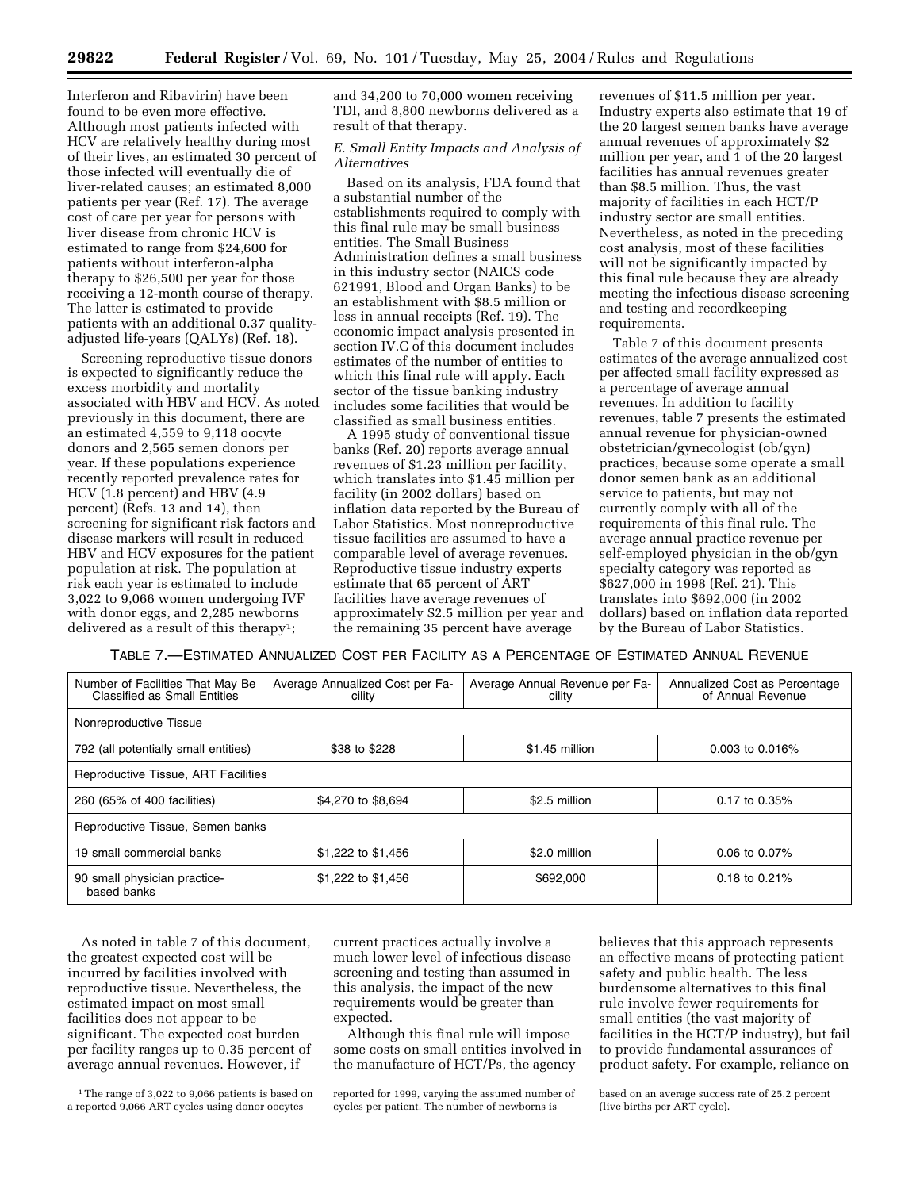Interferon and Ribavirin) have been found to be even more effective. Although most patients infected with HCV are relatively healthy during most of their lives, an estimated 30 percent of those infected will eventually die of liver-related causes; an estimated 8,000 patients per year (Ref. 17). The average cost of care per year for persons with liver disease from chronic HCV is estimated to range from $24,600 for patients without interferon-alpha therapy to $26,500 per year for those receiving a 12-month course of therapy. The latter is estimated to provide patients with an additional 0.37 quality-adjusted life-years (QALYs) (Ref. 18).

Screening reproductive tissue donors is expected to significantly reduce the excess morbidity and mortality associated with HBV and HCV. As noted previously in this document, there are an estimated 4,559 to 9,118 oocyte donors and 2,565 semen donors per year. If these populations experience recently reported prevalence rates for HCV (1.8 percent) and HBV (4.9 percent) (Refs. 13 and 14), then screening for significant risk factors and disease markers will result in reduced HBV and HCV exposures for the patient population at risk. The population at risk each year is estimated to include 3,022 to 9,066 women undergoing IVF with donor eggs, and 2,285 newborns delivered as a result of this therapy[1]; and 34,200 to 70,000 women receiving TDI, and 8,800 newborns delivered as a result of that therapy.

*E. Small Entity Impacts and Analysis of Alternatives*

Based on its analysis, FDA found that a substantial number of the establishments required to comply with this final rule may be small business entities. The Small Business Administration defines a small business in this industry sector (NAICS code 621991, Blood and Organ Banks) to be an establishment with $8.5 million or less in annual receipts (Ref. 19). The economic impact analysis presented in section IV.C of this document includes estimates of the number of entities to which this final rule will apply. Each sector of the tissue banking industry includes some facilities that would be classified as small business entities.

A 1995 study of conventional tissue banks (Ref. 20) reports average annual revenues of $1.23 million per facility, which translates into $1.45 million per facility (in 2002 dollars) based on inflation data reported by the Bureau of Labor Statistics. Most nonreproductive tissue facilities are assumed to have a comparable level of average revenues. Reproductive tissue industry experts estimate that 65 percent of ART facilities have average revenues of approximately $2.5 million per year and the remaining 35 percent have average revenues of $11.5 million per year. Industry experts also estimate that 19 of the 20 largest semen banks have average annual revenues of approximately $2 million per year, and 1 of the 20 largest facilities has annual revenues greater than $8.5 million. Thus, the vast majority of facilities in each HCT/P industry sector are small entities. Nevertheless, as noted in the preceding cost analysis, most of these facilities will not be significantly impacted by this final rule because they are already meeting the infectious disease screening and testing and recordkeeping requirements.

Table 7 of this document presents estimates of the average annualized cost per affected small facility expressed as a percentage of average annual revenues. In addition to facility revenues, table 7 presents the estimated annual revenue for physician-owned obstetrician/gynecologist (ob/gyn) practices, because some operate a small donor semen bank as an additional service to patients, but may not currently comply with all of the requirements of this final rule. The average annual practice revenue per self-employed physician in the ob/gyn specialty category was reported as $627,000 in 1998 (Ref. 21). This translates into $692,000 (in 2002 dollars) based on inflation data reported by the Bureau of Labor Statistics.

TABLE 7.—ESTIMATED ANNUALIZED COST PER FACILITY AS A PERCENTAGE OF ESTIMATED ANNUAL REVENUE

| Number of Facilities That May Be Classified as Small Entities | Average Annualized Cost per Facility | Average Annual Revenue per Facility | Annualized Cost as Percentage of Annual Revenue |
|---|---|---|---|
| Nonreproductive Tissue | | | |
| 792 (all potentially small entities) | $38 to $228 | $1.45 million | 0.003 to 0.016% |
| Reproductive Tissue, ART Facilities | | | |
| 260 (65% of 400 facilities) | $4,270 to $8,694 | $2.5 million | 0.17 to 0.35% |
| Reproductive Tissue, Semen banks | | | |
| 19 small commercial banks | $1,222 to $1,456 | $2.0 million | 0.06 to 0.07% |
| 90 small physician practice-based banks | $1,222 to $1,456 | $692,000 | 0.18 to 0.21% |

As noted in table 7 of this document, the greatest expected cost will be incurred by facilities involved with reproductive tissue. Nevertheless, the estimated impact on most small facilities does not appear to be significant. The expected cost burden per facility ranges up to 0.35 percent of average annual revenues. However, if current practices actually involve a much lower level of infectious disease screening and testing than assumed in this analysis, the impact of the new requirements would be greater than expected.

Although this final rule will impose some costs on small entities involved in the manufacture of HCT/Ps, the agency believes that this approach represents an effective means of protecting patient safety and public health. The less burdensome alternatives to this final rule involve fewer requirements for small entities (the vast majority of facilities in the HCT/P industry), but fail to provide fundamental assurances of product safety. For example, reliance on

[1] The range of 3,022 to 9,066 patients is based on a reported 9,066 ART cycles using donor oocytes reported for 1999, varying the assumed number of cycles per patient. The number of newborns is based on an average success rate of 25.2 percent (live births per ART cycle).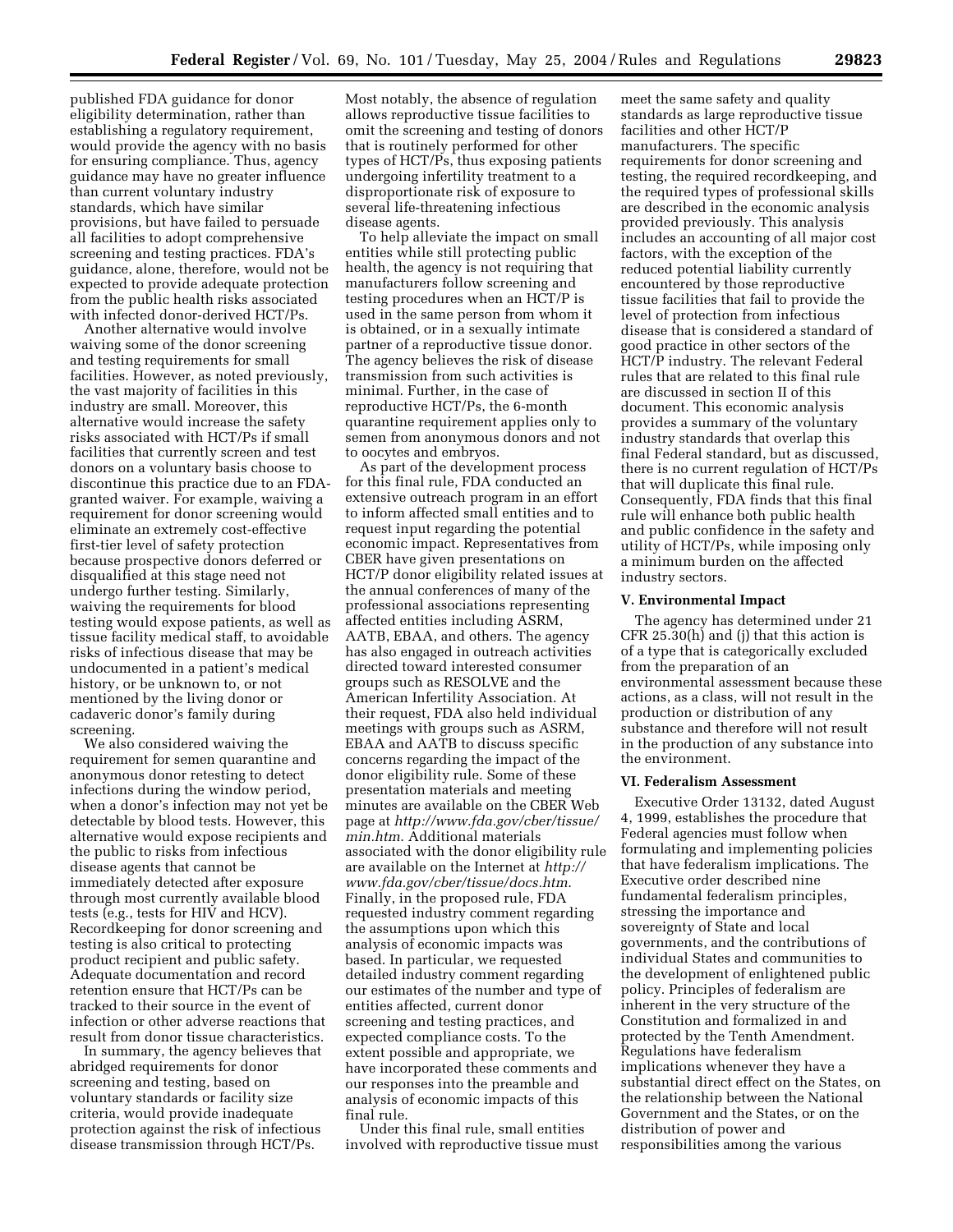published FDA guidance for donor eligibility determination, rather than establishing a regulatory requirement, would provide the agency with no basis for ensuring compliance. Thus, agency guidance may have no greater influence than current voluntary industry standards, which have similar provisions, but have failed to persuade all facilities to adopt comprehensive screening and testing practices. FDA's guidance, alone, therefore, would not be expected to provide adequate protection from the public health risks associated with infected donor-derived HCT/Ps.

Another alternative would involve waiving some of the donor screening and testing requirements for small facilities. However, as noted previously, the vast majority of facilities in this industry are small. Moreover, this alternative would increase the safety risks associated with HCT/Ps if small facilities that currently screen and test donors on a voluntary basis choose to discontinue this practice due to an FDA-granted waiver. For example, waiving a requirement for donor screening would eliminate an extremely cost-effective first-tier level of safety protection because prospective donors deferred or disqualified at this stage need not undergo further testing. Similarly, waiving the requirements for blood testing would expose patients, as well as tissue facility medical staff, to avoidable risks of infectious disease that may be undocumented in a patient's medical history, or be unknown to, or not mentioned by the living donor or cadaveric donor's family during screening.

We also considered waiving the requirement for semen quarantine and anonymous donor retesting to detect infections during the window period, when a donor's infection may not yet be detectable by blood tests. However, this alternative would expose recipients and the public to risks from infectious disease agents that cannot be immediately detected after exposure through most currently available blood tests (e.g., tests for HIV and HCV). Recordkeeping for donor screening and testing is also critical to protecting product recipient and public safety. Adequate documentation and record retention ensure that HCT/Ps can be tracked to their source in the event of infection or other adverse reactions that result from donor tissue characteristics.

In summary, the agency believes that abridged requirements for donor screening and testing, based on voluntary standards or facility size criteria, would provide inadequate protection against the risk of infectious disease transmission through HCT/Ps. Most notably, the absence of regulation allows reproductive tissue facilities to omit the screening and testing of donors that is routinely performed for other types of HCT/Ps, thus exposing patients undergoing infertility treatment to a disproportionate risk of exposure to several life-threatening infectious disease agents.

To help alleviate the impact on small entities while still protecting public health, the agency is not requiring that manufacturers follow screening and testing procedures when an HCT/P is used in the same person from whom it is obtained, or in a sexually intimate partner of a reproductive tissue donor. The agency believes the risk of disease transmission from such activities is minimal. Further, in the case of reproductive HCT/Ps, the 6-month quarantine requirement applies only to semen from anonymous donors and not to oocytes and embryos.

As part of the development process for this final rule, FDA conducted an extensive outreach program in an effort to inform affected small entities and to request input regarding the potential economic impact. Representatives from CBER have given presentations on HCT/P donor eligibility related issues at the annual conferences of many of the professional associations representing affected entities including ASRM, AATB, EBAA, and others. The agency has also engaged in outreach activities directed toward interested consumer groups such as RESOLVE and the American Infertility Association. At their request, FDA also held individual meetings with groups such as ASRM, EBAA and AATB to discuss specific concerns regarding the impact of the donor eligibility rule. Some of these presentation materials and meeting minutes are available on the CBER Web page at *http://www.fda.gov/cber/tissue/min.htm*. Additional materials associated with the donor eligibility rule are available on the Internet at *http://www.fda.gov/cber/tissue/docs.htm*. Finally, in the proposed rule, FDA requested industry comment regarding the assumptions upon which this analysis of economic impacts was based. In particular, we requested detailed industry comment regarding our estimates of the number and type of entities affected, current donor screening and testing practices, and expected compliance costs. To the extent possible and appropriate, we have incorporated these comments and our responses into the preamble and analysis of economic impacts of this final rule.

Under this final rule, small entities involved with reproductive tissue must meet the same safety and quality standards as large reproductive tissue facilities and other HCT/P manufacturers. The specific requirements for donor screening and testing, the required recordkeeping, and the required types of professional skills are described in the economic analysis provided previously. This analysis includes an accounting of all major cost factors, with the exception of the reduced potential liability currently encountered by those reproductive tissue facilities that fail to provide the level of protection from infectious disease that is considered a standard of good practice in other sectors of the HCT/P industry. The relevant Federal rules that are related to this final rule are discussed in section II of this document. This economic analysis provides a summary of the voluntary industry standards that overlap this final Federal standard, but as discussed, there is no current regulation of HCT/Ps that will duplicate this final rule. Consequently, FDA finds that this final rule will enhance both public health and public confidence in the safety and utility of HCT/Ps, while imposing only a minimum burden on the affected industry sectors.

## V. Environmental Impact

The agency has determined under 21 CFR 25.30(h) and (j) that this action is of a type that is categorically excluded from the preparation of an environmental assessment because these actions, as a class, will not result in the production or distribution of any substance and therefore will not result in the production of any substance into the environment.

## VI. Federalism Assessment

Executive Order 13132, dated August 4, 1999, establishes the procedure that Federal agencies must follow when formulating and implementing policies that have federalism implications. The Executive order described nine fundamental federalism principles, stressing the importance and sovereignty of State and local governments, and the contributions of individual States and communities to the development of enlightened public policy. Principles of federalism are inherent in the very structure of the Constitution and formalized in and protected by the Tenth Amendment. Regulations have federalism implications whenever they have a substantial direct effect on the States, on the relationship between the National Government and the States, or on the distribution of power and responsibilities among the various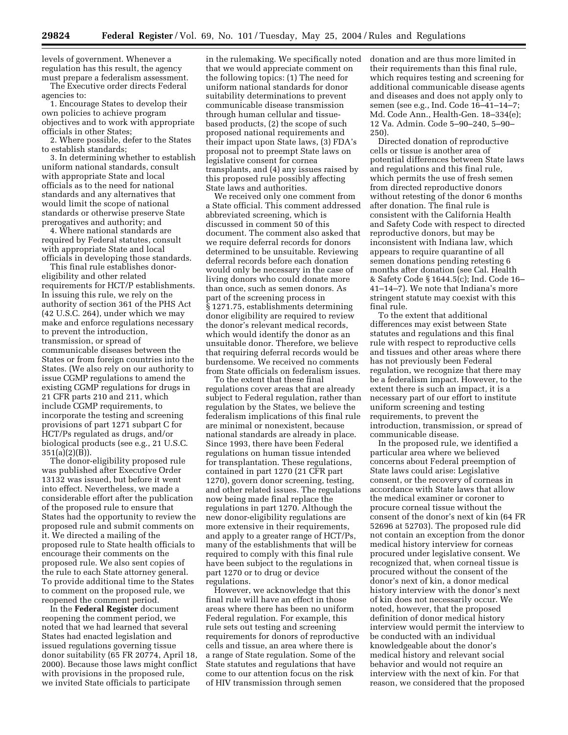levels of government. Whenever a regulation has this result, the agency must prepare a federalism assessment.

The Executive order directs Federal agencies to:

1. Encourage States to develop their own policies to achieve program objectives and to work with appropriate officials in other States;
2. Where possible, defer to the States to establish standards;
3. In determining whether to establish uniform national standards, consult with appropriate State and local officials as to the need for national standards and any alternatives that would limit the scope of national standards or otherwise preserve State prerogatives and authority; and
4. Where national standards are required by Federal statutes, consult with appropriate State and local officials in developing those standards.

This final rule establishes donor-eligibility and other related requirements for HCT/P establishments. In issuing this rule, we rely on the authority of section 361 of the PHS Act (42 U.S.C. 264), under which we may make and enforce regulations necessary to prevent the introduction, transmission, or spread of communicable diseases between the States or from foreign countries into the States. (We also rely on our authority to issue CGMP regulations to amend the existing CGMP regulations for drugs in 21 CFR parts 210 and 211, which include CGMP requirements, to incorporate the testing and screening provisions of part 1271 subpart C for HCT/Ps regulated as drugs, and/or biological products (see e.g., 21 U.S.C. 351(a)(2)(B)).

The donor-eligibility proposed rule was published after Executive Order 13132 was issued, but before it went into effect. Nevertheless, we made a considerable effort after the publication of the proposed rule to ensure that States had the opportunity to review the proposed rule and submit comments on it. We directed a mailing of the proposed rule to State health officials to encourage their comments on the proposed rule. We also sent copies of the rule to each State attorney general. To provide additional time to the States to comment on the proposed rule, we reopened the comment period.

In the **Federal Register** document reopening the comment period, we noted that we had learned that several States had enacted legislation and issued regulations governing tissue donor suitability (65 FR 20774, April 18, 2000). Because those laws might conflict with provisions in the proposed rule, we invited State officials to participate in the rulemaking. We specifically noted that we would appreciate comment on the following topics: (1) The need for uniform national standards for donor suitability determinations to prevent communicable disease transmission through human cellular and tissue-based products, (2) the scope of such proposed national requirements and their impact upon State laws, (3) FDA's proposal not to preempt State laws on legislative consent for cornea transplants, and (4) any issues raised by this proposed rule possibly affecting State laws and authorities.

We received only one comment from a State official. This comment addressed abbreviated screening, which is discussed in comment 50 of this document. The comment also asked that we require deferral records for donors determined to be unsuitable. Reviewing deferral records before each donation would only be necessary in the case of living donors who could donate more than once, such as semen donors. As part of the screening process in § 1271.75, establishments determining donor eligibility are required to review the donor's relevant medical records, which would identify the donor as an unsuitable donor. Therefore, we believe that requiring deferral records would be burdensome. We received no comments from State officials on federalism issues.

To the extent that these final regulations cover areas that are already subject to Federal regulation, rather than regulation by the States, we believe the federalism implications of this final rule are minimal or nonexistent, because national standards are already in place. Since 1993, there have been Federal regulations on human tissue intended for transplantation. These regulations, contained in part 1270 (21 CFR part 1270), govern donor screening, testing, and other related issues. The regulations now being made final replace the regulations in part 1270. Although the new donor-eligibility regulations are more extensive in their requirements, and apply to a greater range of HCT/Ps, many of the establishments that will be required to comply with this final rule have been subject to the regulations in part 1270 or to drug or device regulations.

However, we acknowledge that this final rule will have an effect in those areas where there has been no uniform Federal regulation. For example, this rule sets out testing and screening requirements for donors of reproductive cells and tissue, an area where there is a range of State regulation. Some of the State statutes and regulations that have come to our attention focus on the risk of HIV transmission through semen donation and are thus more limited in their requirements than this final rule, which requires testing and screening for additional communicable disease agents and diseases and does not apply only to semen (see e.g., Ind. Code 16–41–14–7; Md. Code Ann., Health-Gen. 18–334(e); 12 Va. Admin. Code 5–90–240, 5–90–250).

Directed donation of reproductive cells or tissue is another area of potential differences between State laws and regulations and this final rule, which permits the use of fresh semen from directed reproductive donors without retesting of the donor 6 months after donation. The final rule is consistent with the California Health and Safety Code with respect to directed reproductive donors, but may be inconsistent with Indiana law, which appears to require quarantine of all semen donations pending retesting 6 months after donation (see Cal. Health & Safety Code § 1644.5(c); Ind. Code 16–41–14–7). We note that Indiana's more stringent statute may coexist with this final rule.

To the extent that additional differences may exist between State statutes and regulations and this final rule with respect to reproductive cells and tissues and other areas where there has not previously been Federal regulation, we recognize that there may be a federalism impact. However, to the extent there is such an impact, it is a necessary part of our effort to institute uniform screening and testing requirements, to prevent the introduction, transmission, or spread of communicable disease.

In the proposed rule, we identified a particular area where we believed concerns about Federal preemption of State laws could arise: Legislative consent, or the recovery of corneas in accordance with State laws that allow the medical examiner or coroner to procure corneal tissue without the consent of the donor's next of kin (64 FR 52696 at 52703). The proposed rule did not contain an exception from the donor medical history interview for corneas procured under legislative consent. We recognized that, when corneal tissue is procured without the consent of the donor's next of kin, a donor medical history interview with the donor's next of kin does not necessarily occur. We noted, however, that the proposed definition of donor medical history interview would permit the interview to be conducted with an individual knowledgeable about the donor's medical history and relevant social behavior and would not require an interview with the next of kin. For that reason, we considered that the proposed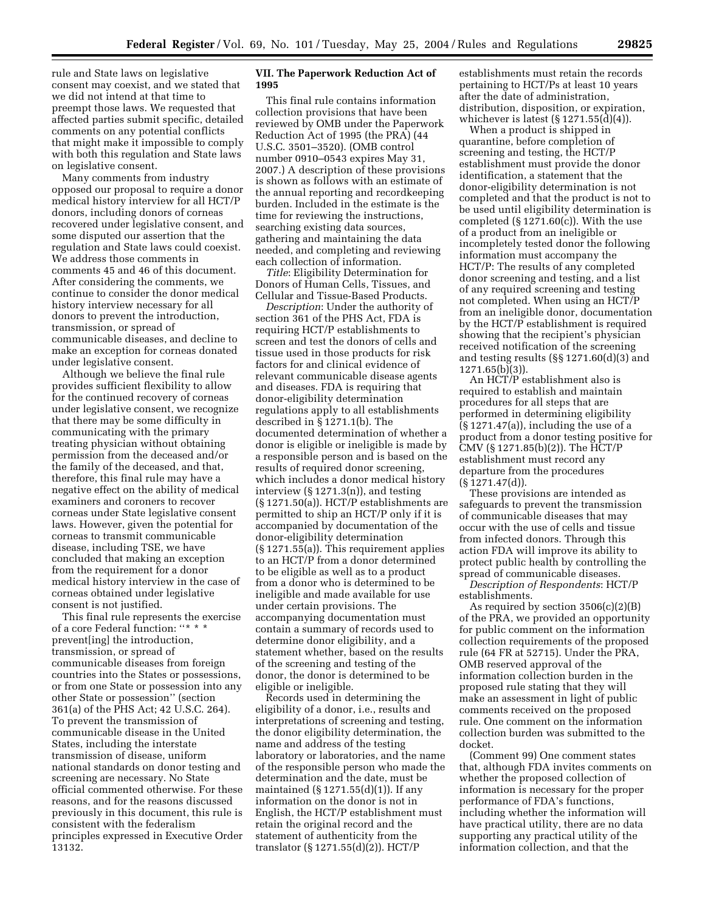rule and State laws on legislative consent may coexist, and we stated that we did not intend at that time to preempt those laws. We requested that affected parties submit specific, detailed comments on any potential conflicts that might make it impossible to comply with both this regulation and State laws on legislative consent.

Many comments from industry opposed our proposal to require a donor medical history interview for all HCT/P donors, including donors of corneas recovered under legislative consent, and some disputed our assertion that the regulation and State laws could coexist. We address those comments in comments 45 and 46 of this document. After considering the comments, we continue to consider the donor medical history interview necessary for all donors to prevent the introduction, transmission, or spread of communicable diseases, and decline to make an exception for corneas donated under legislative consent.

Although we believe the final rule provides sufficient flexibility to allow for the continued recovery of corneas under legislative consent, we recognize that there may be some difficulty in communicating with the primary treating physician without obtaining permission from the deceased and/or the family of the deceased, and that, therefore, this final rule may have a negative effect on the ability of medical examiners and coroners to recover corneas under State legislative consent laws. However, given the potential for corneas to transmit communicable disease, including TSE, we have concluded that making an exception from the requirement for a donor medical history interview in the case of corneas obtained under legislative consent is not justified.

This final rule represents the exercise of a core Federal function: ''* * * prevent[ing] the introduction, transmission, or spread of communicable diseases from foreign countries into the States or possessions, or from one State or possession into any other State or possession'' (section 361(a) of the PHS Act; 42 U.S.C. 264). To prevent the transmission of communicable disease in the United States, including the interstate transmission of disease, uniform national standards on donor testing and screening are necessary. No State official commented otherwise. For these reasons, and for the reasons discussed previously in this document, this rule is consistent with the federalism principles expressed in Executive Order 13132.

## VII. The Paperwork Reduction Act of 1995

This final rule contains information collection provisions that have been reviewed by OMB under the Paperwork Reduction Act of 1995 (the PRA) (44 U.S.C. 3501–3520). (OMB control number 0910–0543 expires May 31, 2007.) A description of these provisions is shown as follows with an estimate of the annual reporting and recordkeeping burden. Included in the estimate is the time for reviewing the instructions, searching existing data sources, gathering and maintaining the data needed, and completing and reviewing each collection of information.

*Title*: Eligibility Determination for Donors of Human Cells, Tissues, and Cellular and Tissue-Based Products.

*Description*: Under the authority of section 361 of the PHS Act, FDA is requiring HCT/P establishments to screen and test the donors of cells and tissue used in those products for risk factors for and clinical evidence of relevant communicable disease agents and diseases. FDA is requiring that donor-eligibility determination regulations apply to all establishments described in § 1271.1(b). The documented determination of whether a donor is eligible or ineligible is made by a responsible person and is based on the results of required donor screening, which includes a donor medical history interview (§ 1271.3(n)), and testing (§ 1271.50(a)). HCT/P establishments are permitted to ship an HCT/P only if it is accompanied by documentation of the donor-eligibility determination (§ 1271.55(a)). This requirement applies to an HCT/P from a donor determined to be eligible as well as to a product from a donor who is determined to be ineligible and made available for use under certain provisions. The accompanying documentation must contain a summary of records used to determine donor eligibility, and a statement whether, based on the results of the screening and testing of the donor, the donor is determined to be eligible or ineligible.

Records used in determining the eligibility of a donor, i.e., results and interpretations of screening and testing, the donor eligibility determination, the name and address of the testing laboratory or laboratories, and the name of the responsible person who made the determination and the date, must be maintained (§ 1271.55(d)(1)). If any information on the donor is not in English, the HCT/P establishment must retain the original record and the statement of authenticity from the translator (§ 1271.55(d)(2)). HCT/P establishments must retain the records pertaining to HCT/Ps at least 10 years after the date of administration, distribution, disposition, or expiration, whichever is latest (§ 1271.55(d)(4)).

When a product is shipped in quarantine, before completion of screening and testing, the HCT/P establishment must provide the donor identification, a statement that the donor-eligibility determination is not completed and that the product is not to be used until eligibility determination is completed (§ 1271.60(c)). With the use of a product from an ineligible or incompletely tested donor the following information must accompany the HCT/P: The results of any completed donor screening and testing, and a list of any required screening and testing not completed. When using an HCT/P from an ineligible donor, documentation by the HCT/P establishment is required showing that the recipient's physician received notification of the screening and testing results (§§ 1271.60(d)(3) and 1271.65(b)(3)).

An HCT/P establishment also is required to establish and maintain procedures for all steps that are performed in determining eligibility (§ 1271.47(a)), including the use of a product from a donor testing positive for CMV (§ 1271.85(b)(2)). The HCT/P establishment must record any departure from the procedures (§ 1271.47(d)).

These provisions are intended as safeguards to prevent the transmission of communicable diseases that may occur with the use of cells and tissue from infected donors. Through this action FDA will improve its ability to protect public health by controlling the spread of communicable diseases.

*Description of Respondents*: HCT/P establishments.

As required by section 3506(c)(2)(B) of the PRA, we provided an opportunity for public comment on the information collection requirements of the proposed rule (64 FR at 52715). Under the PRA, OMB reserved approval of the information collection burden in the proposed rule stating that they will make an assessment in light of public comments received on the proposed rule. One comment on the information collection burden was submitted to the docket.

(Comment 99) One comment states that, although FDA invites comments on whether the proposed collection of information is necessary for the proper performance of FDA's functions, including whether the information will have practical utility, there are no data supporting any practical utility of the information collection, and that the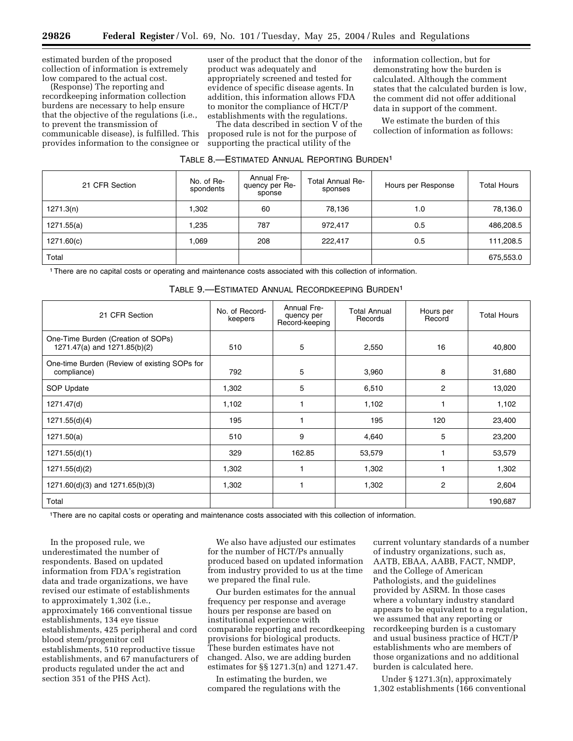estimated burden of the proposed collection of information is extremely low compared to the actual cost.

(Response) The reporting and recordkeeping information collection burdens are necessary to help ensure that the objective of the regulations (i.e., to prevent the transmission of communicable disease), is fulfilled. This provides information to the consignee or user of the product that the donor of the product was adequately and appropriately screened and tested for evidence of specific disease agents. In addition, this information allows FDA to monitor the compliance of HCT/P establishments with the regulations.

The data described in section V of the proposed rule is not for the purpose of supporting the practical utility of the information collection, but for demonstrating how the burden is calculated. Although the comment states that the calculated burden is low, the comment did not offer additional data in support of the comment.

We estimate the burden of this collection of information as follows:

TABLE 8.—ESTIMATED ANNUAL REPORTING BURDEN[1]

| 21 CFR Section | No. of Respondents | Annual Frequency per Response | Total Annual Responses | Hours per Response | Total Hours |
|---|---|---|---|---|---|
| 1271.3(n) | 1,302 | 60 | 78,136 | 1.0 | 78,136.0 |
| 1271.55(a) | 1,235 | 787 | 972,417 | 0.5 | 486,208.5 |
| 1271.60(c) | 1,069 | 208 | 222,417 | 0.5 | 111,208.5 |
| Total | | | | | 675,553.0 |

[1] There are no capital costs or operating and maintenance costs associated with this collection of information.

TABLE 9.—ESTIMATED ANNUAL RECORDKEEPING BURDEN[1]

| 21 CFR Section | No. of Recordkeepers | Annual Frequency per Record-keeping | Total Annual Records | Hours per Record | Total Hours |
|---|---|---|---|---|---|
| One-Time Burden (Creation of SOPs) 1271.47(a) and 1271.85(b)(2) | 510 | 5 | 2,550 | 16 | 40,800 |
| One-time Burden (Review of existing SOPs for compliance) | 792 | 5 | 3,960 | 8 | 31,680 |
| SOP Update | 1,302 | 5 | 6,510 | 2 | 13,020 |
| 1271.47(d) | 1,102 | 1 | 1,102 | 1 | 1,102 |
| 1271.55(d)(4) | 195 | 1 | 195 | 120 | 23,400 |
| 1271.50(a) | 510 | 9 | 4,640 | 5 | 23,200 |
| 1271.55(d)(1) | 329 | 162.85 | 53,579 | 1 | 53,579 |
| 1271.55(d)(2) | 1,302 | 1 | 1,302 | 1 | 1,302 |
| 1271.60(d)(3) and 1271.65(b)(3) | 1,302 | 1 | 1,302 | 2 | 2,604 |
| Total | | | | | 190,687 |

[1]There are no capital costs or operating and maintenance costs associated with this collection of information.

In the proposed rule, we underestimated the number of respondents. Based on updated information from FDA's registration data and trade organizations, we have revised our estimate of establishments to approximately 1,302 (i.e., approximately 166 conventional tissue establishments, 134 eye tissue establishments, 425 peripheral and cord blood stem/progenitor cell establishments, 510 reproductive tissue establishments, and 67 manufacturers of products regulated under the act and section 351 of the PHS Act).

We also have adjusted our estimates for the number of HCT/Ps annually produced based on updated information from industry provided to us at the time we prepared the final rule.

Our burden estimates for the annual frequency per response and average hours per response are based on institutional experience with comparable reporting and recordkeeping provisions for biological products. These burden estimates have not changed. Also, we are adding burden estimates for §§ 1271.3(n) and 1271.47.

In estimating the burden, we compared the regulations with the current voluntary standards of a number of industry organizations, such as, AATB, EBAA, AABB, FACT, NMDP, and the College of American Pathologists, and the guidelines provided by ASRM. In those cases where a voluntary industry standard appears to be equivalent to a regulation, we assumed that any reporting or recordkeeping burden is a customary and usual business practice of HCT/P establishments who are members of those organizations and no additional burden is calculated here.

Under § 1271.3(n), approximately 1,302 establishments (166 conventional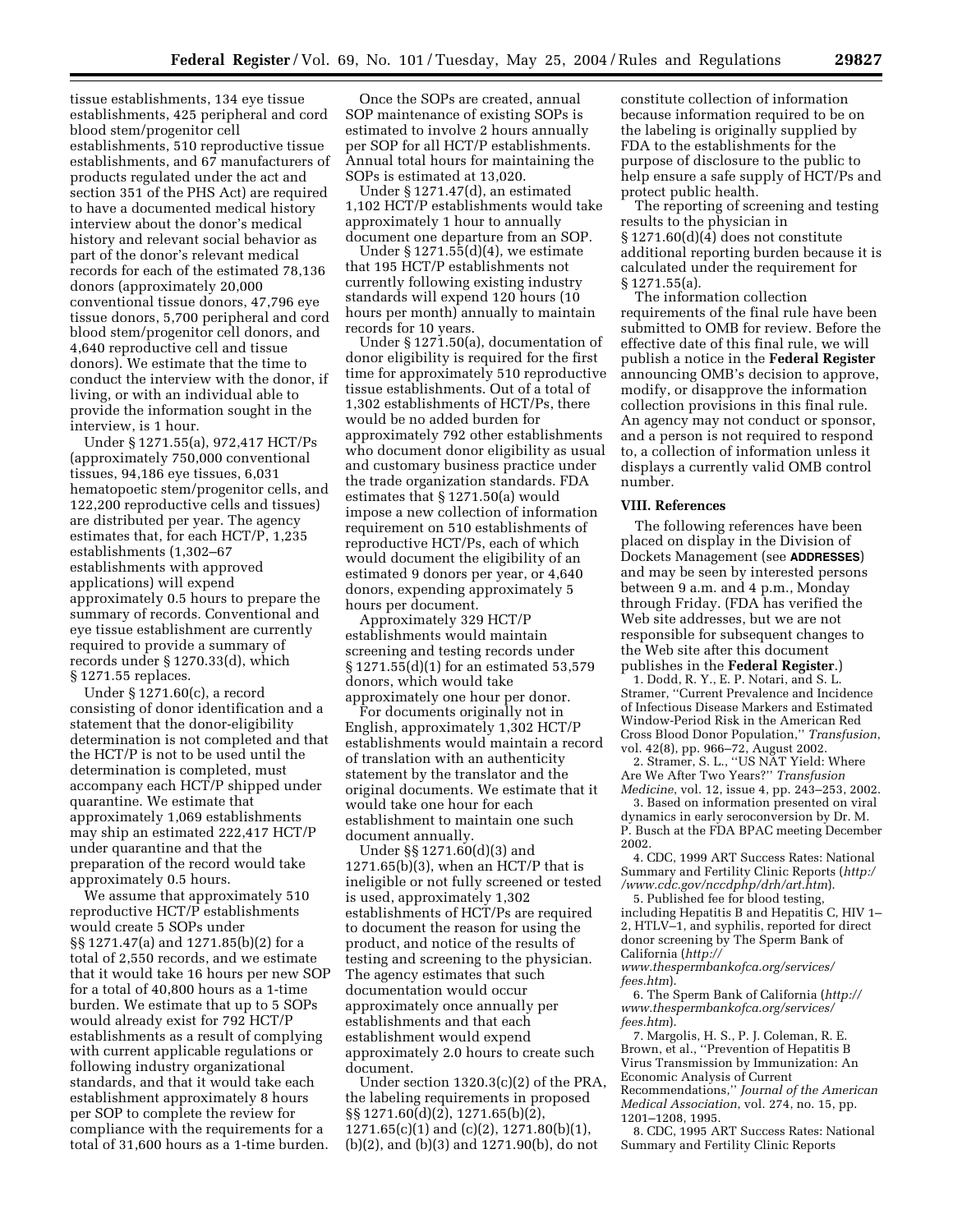tissue establishments, 134 eye tissue establishments, 425 peripheral and cord blood stem/progenitor cell establishments, 510 reproductive tissue establishments, and 67 manufacturers of products regulated under the act and section 351 of the PHS Act) are required to have a documented medical history interview about the donor's medical history and relevant social behavior as part of the donor's relevant medical records for each of the estimated 78,136 donors (approximately 20,000 conventional tissue donors, 47,796 eye tissue donors, 5,700 peripheral and cord blood stem/progenitor cell donors, and 4,640 reproductive cell and tissue donors). We estimate that the time to conduct the interview with the donor, if living, or with an individual able to provide the information sought in the interview, is 1 hour.

Under § 1271.55(a), 972,417 HCT/Ps (approximately 750,000 conventional tissues, 94,186 eye tissues, 6,031 hematopoetic stem/progenitor cells, and 122,200 reproductive cells and tissues) are distributed per year. The agency estimates that, for each HCT/P, 1,235 establishments (1,302–67 establishments with approved applications) will expend approximately 0.5 hours to prepare the summary of records. Conventional and eye tissue establishment are currently required to provide a summary of records under § 1270.33(d), which § 1271.55 replaces.

Under § 1271.60(c), a record consisting of donor identification and a statement that the donor-eligibility determination is not completed and that the HCT/P is not to be used until the determination is completed, must accompany each HCT/P shipped under quarantine. We estimate that approximately 1,069 establishments may ship an estimated 222,417 HCT/P under quarantine and that the preparation of the record would take approximately 0.5 hours.

We assume that approximately 510 reproductive HCT/P establishments would create 5 SOPs under §§ 1271.47(a) and 1271.85(b)(2) for a total of 2,550 records, and we estimate that it would take 16 hours per new SOP for a total of 40,800 hours as a 1-time burden. We estimate that up to 5 SOPs would already exist for 792 HCT/P establishments as a result of complying with current applicable regulations or following industry organizational standards, and that it would take each establishment approximately 8 hours per SOP to complete the review for compliance with the requirements for a total of 31,600 hours as a 1-time burden.

Once the SOPs are created, annual SOP maintenance of existing SOPs is estimated to involve 2 hours annually per SOP for all HCT/P establishments. Annual total hours for maintaining the SOPs is estimated at 13,020.

Under § 1271.47(d), an estimated 1,102 HCT/P establishments would take approximately 1 hour to annually document one departure from an SOP.

Under § 1271.55(d)(4), we estimate that 195 HCT/P establishments not currently following existing industry standards will expend 120 hours (10 hours per month) annually to maintain records for 10 years.

Under § 1271.50(a), documentation of donor eligibility is required for the first time for approximately 510 reproductive tissue establishments. Out of a total of 1,302 establishments of HCT/Ps, there would be no added burden for approximately 792 other establishments who document donor eligibility as usual and customary business practice under the trade organization standards. FDA estimates that § 1271.50(a) would impose a new collection of information requirement on 510 establishments of reproductive HCT/Ps, each of which would document the eligibility of an estimated 9 donors per year, or 4,640 donors, expending approximately 5 hours per document.

Approximately 329 HCT/P establishments would maintain screening and testing records under § 1271.55(d)(1) for an estimated 53,579 donors, which would take approximately one hour per donor.

For documents originally not in English, approximately 1,302 HCT/P establishments would maintain a record of translation with an authenticity statement by the translator and the original documents. We estimate that it would take one hour for each establishment to maintain one such document annually.

Under §§ 1271.60(d)(3) and 1271.65(b)(3), when an HCT/P that is ineligible or not fully screened or tested is used, approximately 1,302 establishments of HCT/Ps are required to document the reason for using the product, and notice of the results of testing and screening to the physician. The agency estimates that such documentation would occur approximately once annually per establishments and that each establishment would expend approximately 2.0 hours to create such document.

Under section 1320.3(c)(2) of the PRA, the labeling requirements in proposed §§ 1271.60(d)(2), 1271.65(b)(2), 1271.65(c)(1) and (c)(2), 1271.80(b)(1), (b)(2), and (b)(3) and 1271.90(b), do not constitute collection of information because information required to be on the labeling is originally supplied by FDA to the establishments for the purpose of disclosure to the public to help ensure a safe supply of HCT/Ps and protect public health.

The reporting of screening and testing results to the physician in § 1271.60(d)(4) does not constitute additional reporting burden because it is calculated under the requirement for § 1271.55(a).

The information collection requirements of the final rule have been submitted to OMB for review. Before the effective date of this final rule, we will publish a notice in the **Federal Register** announcing OMB's decision to approve, modify, or disapprove the information collection provisions in this final rule. An agency may not conduct or sponsor, and a person is not required to respond to, a collection of information unless it displays a currently valid OMB control number.

## VIII. References

The following references have been placed on display in the Division of Dockets Management (see **ADDRESSES**) and may be seen by interested persons between 9 a.m. and 4 p.m., Monday through Friday. (FDA has verified the Web site addresses, but we are not responsible for subsequent changes to the Web site after this document publishes in the **Federal Register**.)

1. Dodd, R. Y., E. P. Notari, and S. L. Stramer, ''Current Prevalence and Incidence of Infectious Disease Markers and Estimated Window-Period Risk in the American Red Cross Blood Donor Population,'' *Transfusion*, vol. 42(8), pp. 966–72, August 2002.
2. Stramer, S. L., ''US NAT Yield: Where Are We After Two Years?'' *Transfusion Medicine*, vol. 12, issue 4, pp. 243–253, 2002.
3. Based on information presented on viral dynamics in early seroconversion by Dr. M. P. Busch at the FDA BPAC meeting December 2002.
4. CDC, 1999 ART Success Rates: National Summary and Fertility Clinic Reports (*http://www.cdc.gov/nccdphp/drh/art.htm*).
5. Published fee for blood testing, including Hepatitis B and Hepatitis C, HIV 1–2, HTLV–1, and syphilis, reported for direct donor screening by The Sperm Bank of California (*http://www.thespermbankofca.org/services/fees.htm*).
6. The Sperm Bank of California (*http://www.thespermbankofca.org/services/fees.htm*).
7. Margolis, H. S., P. J. Coleman, R. E. Brown, et al., ''Prevention of Hepatitis B Virus Transmission by Immunization: An Economic Analysis of Current Recommendations,'' *Journal of the American Medical Association*, vol. 274, no. 15, pp. 1201–1208, 1995.
8. CDC, 1995 ART Success Rates: National Summary and Fertility Clinic Reports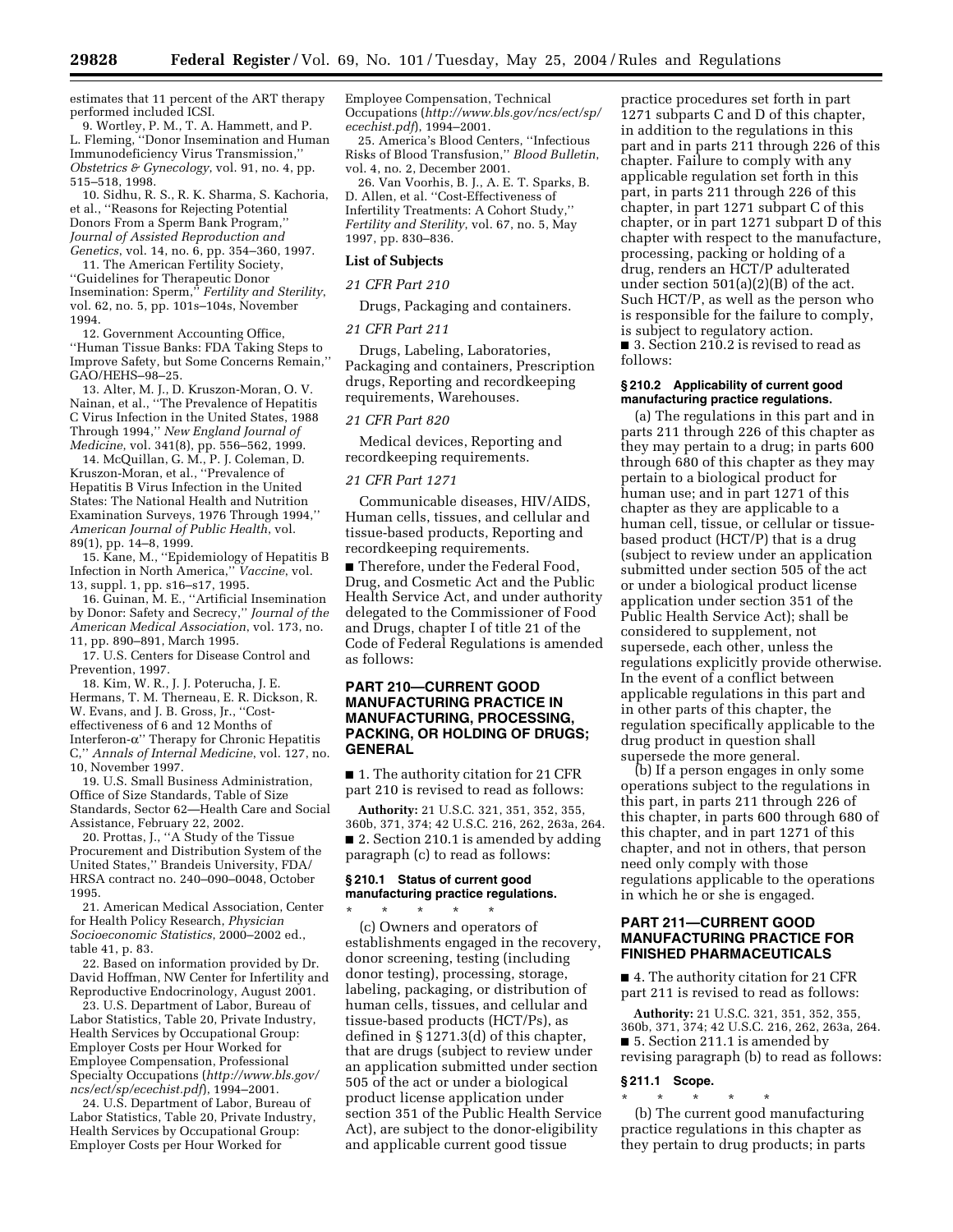estimates that 11 percent of the ART therapy performed included ICSI.

9. Wortley, P. M., T. A. Hammett, and P. L. Fleming, ''Donor Insemination and Human Immunodeficiency Virus Transmission,'' *Obstetrics & Gynecology*, vol. 91, no. 4, pp. 515–518, 1998.

10. Sidhu, R. S., R. K. Sharma, S. Kachoria, et al., ''Reasons for Rejecting Potential Donors From a Sperm Bank Program,'' *Journal of Assisted Reproduction and Genetics*, vol. 14, no. 6, pp. 354–360, 1997.

11. The American Fertility Society, ''Guidelines for Therapeutic Donor Insemination: Sperm,'' *Fertility and Sterility*, vol. 62, no. 5, pp. 101s–104s, November 1994.

12. Government Accounting Office, ''Human Tissue Banks: FDA Taking Steps to Improve Safety, but Some Concerns Remain,'' GAO/HEHS–98–25.

13. Alter, M. J., D. Kruszon-Moran, O. V. Nainan, et al., ''The Prevalence of Hepatitis C Virus Infection in the United States, 1988 Through 1994,'' *New England Journal of Medicine*, vol. 341(8), pp. 556–562, 1999.

14. McQuillan, G. M., P. J. Coleman, D. Kruszon-Moran, et al., ''Prevalence of Hepatitis B Virus Infection in the United States: The National Health and Nutrition Examination Surveys, 1976 Through 1994,'' *American Journal of Public Health*, vol. 89(1), pp. 14–8, 1999.

15. Kane, M., ''Epidemiology of Hepatitis B Infection in North America,'' *Vaccine*, vol. 13, suppl. 1, pp. s16–s17, 1995.

16. Guinan, M. E., ''Artificial Insemination by Donor: Safety and Secrecy,'' *Journal of the American Medical Association*, vol. 173, no. 11, pp. 890–891, March 1995.

17. U.S. Centers for Disease Control and Prevention, 1997.

18. Kim, W. R., J. J. Poterucha, J. E. Hermans, T. M. Therneau, E. R. Dickson, R. W. Evans, and J. B. Gross, Jr., ''Cost-effectiveness of 6 and 12 Months of Interferon-α'' Therapy for Chronic Hepatitis C,'' *Annals of Internal Medicine*, vol. 127, no. 10, November 1997.

19. U.S. Small Business Administration, Office of Size Standards, Table of Size Standards, Sector 62—Health Care and Social Assistance, February 22, 2002.

20. Prottas, J., ''A Study of the Tissue Procurement and Distribution System of the United States,'' Brandeis University, FDA/HRSA contract no. 240–090–0048, October 1995.

21. American Medical Association, Center for Health Policy Research, *Physician Socioeconomic Statistics*, 2000–2002 ed., table 41, p. 83.

22. Based on information provided by Dr. David Hoffman, NW Center for Infertility and Reproductive Endocrinology, August 2001.

23. U.S. Department of Labor, Bureau of Labor Statistics, Table 20, Private Industry, Health Services by Occupational Group: Employer Costs per Hour Worked for Employee Compensation, Professional Specialty Occupations (*http://www.bls.gov/ncs/ect/sp/ecechist.pdf*), 1994–2001.

24. U.S. Department of Labor, Bureau of Labor Statistics, Table 20, Private Industry, Health Services by Occupational Group: Employer Costs per Hour Worked for Employee Compensation, Technical Occupations (*http://www.bls.gov/ncs/ect/sp/ecechist.pdf*), 1994–2001.

25. America's Blood Centers, ''Infectious Risks of Blood Transfusion,'' *Blood Bulletin*, vol. 4, no. 2, December 2001.

26. Van Voorhis, B. J., A. E. T. Sparks, B. D. Allen, et al. ''Cost-Effectiveness of Infertility Treatments: A Cohort Study,'' *Fertility and Sterility*, vol. 67, no. 5, May 1997, pp. 830–836.

**List of Subjects**

*21 CFR Part 210*

Drugs, Packaging and containers.

*21 CFR Part 211*

Drugs, Labeling, Laboratories, Packaging and containers, Prescription drugs, Reporting and recordkeeping requirements, Warehouses.

*21 CFR Part 820*

Medical devices, Reporting and recordkeeping requirements.

*21 CFR Part 1271*

Communicable diseases, HIV/AIDS, Human cells, tissues, and cellular and tissue-based products, Reporting and recordkeeping requirements.

■ Therefore, under the Federal Food, Drug, and Cosmetic Act and the Public Health Service Act, and under authority delegated to the Commissioner of Food and Drugs, chapter I of title 21 of the Code of Federal Regulations is amended as follows:

## PART 210—CURRENT GOOD MANUFACTURING PRACTICE IN MANUFACTURING, PROCESSING, PACKING, OR HOLDING OF DRUGS; GENERAL

■ 1. The authority citation for 21 CFR part 210 is revised to read as follows:

**Authority:** 21 U.S.C. 321, 351, 352, 355, 360b, 371, 374; 42 U.S.C. 216, 262, 263a, 264.

■ 2. Section 210.1 is amended by adding paragraph (c) to read as follows:

### § 210.1 Status of current good manufacturing practice regulations.

\* \* \* \* \*

(c) Owners and operators of establishments engaged in the recovery, donor screening, testing (including donor testing), processing, storage, labeling, packaging, or distribution of human cells, tissues, and cellular and tissue-based products (HCT/Ps), as defined in § 1271.3(d) of this chapter, that are drugs (subject to review under an application submitted under section 505 of the act or under a biological product license application under section 351 of the Public Health Service Act), are subject to the donor-eligibility and applicable current good tissue practice procedures set forth in part 1271 subparts C and D of this chapter, in addition to the regulations in this part and in parts 211 through 226 of this chapter. Failure to comply with any applicable regulation set forth in this part, in parts 211 through 226 of this chapter, in part 1271 subpart C of this chapter, or in part 1271 subpart D of this chapter with respect to the manufacture, processing, packing or holding of a drug, renders an HCT/P adulterated under section 501(a)(2)(B) of the act. Such HCT/P, as well as the person who is responsible for the failure to comply, is subject to regulatory action.

■ 3. Section 210.2 is revised to read as follows:

### § 210.2 Applicability of current good manufacturing practice regulations.

(a) The regulations in this part and in parts 211 through 226 of this chapter as they may pertain to a drug; in parts 600 through 680 of this chapter as they may pertain to a biological product for human use; and in part 1271 of this chapter as they are applicable to a human cell, tissue, or cellular or tissue-based product (HCT/P) that is a drug (subject to review under an application submitted under section 505 of the act or under a biological product license application under section 351 of the Public Health Service Act); shall be considered to supplement, not supersede, each other, unless the regulations explicitly provide otherwise. In the event of a conflict between applicable regulations in this part and in other parts of this chapter, the regulation specifically applicable to the drug product in question shall supersede the more general.

(b) If a person engages in only some operations subject to the regulations in this part, in parts 211 through 226 of this chapter, in parts 600 through 680 of this chapter, and in part 1271 of this chapter, and not in others, that person need only comply with those regulations applicable to the operations in which he or she is engaged.

## PART 211—CURRENT GOOD MANUFACTURING PRACTICE FOR FINISHED PHARMACEUTICALS

■ 4. The authority citation for 21 CFR part 211 is revised to read as follows:

**Authority:** 21 U.S.C. 321, 351, 352, 355, 360b, 371, 374; 42 U.S.C. 216, 262, 263a, 264.

■ 5. Section 211.1 is amended by revising paragraph (b) to read as follows:

### § 211.1 Scope.

\* \* \* \* \*

(b) The current good manufacturing practice regulations in this chapter as they pertain to drug products; in parts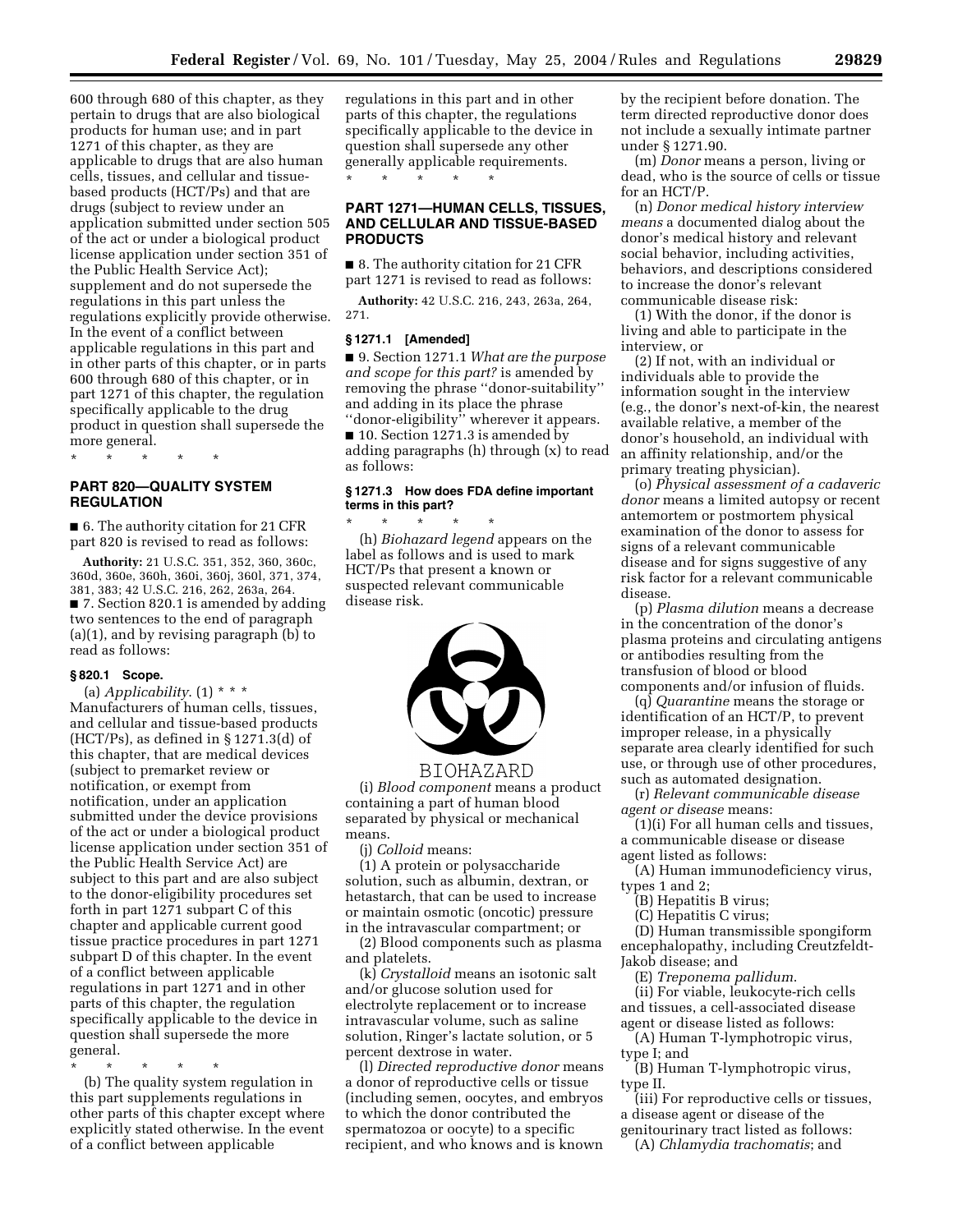600 through 680 of this chapter, as they pertain to drugs that are also biological products for human use; and in part 1271 of this chapter, as they are applicable to drugs that are also human cells, tissues, and cellular and tissue-based products (HCT/Ps) and that are drugs (subject to review under an application submitted under section 505 of the act or under a biological product license application under section 351 of the Public Health Service Act); supplement and do not supersede the regulations in this part unless the regulations explicitly provide otherwise. In the event of a conflict between applicable regulations in this part and in other parts of this chapter, or in parts 600 through 680 of this chapter, or in part 1271 of this chapter, the regulation specifically applicable to the drug product in question shall supersede the more general.

* * * * *

## PART 820—QUALITY SYSTEM REGULATION

■ 6. The authority citation for 21 CFR part 820 is revised to read as follows:

**Authority:** 21 U.S.C. 351, 352, 360, 360c, 360d, 360e, 360h, 360i, 360j, 360l, 371, 374, 381, 383; 42 U.S.C. 216, 262, 263a, 264.

■ 7. Section 820.1 is amended by adding two sentences to the end of paragraph (a)(1), and by revising paragraph (b) to read as follows:

### § 820.1 Scope.

(a) *Applicability*. (1) * * * Manufacturers of human cells, tissues, and cellular and tissue-based products (HCT/Ps), as defined in § 1271.3(d) of this chapter, that are medical devices (subject to premarket review or notification, or exempt from notification, under an application submitted under the device provisions of the act or under a biological product license application under section 351 of the Public Health Service Act) are subject to this part and are also subject to the donor-eligibility procedures set forth in part 1271 subpart C of this chapter and applicable current good tissue practice procedures in part 1271 subpart D of this chapter. In the event of a conflict between applicable regulations in part 1271 and in other parts of this chapter, the regulation specifically applicable to the device in question shall supersede the more general.

* * * * *

(b) The quality system regulation in this part supplements regulations in other parts of this chapter except where explicitly stated otherwise. In the event of a conflict between applicable regulations in this part and in other parts of this chapter, the regulations specifically applicable to the device in question shall supersede any other generally applicable requirements.

* * * * *

## PART 1271—HUMAN CELLS, TISSUES, AND CELLULAR AND TISSUE-BASED PRODUCTS

■ 8. The authority citation for 21 CFR part 1271 is revised to read as follows:

**Authority:** 42 U.S.C. 216, 243, 263a, 264, 271.

### § 1271.1 [Amended]

■ 9. Section 1271.1 *What are the purpose and scope for this part?* is amended by removing the phrase ''donor-suitability'' and adding in its place the phrase ''donor-eligibility'' wherever it appears.

■ 10. Section 1271.3 is amended by adding paragraphs (h) through (x) to read as follows:

### § 1271.3 How does FDA define important terms in this part?

* * * * *

(h) *Biohazard legend* appears on the label as follows and is used to mark HCT/Ps that present a known or suspected relevant communicable disease risk.

BIOHAZARD

(i) *Blood component* means a product containing a part of human blood separated by physical or mechanical means.

(j) *Colloid* means:

(1) A protein or polysaccharide solution, such as albumin, dextran, or hetastarch, that can be used to increase or maintain osmotic (oncotic) pressure in the intravascular compartment; or

(2) Blood components such as plasma and platelets.

(k) *Crystalloid* means an isotonic salt and/or glucose solution used for electrolyte replacement or to increase intravascular volume, such as saline solution, Ringer's lactate solution, or 5 percent dextrose in water.

(l) *Directed reproductive donor* means a donor of reproductive cells or tissue (including semen, oocytes, and embryos to which the donor contributed the spermatozoa or oocyte) to a specific recipient, and who knows and is known by the recipient before donation. The term directed reproductive donor does not include a sexually intimate partner under § 1271.90.

(m) *Donor* means a person, living or dead, who is the source of cells or tissue for an HCT/P.

(n) *Donor medical history interview means* a documented dialog about the donor's medical history and relevant social behavior, including activities, behaviors, and descriptions considered to increase the donor's relevant communicable disease risk:

(1) With the donor, if the donor is living and able to participate in the interview, or

(2) If not, with an individual or individuals able to provide the information sought in the interview (e.g., the donor's next-of-kin, the nearest available relative, a member of the donor's household, an individual with an affinity relationship, and/or the primary treating physician).

(o) *Physical assessment of a cadaveric donor* means a limited autopsy or recent antemortem or postmortem physical examination of the donor to assess for signs of a relevant communicable disease and for signs suggestive of any risk factor for a relevant communicable disease.

(p) *Plasma dilution* means a decrease in the concentration of the donor's plasma proteins and circulating antigens or antibodies resulting from the transfusion of blood or blood components and/or infusion of fluids.

(q) *Quarantine* means the storage or identification of an HCT/P, to prevent improper release, in a physically separate area clearly identified for such use, or through use of other procedures, such as automated designation.

(r) *Relevant communicable disease agent or disease* means:

(1)(i) For all human cells and tissues, a communicable disease or disease agent listed as follows:

(A) Human immunodeficiency virus, types 1 and 2;

(B) Hepatitis B virus;

(C) Hepatitis C virus;

(D) Human transmissible spongiform encephalopathy, including Creutzfeldt-Jakob disease; and

(E) *Treponema pallidum*.

(ii) For viable, leukocyte-rich cells and tissues, a cell-associated disease agent or disease listed as follows:

(A) Human T-lymphotropic virus, type I; and

(B) Human T-lymphotropic virus, type II.

(iii) For reproductive cells or tissues, a disease agent or disease of the genitourinary tract listed as follows:

(A) *Chlamydia trachomatis*; and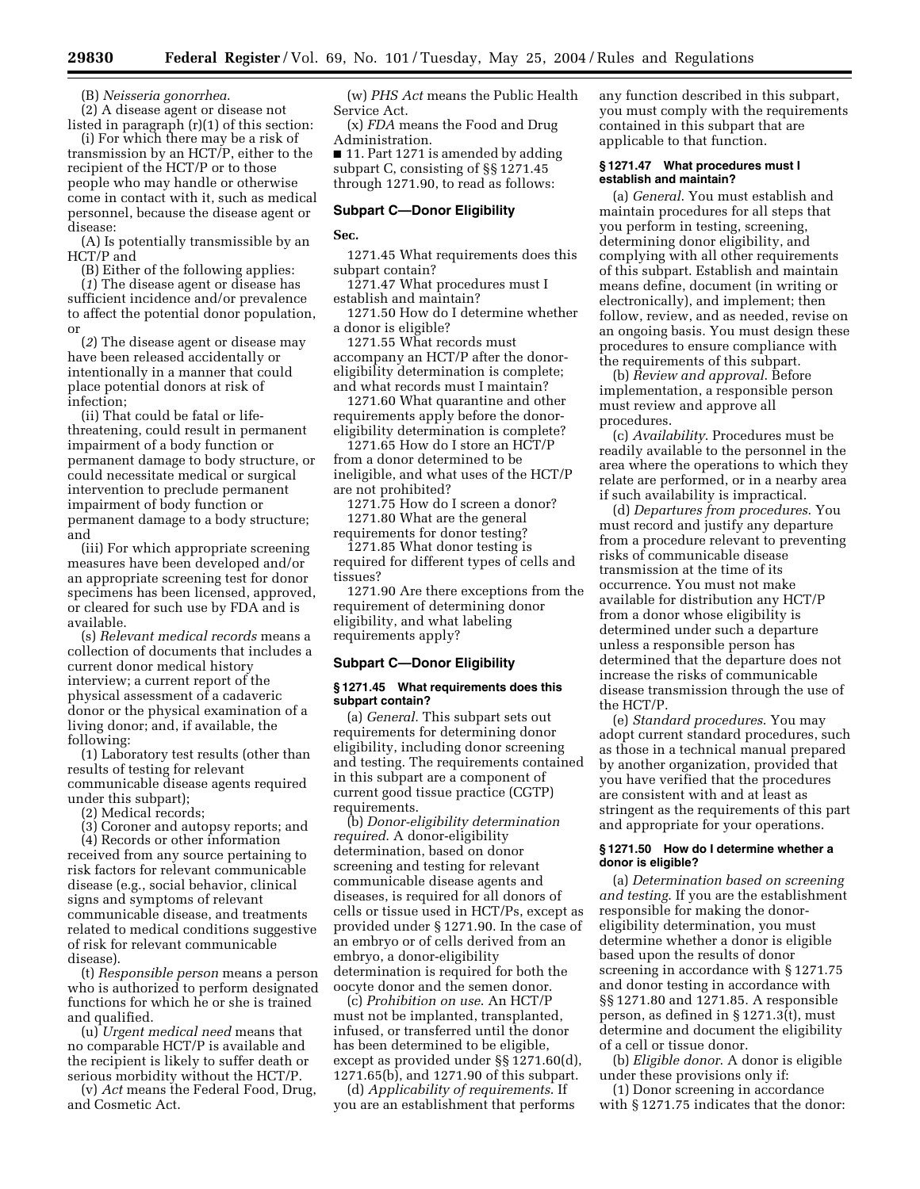(B) *Neisseria gonorrhea.*

(2) A disease agent or disease not listed in paragraph (r)(1) of this section:

(i) For which there may be a risk of transmission by an HCT/P, either to the recipient of the HCT/P or to those people who may handle or otherwise come in contact with it, such as medical personnel, because the disease agent or disease:

(A) Is potentially transmissible by an HCT/P and

(B) Either of the following applies:

(*1*) The disease agent or disease has sufficient incidence and/or prevalence to affect the potential donor population, or

(*2*) The disease agent or disease may have been released accidentally or intentionally in a manner that could place potential donors at risk of infection;

(ii) That could be fatal or life-threatening, could result in permanent impairment of a body function or permanent damage to body structure, or could necessitate medical or surgical intervention to preclude permanent impairment of body function or permanent damage to a body structure; and

(iii) For which appropriate screening measures have been developed and/or an appropriate screening test for donor specimens has been licensed, approved, or cleared for such use by FDA and is available.

(s) *Relevant medical records* means a collection of documents that includes a current donor medical history interview; a current report of the physical assessment of a cadaveric donor or the physical examination of a living donor; and, if available, the following:

(1) Laboratory test results (other than results of testing for relevant communicable disease agents required under this subpart);

(2) Medical records;

(3) Coroner and autopsy reports; and

(4) Records or other information received from any source pertaining to risk factors for relevant communicable disease (e.g., social behavior, clinical signs and symptoms of relevant communicable disease, and treatments related to medical conditions suggestive of risk for relevant communicable disease).

(t) *Responsible person* means a person who is authorized to perform designated functions for which he or she is trained and qualified.

(u) *Urgent medical need* means that no comparable HCT/P is available and the recipient is likely to suffer death or serious morbidity without the HCT/P.

(v) *Act* means the Federal Food, Drug, and Cosmetic Act.

(w) *PHS Act* means the Public Health Service Act.

(x) *FDA* means the Food and Drug Administration.

■ 11. Part 1271 is amended by adding subpart C, consisting of §§ 1271.45 through 1271.90, to read as follows:

## Subpart C—Donor Eligibility

**Sec.**

1271.45 What requirements does this subpart contain?

1271.47 What procedures must I establish and maintain?

1271.50 How do I determine whether a donor is eligible?

1271.55 What records must accompany an HCT/P after the donor-eligibility determination is complete; and what records must I maintain?

1271.60 What quarantine and other requirements apply before the donor-eligibility determination is complete?

1271.65 How do I store an HCT/P from a donor determined to be ineligible, and what uses of the HCT/P are not prohibited?

1271.75 How do I screen a donor?

1271.80 What are the general requirements for donor testing?

1271.85 What donor testing is required for different types of cells and tissues?

1271.90 Are there exceptions from the requirement of determining donor eligibility, and what labeling requirements apply?

## Subpart C—Donor Eligibility

### § 1271.45 What requirements does this subpart contain?

(a) *General*. This subpart sets out requirements for determining donor eligibility, including donor screening and testing. The requirements contained in this subpart are a component of current good tissue practice (CGTP) requirements.

(b) *Donor-eligibility determination required*. A donor-eligibility determination, based on donor screening and testing for relevant communicable disease agents and diseases, is required for all donors of cells or tissue used in HCT/Ps, except as provided under § 1271.90. In the case of an embryo or of cells derived from an embryo, a donor-eligibility determination is required for both the oocyte donor and the semen donor.

(c) *Prohibition on use*. An HCT/P must not be implanted, transplanted, infused, or transferred until the donor has been determined to be eligible, except as provided under §§ 1271.60(d), 1271.65(b), and 1271.90 of this subpart.

(d) *Applicability of requirements*. If you are an establishment that performs any function described in this subpart, you must comply with the requirements contained in this subpart that are applicable to that function.

### § 1271.47 What procedures must I establish and maintain?

(a) *General*. You must establish and maintain procedures for all steps that you perform in testing, screening, determining donor eligibility, and complying with all other requirements of this subpart. Establish and maintain means define, document (in writing or electronically), and implement; then follow, review, and as needed, revise on an ongoing basis. You must design these procedures to ensure compliance with the requirements of this subpart.

(b) *Review and approval*. Before implementation, a responsible person must review and approve all procedures.

(c) *Availability*. Procedures must be readily available to the personnel in the area where the operations to which they relate are performed, or in a nearby area if such availability is impractical.

(d) *Departures from procedures*. You must record and justify any departure from a procedure relevant to preventing risks of communicable disease transmission at the time of its occurrence. You must not make available for distribution any HCT/P from a donor whose eligibility is determined under such a departure unless a responsible person has determined that the departure does not increase the risks of communicable disease transmission through the use of the HCT/P.

(e) *Standard procedures*. You may adopt current standard procedures, such as those in a technical manual prepared by another organization, provided that you have verified that the procedures are consistent with and at least as stringent as the requirements of this part and appropriate for your operations.

### § 1271.50 How do I determine whether a donor is eligible?

(a) *Determination based on screening and testing*. If you are the establishment responsible for making the donor-eligibility determination, you must determine whether a donor is eligible based upon the results of donor screening in accordance with § 1271.75 and donor testing in accordance with §§ 1271.80 and 1271.85. A responsible person, as defined in § 1271.3(t), must determine and document the eligibility of a cell or tissue donor.

(b) *Eligible donor*. A donor is eligible under these provisions only if:

(1) Donor screening in accordance with § 1271.75 indicates that the donor: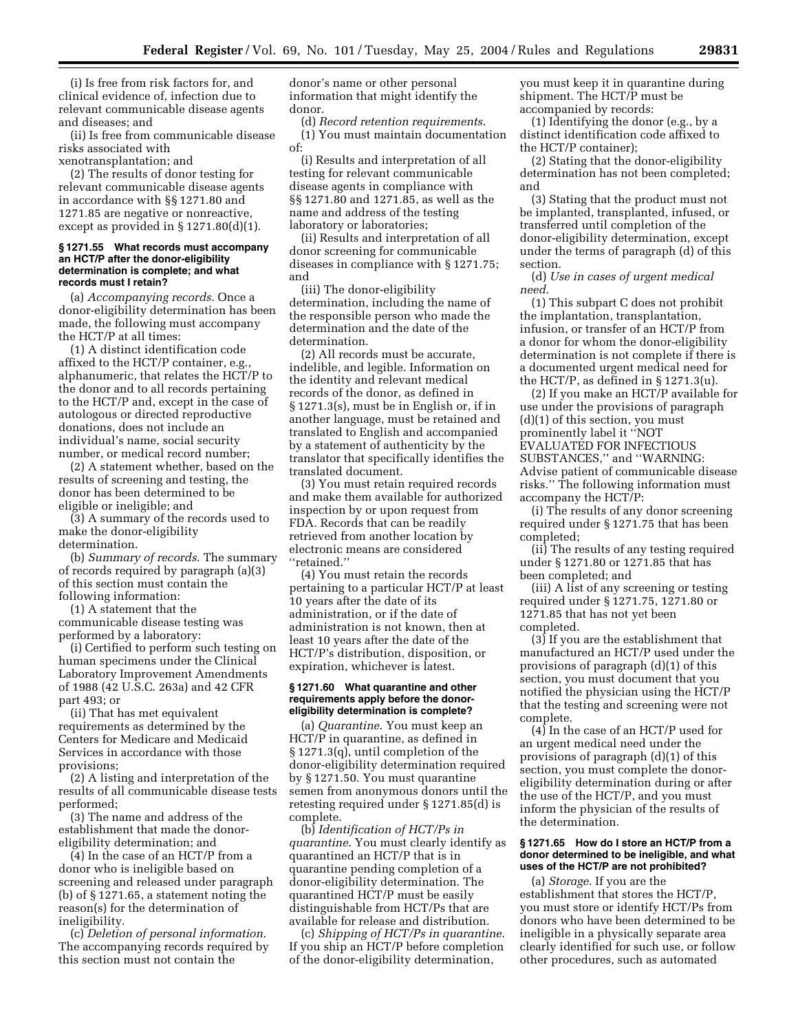(i) Is free from risk factors for, and clinical evidence of, infection due to relevant communicable disease agents and diseases; and

(ii) Is free from communicable disease risks associated with xenotransplantation; and

(2) The results of donor testing for relevant communicable disease agents in accordance with §§ 1271.80 and 1271.85 are negative or nonreactive, except as provided in § 1271.80(d)(1).

#### § 1271.55 What records must accompany an HCT/P after the donor-eligibility determination is complete; and what records must I retain?

(a) *Accompanying records.* Once a donor-eligibility determination has been made, the following must accompany the HCT/P at all times:

(1) A distinct identification code affixed to the HCT/P container, e.g., alphanumeric, that relates the HCT/P to the donor and to all records pertaining to the HCT/P and, except in the case of autologous or directed reproductive donations, does not include an individual's name, social security number, or medical record number;

(2) A statement whether, based on the results of screening and testing, the donor has been determined to be eligible or ineligible; and

(3) A summary of the records used to make the donor-eligibility determination.

(b) *Summary of records.* The summary of records required by paragraph (a)(3) of this section must contain the following information:

(1) A statement that the communicable disease testing was performed by a laboratory:

(i) Certified to perform such testing on human specimens under the Clinical Laboratory Improvement Amendments of 1988 (42 U.S.C. 263a) and 42 CFR part 493; or

(ii) That has met equivalent requirements as determined by the Centers for Medicare and Medicaid Services in accordance with those provisions;

(2) A listing and interpretation of the results of all communicable disease tests performed;

(3) The name and address of the establishment that made the donor-eligibility determination; and

(4) In the case of an HCT/P from a donor who is ineligible based on screening and released under paragraph (b) of § 1271.65, a statement noting the reason(s) for the determination of ineligibility.

(c) *Deletion of personal information.* The accompanying records required by this section must not contain the donor's name or other personal information that might identify the donor.

(d) *Record retention requirements.*

(1) You must maintain documentation of:

(i) Results and interpretation of all testing for relevant communicable disease agents in compliance with §§ 1271.80 and 1271.85, as well as the name and address of the testing laboratory or laboratories;

(ii) Results and interpretation of all donor screening for communicable diseases in compliance with § 1271.75; and

(iii) The donor-eligibility determination, including the name of the responsible person who made the determination and the date of the determination.

(2) All records must be accurate, indelible, and legible. Information on the identity and relevant medical records of the donor, as defined in § 1271.3(s), must be in English or, if in another language, must be retained and translated to English and accompanied by a statement of authenticity by the translator that specifically identifies the translated document.

(3) You must retain required records and make them available for authorized inspection by or upon request from FDA. Records that can be readily retrieved from another location by electronic means are considered "retained."

(4) You must retain the records pertaining to a particular HCT/P at least 10 years after the date of its administration, or if the date of administration is not known, then at least 10 years after the date of the HCT/P's distribution, disposition, or expiration, whichever is latest.

#### § 1271.60 What quarantine and other requirements apply before the donor-eligibility determination is complete?

(a) *Quarantine.* You must keep an HCT/P in quarantine, as defined in § 1271.3(q), until completion of the donor-eligibility determination required by § 1271.50. You must quarantine semen from anonymous donors until the retesting required under § 1271.85(d) is complete.

(b) *Identification of HCT/Ps in quarantine.* You must clearly identify as quarantined an HCT/P that is in quarantine pending completion of a donor-eligibility determination. The quarantined HCT/P must be easily distinguishable from HCT/Ps that are available for release and distribution.

(c) *Shipping of HCT/Ps in quarantine.* If you ship an HCT/P before completion of the donor-eligibility determination, you must keep it in quarantine during shipment. The HCT/P must be accompanied by records:

(1) Identifying the donor (e.g., by a distinct identification code affixed to the HCT/P container);

(2) Stating that the donor-eligibility determination has not been completed; and

(3) Stating that the product must not be implanted, transplanted, infused, or transferred until completion of the donor-eligibility determination, except under the terms of paragraph (d) of this section.

(d) *Use in cases of urgent medical need.*

(1) This subpart C does not prohibit the implantation, transplantation, infusion, or transfer of an HCT/P from a donor for whom the donor-eligibility determination is not complete if there is a documented urgent medical need for the HCT/P, as defined in § 1271.3(u).

(2) If you make an HCT/P available for use under the provisions of paragraph (d)(1) of this section, you must prominently label it "NOT EVALUATED FOR INFECTIOUS SUBSTANCES," and "WARNING: Advise patient of communicable disease risks." The following information must accompany the HCT/P:

(i) The results of any donor screening required under § 1271.75 that has been completed;

(ii) The results of any testing required under § 1271.80 or 1271.85 that has been completed; and

(iii) A list of any screening or testing required under § 1271.75, 1271.80 or 1271.85 that has not yet been completed.

(3) If you are the establishment that manufactured an HCT/P used under the provisions of paragraph (d)(1) of this section, you must document that you notified the physician using the HCT/P that the testing and screening were not complete.

(4) In the case of an HCT/P used for an urgent medical need under the provisions of paragraph (d)(1) of this section, you must complete the donor-eligibility determination during or after the use of the HCT/P, and you must inform the physician of the results of the determination.

#### § 1271.65 How do I store an HCT/P from a donor determined to be ineligible, and what uses of the HCT/P are not prohibited?

(a) *Storage.* If you are the establishment that stores the HCT/P, you must store or identify HCT/Ps from donors who have been determined to be ineligible in a physically separate area clearly identified for such use, or follow other procedures, such as automated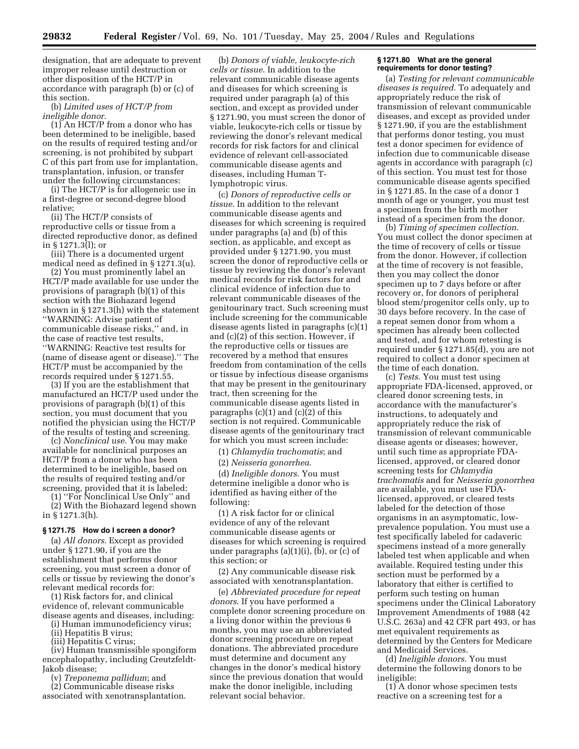designation, that are adequate to prevent improper release until destruction or other disposition of the HCT/P in accordance with paragraph (b) or (c) of this section.

(b) *Limited uses of HCT/P from ineligible donor*.

(1) An HCT/P from a donor who has been determined to be ineligible, based on the results of required testing and/or screening, is not prohibited by subpart C of this part from use for implantation, transplantation, infusion, or transfer under the following circumstances:

(i) The HCT/P is for allogeneic use in a first-degree or second-degree blood relative;

(ii) The HCT/P consists of reproductive cells or tissue from a directed reproductive donor, as defined in § 1271.3(l); or

(iii) There is a documented urgent medical need as defined in § 1271.3(u).

(2) You must prominently label an HCT/P made available for use under the provisions of paragraph (b)(1) of this section with the Biohazard legend shown in § 1271.3(h) with the statement ''WARNING: Advise patient of communicable disease risks,'' and, in the case of reactive test results, ''WARNING: Reactive test results for (name of disease agent or disease).'' The HCT/P must be accompanied by the records required under § 1271.55.

(3) If you are the establishment that manufactured an HCT/P used under the provisions of paragraph (b)(1) of this section, you must document that you notified the physician using the HCT/P of the results of testing and screening.

(c) *Nonclinical use*. You may make available for nonclinical purposes an HCT/P from a donor who has been determined to be ineligible, based on the results of required testing and/or screening, provided that it is labeled:

(1) ''For Nonclinical Use Only'' and

(2) With the Biohazard legend shown in § 1271.3(h).

### § 1271.75 How do I screen a donor?

(a) *All donors*. Except as provided under § 1271.90, if you are the establishment that performs donor screening, you must screen a donor of cells or tissue by reviewing the donor's relevant medical records for:

(1) Risk factors for, and clinical evidence of, relevant communicable disease agents and diseases, including:

(i) Human immunodeficiency virus;

(ii) Hepatitis B virus;

(iii) Hepatitis C virus;

(iv) Human transmissible spongiform encephalopathy, including Creutzfeldt-Jakob disease;

(v) *Treponema pallidum*; and

(2) Communicable disease risks associated with xenotransplantation.

(b) *Donors of viable, leukocyte-rich cells or tissue*. In addition to the relevant communicable disease agents and diseases for which screening is required under paragraph (a) of this section, and except as provided under § 1271.90, you must screen the donor of viable, leukocyte-rich cells or tissue by reviewing the donor's relevant medical records for risk factors for and clinical evidence of relevant cell-associated communicable disease agents and diseases, including Human T-lymphotropic virus.

(c) *Donors of reproductive cells or tissue*. In addition to the relevant communicable disease agents and diseases for which screening is required under paragraphs (a) and (b) of this section, as applicable, and except as provided under § 1271.90, you must screen the donor of reproductive cells or tissue by reviewing the donor's relevant medical records for risk factors for and clinical evidence of infection due to relevant communicable diseases of the genitourinary tract. Such screening must include screening for the communicable disease agents listed in paragraphs (c)(1) and (c)(2) of this section. However, if the reproductive cells or tissues are recovered by a method that ensures freedom from contamination of the cells or tissue by infectious disease organisms that may be present in the genitourinary tract, then screening for the communicable disease agents listed in paragraphs (c)(1) and (c)(2) of this section is not required. Communicable disease agents of the genitourinary tract for which you must screen include:

(1) *Chlamydia trachomatis*; and

(2) *Neisseria gonorrhea*.

(d) *Ineligible donors*. You must determine ineligible a donor who is identified as having either of the following:

(1) A risk factor for or clinical evidence of any of the relevant communicable disease agents or diseases for which screening is required under paragraphs (a)(1)(i), (b), or (c) of this section; or

(2) Any communicable disease risk associated with xenotransplantation.

(e) *Abbreviated procedure for repeat donors*. If you have performed a complete donor screening procedure on a living donor within the previous 6 months, you may use an abbreviated donor screening procedure on repeat donations. The abbreviated procedure must determine and document any changes in the donor's medical history since the previous donation that would make the donor ineligible, including relevant social behavior.

### § 1271.80 What are the general requirements for donor testing?

(a) *Testing for relevant communicable diseases is required*. To adequately and appropriately reduce the risk of transmission of relevant communicable diseases, and except as provided under § 1271.90, if you are the establishment that performs donor testing, you must test a donor specimen for evidence of infection due to communicable disease agents in accordance with paragraph (c) of this section. You must test for those communicable disease agents specified in § 1271.85. In the case of a donor 1 month of age or younger, you must test a specimen from the birth mother instead of a specimen from the donor.

(b) *Timing of specimen collection*. You must collect the donor specimen at the time of recovery of cells or tissue from the donor. However, if collection at the time of recovery is not feasible, then you may collect the donor specimen up to 7 days before or after recovery or, for donors of peripheral blood stem/progenitor cells only, up to 30 days before recovery. In the case of a repeat semen donor from whom a specimen has already been collected and tested, and for whom retesting is required under § 1271.85(d), you are not required to collect a donor specimen at the time of each donation.

(c) *Tests*. You must test using appropriate FDA-licensed, approved, or cleared donor screening tests, in accordance with the manufacturer's instructions, to adequately and appropriately reduce the risk of transmission of relevant communicable disease agents or diseases; however, until such time as appropriate FDA-licensed, approved, or cleared donor screening tests for *Chlamydia trachomatis* and for *Neisseria gonorrhea* are available, you must use FDA-licensed, approved, or cleared tests labeled for the detection of those organisms in an asymptomatic, low-prevalence population. You must use a test specifically labeled for cadaveric specimens instead of a more generally labeled test when applicable and when available. Required testing under this section must be performed by a laboratory that either is certified to perform such testing on human specimens under the Clinical Laboratory Improvement Amendments of 1988 (42 U.S.C. 263a) and 42 CFR part 493, or has met equivalent requirements as determined by the Centers for Medicare and Medicaid Services.

(d) *Ineligible donors*. You must determine the following donors to be ineligible:

(1) A donor whose specimen tests reactive on a screening test for a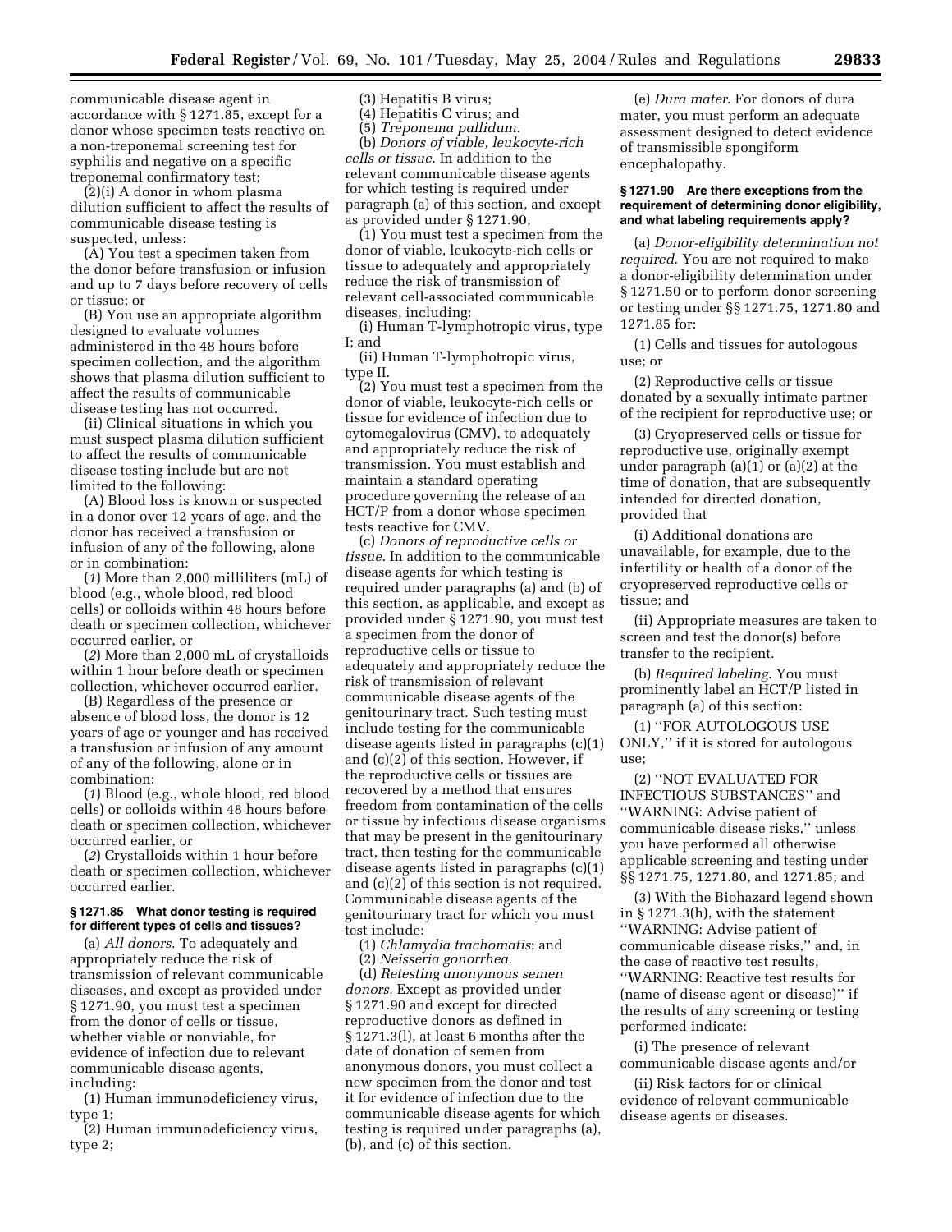communicable disease agent in accordance with § 1271.85, except for a donor whose specimen tests reactive on a non-treponemal screening test for syphilis and negative on a specific treponemal confirmatory test;

(2)(i) A donor in whom plasma dilution sufficient to affect the results of communicable disease testing is suspected, unless:

(A) You test a specimen taken from the donor before transfusion or infusion and up to 7 days before recovery of cells or tissue; or

(B) You use an appropriate algorithm designed to evaluate volumes administered in the 48 hours before specimen collection, and the algorithm shows that plasma dilution sufficient to affect the results of communicable disease testing has not occurred.

(ii) Clinical situations in which you must suspect plasma dilution sufficient to affect the results of communicable disease testing include but are not limited to the following:

(A) Blood loss is known or suspected in a donor over 12 years of age, and the donor has received a transfusion or infusion of any of the following, alone or in combination:

(*1*) More than 2,000 milliliters (mL) of blood (e.g., whole blood, red blood cells) or colloids within 48 hours before death or specimen collection, whichever occurred earlier, or

(*2*) More than 2,000 mL of crystalloids within 1 hour before death or specimen collection, whichever occurred earlier.

(B) Regardless of the presence or absence of blood loss, the donor is 12 years of age or younger and has received a transfusion or infusion of any amount of any of the following, alone or in combination:

(*1*) Blood (e.g., whole blood, red blood cells) or colloids within 48 hours before death or specimen collection, whichever occurred earlier, or

(*2*) Crystalloids within 1 hour before death or specimen collection, whichever occurred earlier.

### § 1271.85 What donor testing is required for different types of cells and tissues?

(a) *All donors*. To adequately and appropriately reduce the risk of transmission of relevant communicable diseases, and except as provided under § 1271.90, you must test a specimen from the donor of cells or tissue, whether viable or nonviable, for evidence of infection due to relevant communicable disease agents, including:

(1) Human immunodeficiency virus, type 1;

(2) Human immunodeficiency virus, type 2;

(3) Hepatitis B virus;

(4) Hepatitis C virus; and

(5) *Treponema pallidum*.

(b) *Donors of viable, leukocyte-rich cells or tissue*. In addition to the relevant communicable disease agents for which testing is required under paragraph (a) of this section, and except as provided under § 1271.90,

(1) You must test a specimen from the donor of viable, leukocyte-rich cells or tissue to adequately and appropriately reduce the risk of transmission of relevant cell-associated communicable diseases, including:

(i) Human T-lymphotropic virus, type I; and

(ii) Human T-lymphotropic virus, type II.

(2) You must test a specimen from the donor of viable, leukocyte-rich cells or tissue for evidence of infection due to cytomegalovirus (CMV), to adequately and appropriately reduce the risk of transmission. You must establish and maintain a standard operating procedure governing the release of an HCT/P from a donor whose specimen tests reactive for CMV.

(c) *Donors of reproductive cells or tissue*. In addition to the communicable disease agents for which testing is required under paragraphs (a) and (b) of this section, as applicable, and except as provided under § 1271.90, you must test a specimen from the donor of reproductive cells or tissue to adequately and appropriately reduce the risk of transmission of relevant communicable disease agents of the genitourinary tract. Such testing must include testing for the communicable disease agents listed in paragraphs (c)(1) and (c)(2) of this section. However, if the reproductive cells or tissues are recovered by a method that ensures freedom from contamination of the cells or tissue by infectious disease organisms that may be present in the genitourinary tract, then testing for the communicable disease agents listed in paragraphs (c)(1) and (c)(2) of this section is not required. Communicable disease agents of the genitourinary tract for which you must test include:

(1) *Chlamydia trachomatis*; and

(2) *Neisseria gonorrhea*.

(d) *Retesting anonymous semen donors*. Except as provided under § 1271.90 and except for directed reproductive donors as defined in § 1271.3(l), at least 6 months after the date of donation of semen from anonymous donors, you must collect a new specimen from the donor and test it for evidence of infection due to the communicable disease agents for which testing is required under paragraphs (a), (b), and (c) of this section.

(e) *Dura mater*. For donors of dura mater, you must perform an adequate assessment designed to detect evidence of transmissible spongiform encephalopathy.

### § 1271.90 Are there exceptions from the requirement of determining donor eligibility, and what labeling requirements apply?

(a) *Donor-eligibility determination not required*. You are not required to make a donor-eligibility determination under § 1271.50 or to perform donor screening or testing under §§ 1271.75, 1271.80 and 1271.85 for:

(1) Cells and tissues for autologous use; or

(2) Reproductive cells or tissue donated by a sexually intimate partner of the recipient for reproductive use; or

(3) Cryopreserved cells or tissue for reproductive use, originally exempt under paragraph (a)(1) or (a)(2) at the time of donation, that are subsequently intended for directed donation, provided that

(i) Additional donations are unavailable, for example, due to the infertility or health of a donor of the cryopreserved reproductive cells or tissue; and

(ii) Appropriate measures are taken to screen and test the donor(s) before transfer to the recipient.

(b) *Required labeling*. You must prominently label an HCT/P listed in paragraph (a) of this section:

(1) ''FOR AUTOLOGOUS USE ONLY,'' if it is stored for autologous use;

(2) ''NOT EVALUATED FOR INFECTIOUS SUBSTANCES'' and ''WARNING: Advise patient of communicable disease risks,'' unless you have performed all otherwise applicable screening and testing under §§ 1271.75, 1271.80, and 1271.85; and

(3) With the Biohazard legend shown in § 1271.3(h), with the statement ''WARNING: Advise patient of communicable disease risks,'' and, in the case of reactive test results, ''WARNING: Reactive test results for (name of disease agent or disease)'' if the results of any screening or testing performed indicate:

(i) The presence of relevant communicable disease agents and/or

(ii) Risk factors for or clinical evidence of relevant communicable disease agents or diseases.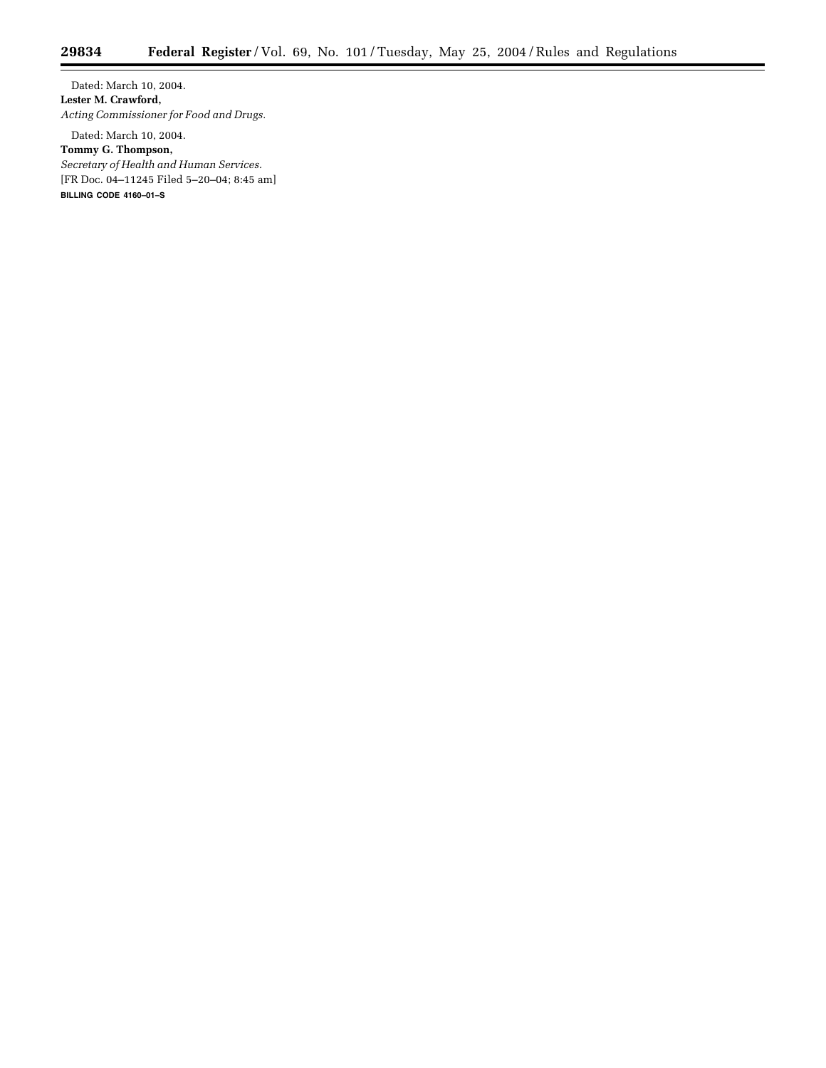Dated: March 10, 2004.

**Lester M. Crawford,**

*Acting Commissioner for Food and Drugs.*

Dated: March 10, 2004.

**Tommy G. Thompson,**

*Secretary of Health and Human Services.*

[FR Doc. 04–11245 Filed 5–20–04; 8:45 am]

**BILLING CODE 4160–01–S**